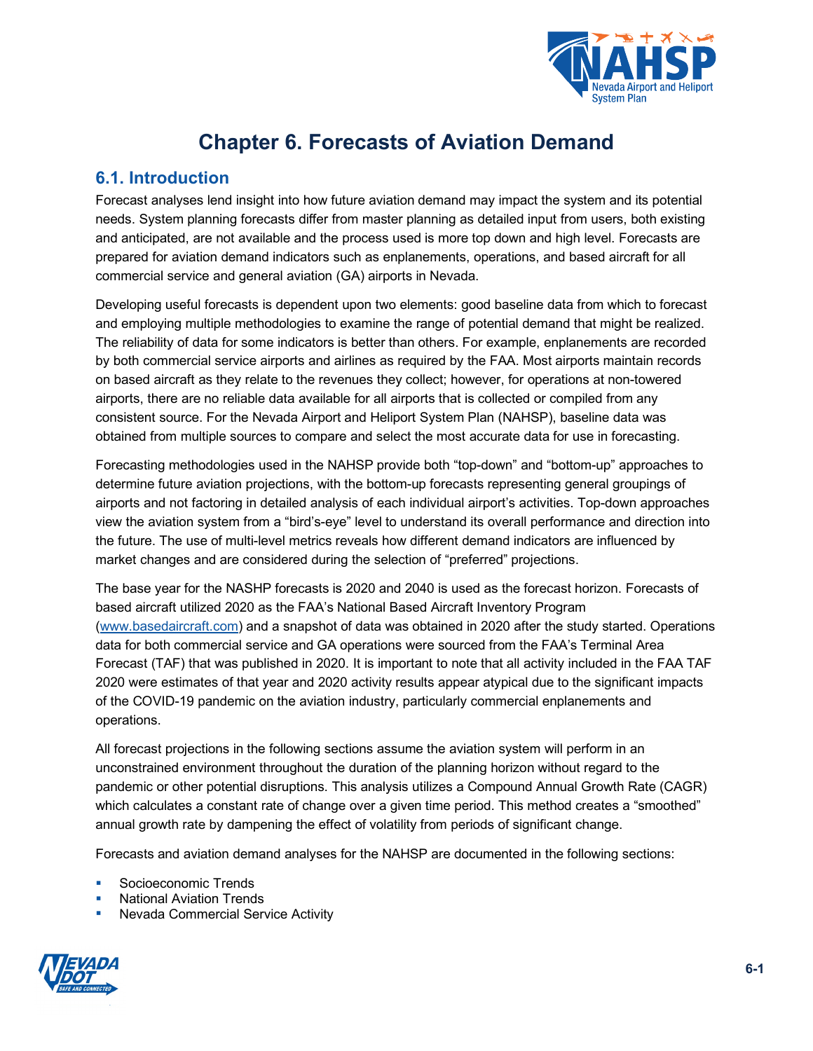# Chapter 6. Forecasts of Aviation Demand

## 6.1. Introduction

Forecast analyses lend insight into how future aviation demand may impact the system and its potential needs. System planning forecasts differ from master planning as detailed input from users, both existing and anticipated, are not available and the process used is more top down and high level. Forecasts are prepared for aviation demand indicators such as enplanements, operations, and based aircraft for all commercial service and general aviation (GA) airports in Nevada.

Developing useful forecasts is dependent upon two elements: good baseline data from which to forecast and employing multiple methodologies to examine the range of potential demand that might be realized. The reliability of data for some indicators is better than others. For example, enplanements are recorded by both commercial service airports and airlines as required by the FAA. Most airports maintain records on based aircraft as they relate to the revenues they collect; however, for operations at non-towered airports, there are no reliable data available for all airports that is collected or compiled from any consistent source. For the Nevada Airport and Heliport System Plan (NAHSP), baseline data was obtained from multiple sources to compare and select the most accurate data for use in forecasting.

Forecasting methodologies used in the NAHSP provide both "top-down" and "bottom-up" approaches to determine future aviation projections, with the bottom-up forecasts representing general groupings of airports and not factoring in detailed analysis of each individual airport's activities. Top-down approaches view the aviation system from a "bird's-eye" level to understand its overall performance and direction into the future. The use of multi-level metrics reveals how different demand indicators are influenced by market changes and are considered during the selection of "preferred" projections.

The base year for the NASHP forecasts is 2020 and 2040 is used as the forecast horizon. Forecasts of based aircraft utilized 2020 as the FAA's National Based Aircraft Inventory Program (www.basedaircraft.com) and a snapshot of data was obtained in 2020 after the study started. Operations data for both commercial service and GA operations were sourced from the FAA's Terminal Area Forecast (TAF) that was published in 2020. It is important to note that all activity included in the FAA TAF 2020 were estimates of that year and 2020 activity results appear atypical due to the significant impacts of the COVID-19 pandemic on the aviation industry, particularly commercial enplanements and operations.

All forecast projections in the following sections assume the aviation system will perform in an unconstrained environment throughout the duration of the planning horizon without regard to the pandemic or other potential disruptions. This analysis utilizes a Compound Annual Growth Rate (CAGR) which calculates a constant rate of change over a given time period. This method creates a "smoothed" annual growth rate by dampening the effect of volatility from periods of significant change.

Forecasts and aviation demand analyses for the NAHSP are documented in the following sections:

- Socioeconomic Trends
- National Aviation Trends
- Nevada Commercial Service Activity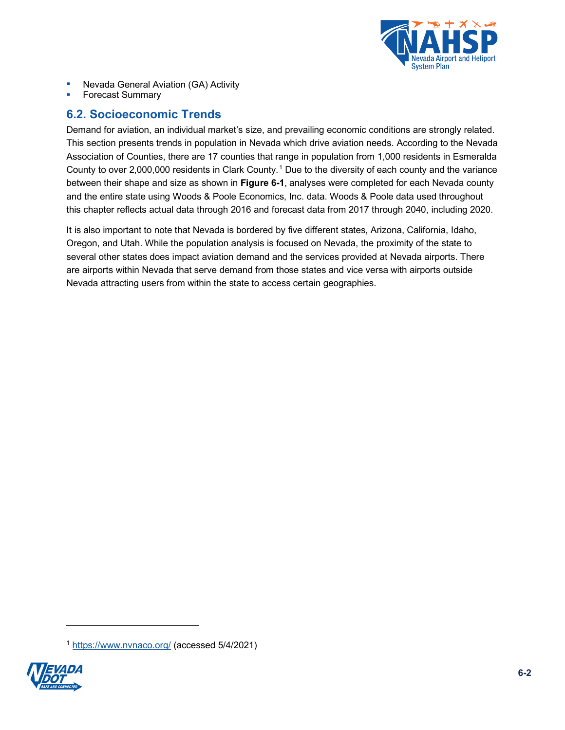- Nevada General Aviation (GA) Activity
- Forecast Summary

## 6.2. Socioeconomic Trends

Demand for aviation, an individual market's size, and prevailing economic conditions are strongly related. This section presents trends in population in Nevada which drive aviation needs. According to the Nevada Association of Counties, there are 17 counties that range in population from 1,000 residents in Esmeralda County to over 2,000,000 residents in Clark County.[1] Due to the diversity of each county and the variance between their shape and size as shown in **Figure 6-1**, analyses were completed for each Nevada county and the entire state using Woods & Poole Economics, Inc. data. Woods & Poole data used throughout this chapter reflects actual data through 2016 and forecast data from 2017 through 2040, including 2020.

It is also important to note that Nevada is bordered by five different states, Arizona, California, Idaho, Oregon, and Utah. While the population analysis is focused on Nevada, the proximity of the state to several other states does impact aviation demand and the services provided at Nevada airports. There are airports within Nevada that serve demand from those states and vice versa with airports outside Nevada attracting users from within the state to access certain geographies.

[1] https://www.nvnaco.org/ (accessed 5/4/2021)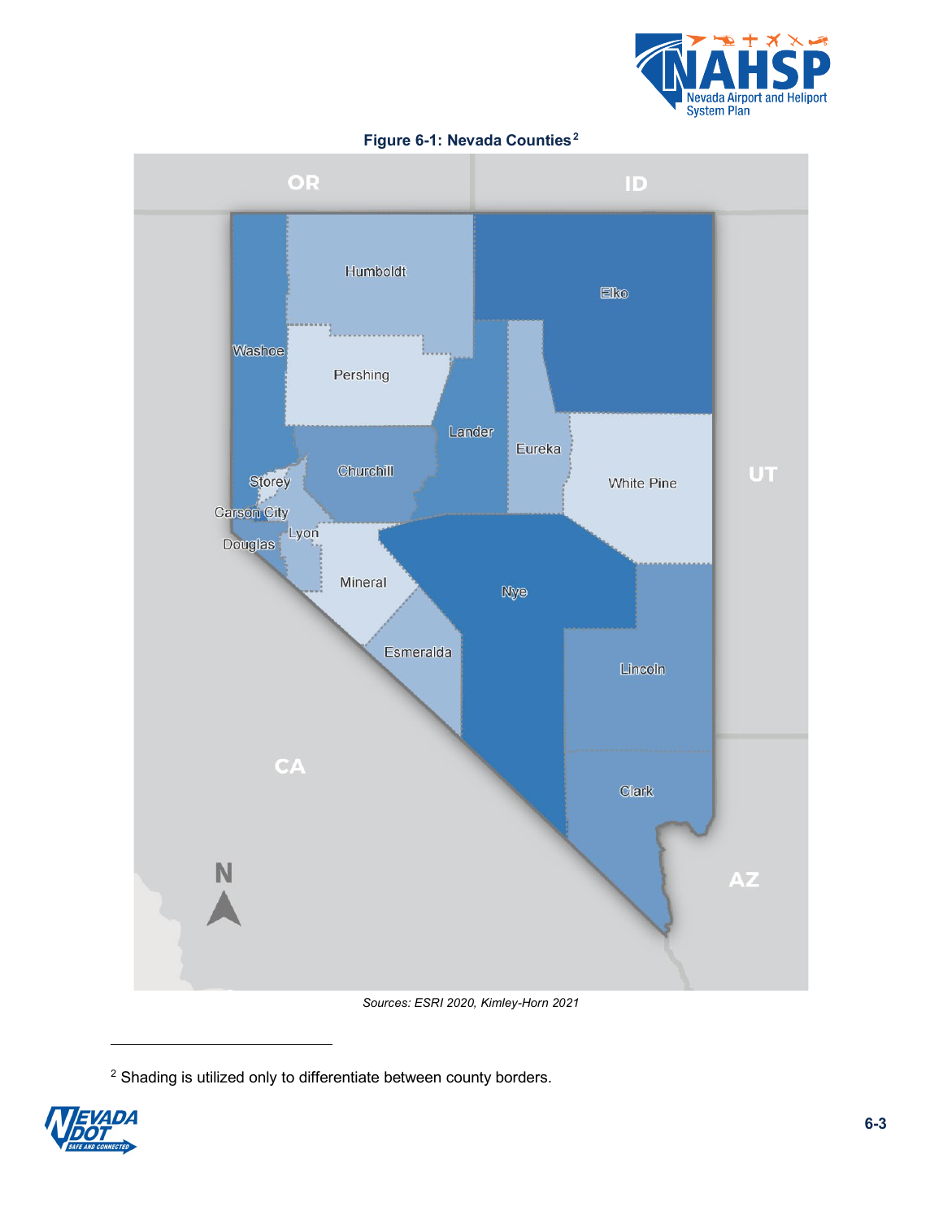**Figure 6-1: Nevada Counties[2]**

Sources: ESRI 2020, Kimley-Horn 2021

[2] Shading is utilized only to differentiate between county borders.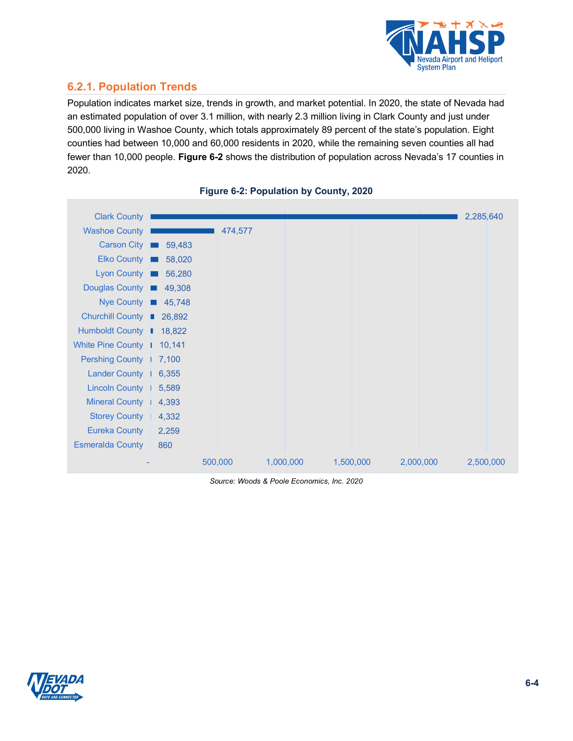### 6.2.1. Population Trends

Population indicates market size, trends in growth, and market potential. In 2020, the state of Nevada had an estimated population of over 3.1 million, with nearly 2.3 million living in Clark County and just under 500,000 living in Washoe County, which totals approximately 89 percent of the state's population. Eight counties had between 10,000 and 60,000 residents in 2020, while the remaining seven counties all had fewer than 10,000 people. **Figure 6-2** shows the distribution of population across Nevada's 17 counties in 2020.

**Figure 6-2: Population by County, 2020**

| County | Population |
|---|---|
| Clark County | 2,285,640 |
| Washoe County | 474,577 |
| Carson City | 59,483 |
| Elko County | 58,020 |
| Lyon County | 56,280 |
| Douglas County | 49,308 |
| Nye County | 45,748 |
| Churchill County | 26,892 |
| Humboldt County | 18,822 |
| White Pine County | 10,141 |
| Pershing County | 7,100 |
| Lander County | 6,355 |
| Lincoln County | 5,589 |
| Mineral County | 4,393 |
| Storey County | 4,332 |
| Eureka County | 2,259 |
| Esmeralda County | 860 |

*Source: Woods & Poole Economics, Inc. 2020*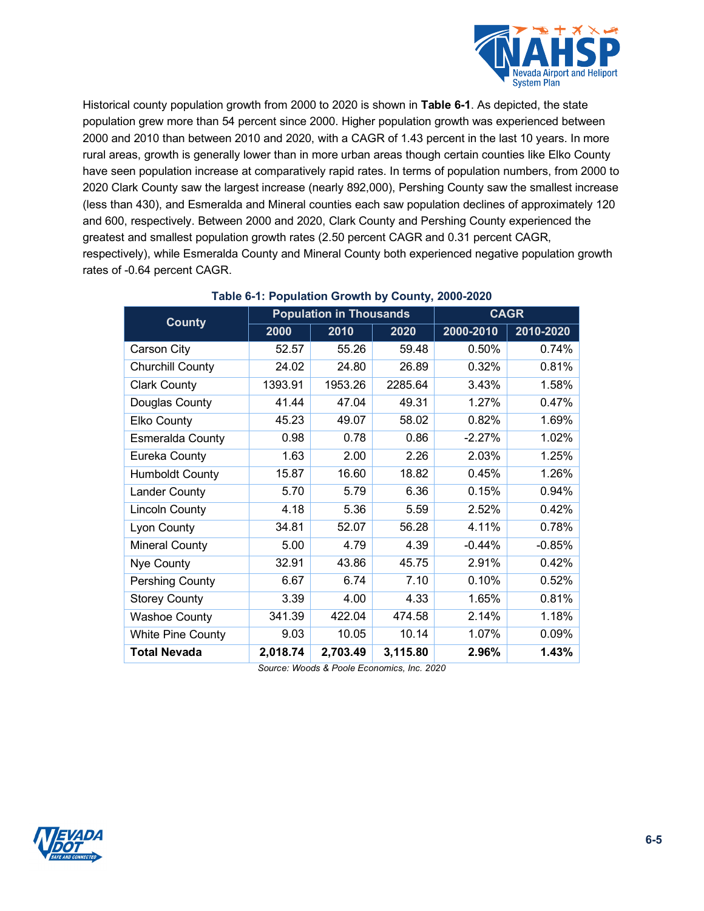Historical county population growth from 2000 to 2020 is shown in **Table 6-1**. As depicted, the state population grew more than 54 percent since 2000. Higher population growth was experienced between 2000 and 2010 than between 2010 and 2020, with a CAGR of 1.43 percent in the last 10 years. In more rural areas, growth is generally lower than in more urban areas though certain counties like Elko County have seen population increase at comparatively rapid rates. In terms of population numbers, from 2000 to 2020 Clark County saw the largest increase (nearly 892,000), Pershing County saw the smallest increase (less than 430), and Esmeralda and Mineral counties each saw population declines of approximately 120 and 600, respectively. Between 2000 and 2020, Clark County and Pershing County experienced the greatest and smallest population growth rates (2.50 percent CAGR and 0.31 percent CAGR, respectively), while Esmeralda County and Mineral County both experienced negative population growth rates of -0.64 percent CAGR.

**Table 6-1: Population Growth by County, 2000-2020**

| County | Population in Thousands | | | CAGR | |
|---|---|---|---|---|---|
| | 2000 | 2010 | 2020 | 2000-2010 | 2010-2020 |
| Carson City | 52.57 | 55.26 | 59.48 | 0.50% | 0.74% |
| Churchill County | 24.02 | 24.80 | 26.89 | 0.32% | 0.81% |
| Clark County | 1393.91 | 1953.26 | 2285.64 | 3.43% | 1.58% |
| Douglas County | 41.44 | 47.04 | 49.31 | 1.27% | 0.47% |
| Elko County | 45.23 | 49.07 | 58.02 | 0.82% | 1.69% |
| Esmeralda County | 0.98 | 0.78 | 0.86 | -2.27% | 1.02% |
| Eureka County | 1.63 | 2.00 | 2.26 | 2.03% | 1.25% |
| Humboldt County | 15.87 | 16.60 | 18.82 | 0.45% | 1.26% |
| Lander County | 5.70 | 5.79 | 6.36 | 0.15% | 0.94% |
| Lincoln County | 4.18 | 5.36 | 5.59 | 2.52% | 0.42% |
| Lyon County | 34.81 | 52.07 | 56.28 | 4.11% | 0.78% |
| Mineral County | 5.00 | 4.79 | 4.39 | -0.44% | -0.85% |
| Nye County | 32.91 | 43.86 | 45.75 | 2.91% | 0.42% |
| Pershing County | 6.67 | 6.74 | 7.10 | 0.10% | 0.52% |
| Storey County | 3.39 | 4.00 | 4.33 | 1.65% | 0.81% |
| Washoe County | 341.39 | 422.04 | 474.58 | 2.14% | 1.18% |
| White Pine County | 9.03 | 10.05 | 10.14 | 1.07% | 0.09% |
| **Total Nevada** | **2,018.74** | **2,703.49** | **3,115.80** | **2.96%** | **1.43%** |

*Source: Woods & Poole Economics, Inc. 2020*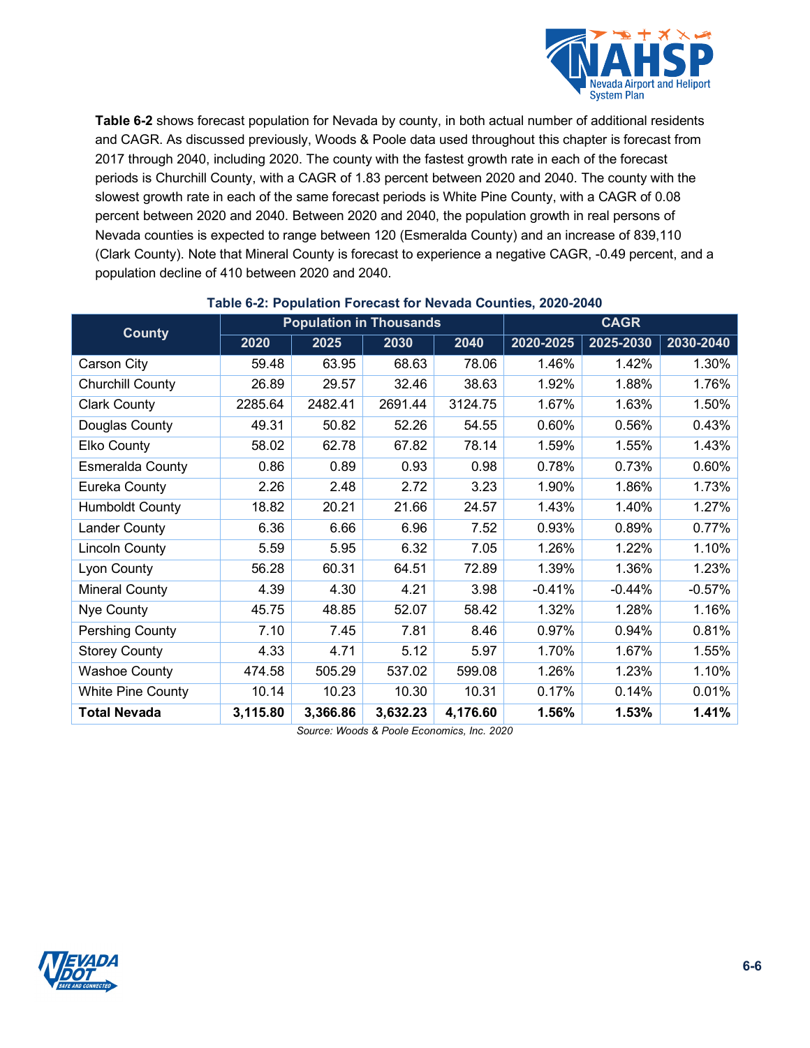**Table 6-2** shows forecast population for Nevada by county, in both actual number of additional residents and CAGR. As discussed previously, Woods & Poole data used throughout this chapter is forecast from 2017 through 2040, including 2020. The county with the fastest growth rate in each of the forecast periods is Churchill County, with a CAGR of 1.83 percent between 2020 and 2040. The county with the slowest growth rate in each of the same forecast periods is White Pine County, with a CAGR of 0.08 percent between 2020 and 2040. Between 2020 and 2040, the population growth in real persons of Nevada counties is expected to range between 120 (Esmeralda County) and an increase of 839,110 (Clark County). Note that Mineral County is forecast to experience a negative CAGR, -0.49 percent, and a population decline of 410 between 2020 and 2040.

**Table 6-2: Population Forecast for Nevada Counties, 2020-2040**

| County | Population in Thousands | | | | CAGR | | |
|---|---|---|---|---|---|---|---|
| | 2020 | 2025 | 2030 | 2040 | 2020-2025 | 2025-2030 | 2030-2040 |
| Carson City | 59.48 | 63.95 | 68.63 | 78.06 | 1.46% | 1.42% | 1.30% |
| Churchill County | 26.89 | 29.57 | 32.46 | 38.63 | 1.92% | 1.88% | 1.76% |
| Clark County | 2285.64 | 2482.41 | 2691.44 | 3124.75 | 1.67% | 1.63% | 1.50% |
| Douglas County | 49.31 | 50.82 | 52.26 | 54.55 | 0.60% | 0.56% | 0.43% |
| Elko County | 58.02 | 62.78 | 67.82 | 78.14 | 1.59% | 1.55% | 1.43% |
| Esmeralda County | 0.86 | 0.89 | 0.93 | 0.98 | 0.78% | 0.73% | 0.60% |
| Eureka County | 2.26 | 2.48 | 2.72 | 3.23 | 1.90% | 1.86% | 1.73% |
| Humboldt County | 18.82 | 20.21 | 21.66 | 24.57 | 1.43% | 1.40% | 1.27% |
| Lander County | 6.36 | 6.66 | 6.96 | 7.52 | 0.93% | 0.89% | 0.77% |
| Lincoln County | 5.59 | 5.95 | 6.32 | 7.05 | 1.26% | 1.22% | 1.10% |
| Lyon County | 56.28 | 60.31 | 64.51 | 72.89 | 1.39% | 1.36% | 1.23% |
| Mineral County | 4.39 | 4.30 | 4.21 | 3.98 | -0.41% | -0.44% | -0.57% |
| Nye County | 45.75 | 48.85 | 52.07 | 58.42 | 1.32% | 1.28% | 1.16% |
| Pershing County | 7.10 | 7.45 | 7.81 | 8.46 | 0.97% | 0.94% | 0.81% |
| Storey County | 4.33 | 4.71 | 5.12 | 5.97 | 1.70% | 1.67% | 1.55% |
| Washoe County | 474.58 | 505.29 | 537.02 | 599.08 | 1.26% | 1.23% | 1.10% |
| White Pine County | 10.14 | 10.23 | 10.30 | 10.31 | 0.17% | 0.14% | 0.01% |
| **Total Nevada** | **3,115.80** | **3,366.86** | **3,632.23** | **4,176.60** | **1.56%** | **1.53%** | **1.41%** |

*Source: Woods & Poole Economics, Inc. 2020*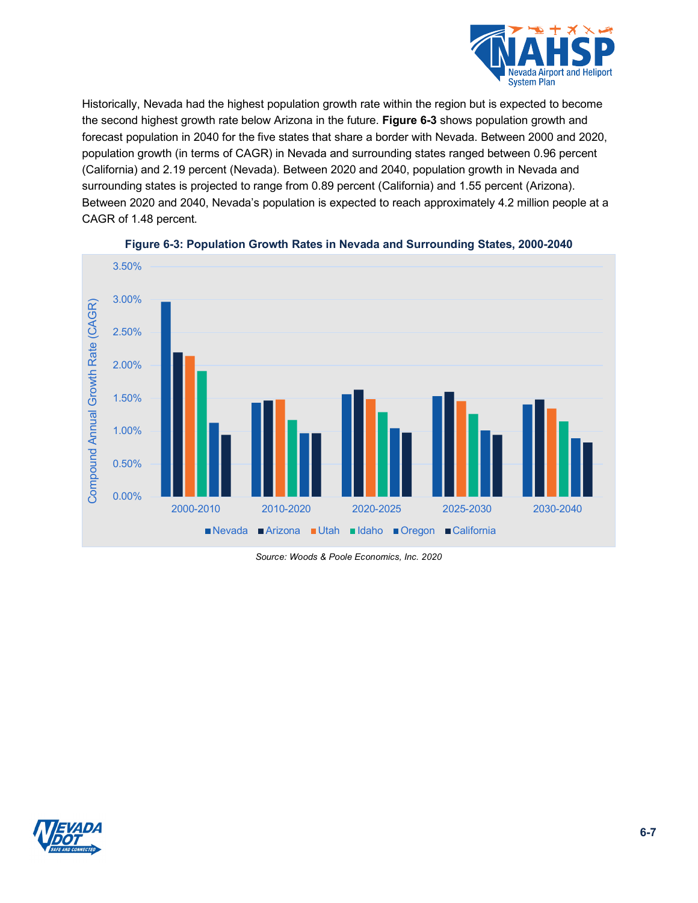Historically, Nevada had the highest population growth rate within the region but is expected to become the second highest growth rate below Arizona in the future. **Figure 6-3** shows population growth and forecast population in 2040 for the five states that share a border with Nevada. Between 2000 and 2020, population growth (in terms of CAGR) in Nevada and surrounding states ranged between 0.96 percent (California) and 2.19 percent (Nevada). Between 2020 and 2040, population growth in Nevada and surrounding states is projected to range from 0.89 percent (California) and 1.55 percent (Arizona). Between 2020 and 2040, Nevada's population is expected to reach approximately 4.2 million people at a CAGR of 1.48 percent.

**Figure 6-3: Population Growth Rates in Nevada and Surrounding States, 2000-2040**

*Source: Woods & Poole Economics, Inc. 2020*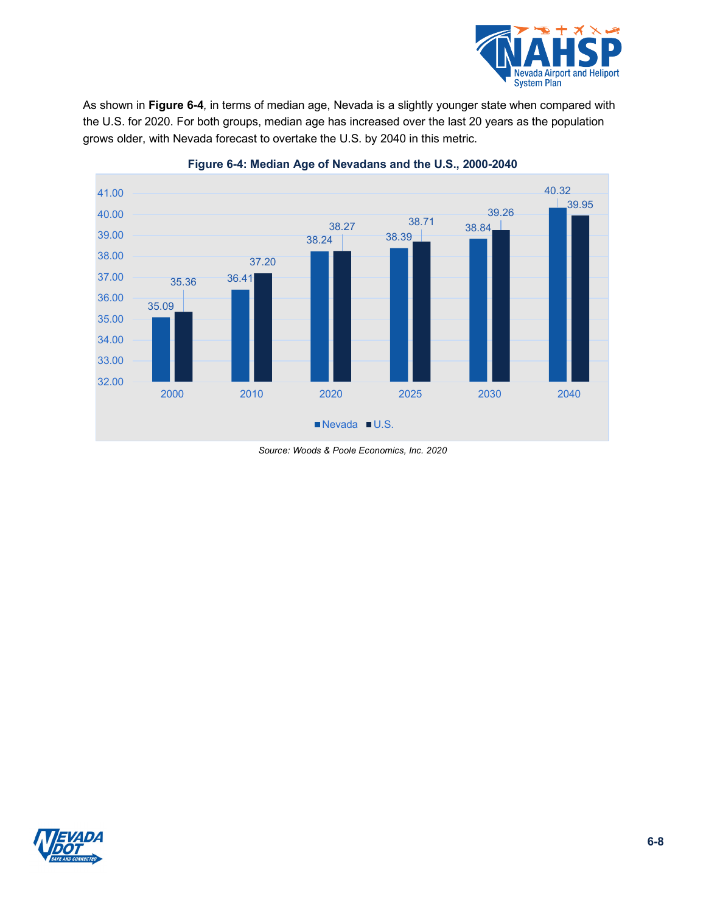As shown in **Figure 6-4**, in terms of median age, Nevada is a slightly younger state when compared with the U.S. for 2020. For both groups, median age has increased over the last 20 years as the population grows older, with Nevada forecast to overtake the U.S. by 2040 in this metric.

**Figure 6-4: Median Age of Nevadans and the U.S., 2000-2040**

| Year | Nevada | U.S. |
|---|---|---|
| 2000 | 35.09 | 35.36 |
| 2010 | 36.41 | 37.20 |
| 2020 | 38.24 | 38.27 |
| 2025 | 38.39 | 38.71 |
| 2030 | 38.84 | 39.26 |
| 2040 | 40.32 | 39.95 |

*Source: Woods & Poole Economics, Inc. 2020*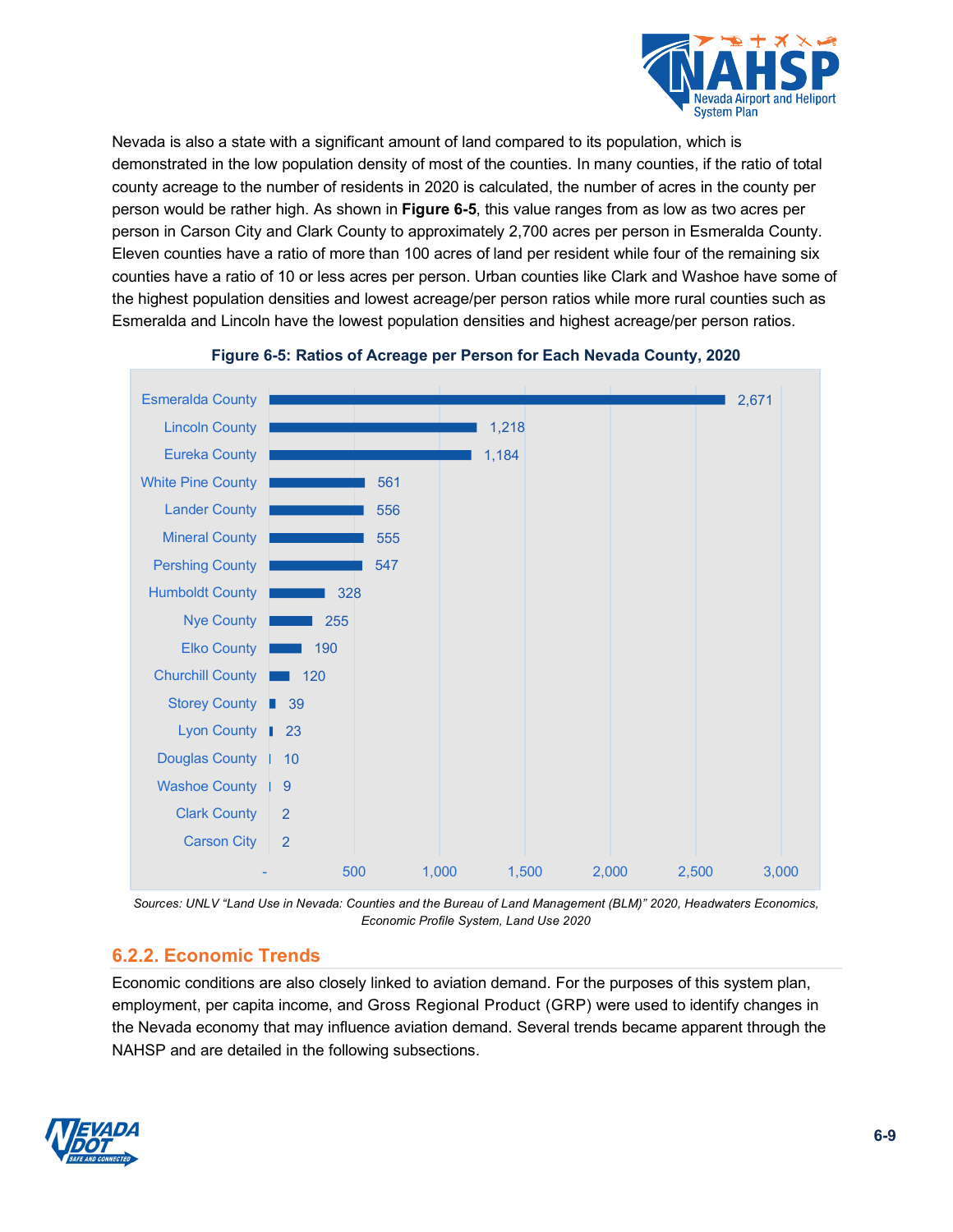Nevada is also a state with a significant amount of land compared to its population, which is demonstrated in the low population density of most of the counties. In many counties, if the ratio of total county acreage to the number of residents in 2020 is calculated, the number of acres in the county per person would be rather high. As shown in **Figure 6-5**, this value ranges from as low as two acres per person in Carson City and Clark County to approximately 2,700 acres per person in Esmeralda County. Eleven counties have a ratio of more than 100 acres of land per resident while four of the remaining six counties have a ratio of 10 or less acres per person. Urban counties like Clark and Washoe have some of the highest population densities and lowest acreage/per person ratios while more rural counties such as Esmeralda and Lincoln have the lowest population densities and highest acreage/per person ratios.

**Figure 6-5: Ratios of Acreage per Person for Each Nevada County, 2020**

| County | Acres per Person |
|---|---|
| Esmeralda County | 2,671 |
| Lincoln County | 1,218 |
| Eureka County | 1,184 |
| White Pine County | 561 |
| Lander County | 556 |
| Mineral County | 555 |
| Pershing County | 547 |
| Humboldt County | 328 |
| Nye County | 255 |
| Elko County | 190 |
| Churchill County | 120 |
| Storey County | 39 |
| Lyon County | 23 |
| Douglas County | 10 |
| Washoe County | 9 |
| Clark County | 2 |
| Carson City | 2 |

*Sources: UNLV "Land Use in Nevada: Counties and the Bureau of Land Management (BLM)" 2020, Headwaters Economics, Economic Profile System, Land Use 2020*

### 6.2.2. Economic Trends

Economic conditions are also closely linked to aviation demand. For the purposes of this system plan, employment, per capita income, and Gross Regional Product (GRP) were used to identify changes in the Nevada economy that may influence aviation demand. Several trends became apparent through the NAHSP and are detailed in the following subsections.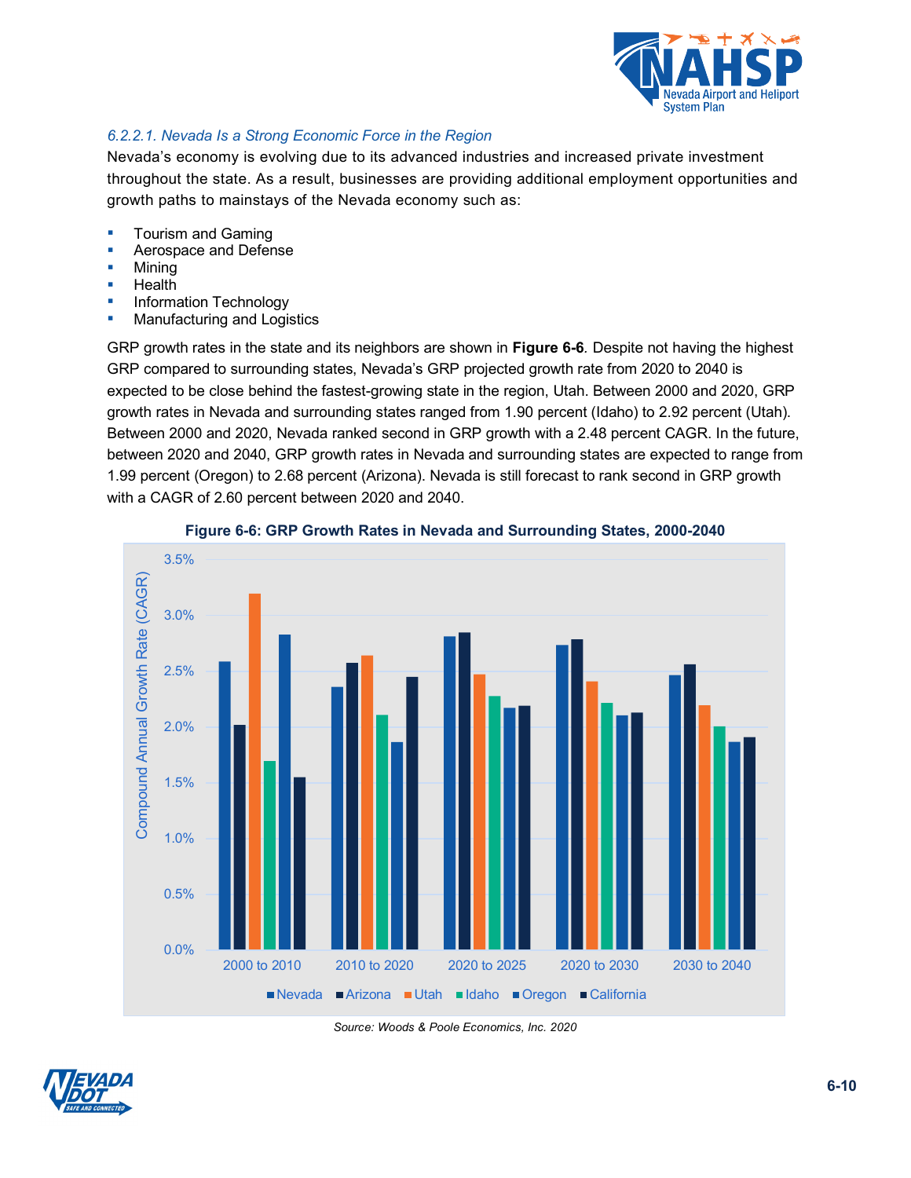#### 6.2.2.1. Nevada Is a Strong Economic Force in the Region

Nevada's economy is evolving due to its advanced industries and increased private investment throughout the state. As a result, businesses are providing additional employment opportunities and growth paths to mainstays of the Nevada economy such as:

- Tourism and Gaming
- Aerospace and Defense
- Mining
- Health
- Information Technology
- Manufacturing and Logistics

GRP growth rates in the state and its neighbors are shown in **Figure 6-6**. Despite not having the highest GRP compared to surrounding states, Nevada's GRP projected growth rate from 2020 to 2040 is expected to be close behind the fastest-growing state in the region, Utah. Between 2000 and 2020, GRP growth rates in Nevada and surrounding states ranged from 1.90 percent (Idaho) to 2.92 percent (Utah). Between 2000 and 2020, Nevada ranked second in GRP growth with a 2.48 percent CAGR. In the future, between 2020 and 2040, GRP growth rates in Nevada and surrounding states are expected to range from 1.99 percent (Oregon) to 2.68 percent (Arizona). Nevada is still forecast to rank second in GRP growth with a CAGR of 2.60 percent between 2020 and 2040.

**Figure 6-6: GRP Growth Rates in Nevada and Surrounding States, 2000-2040**

*Source: Woods & Poole Economics, Inc. 2020*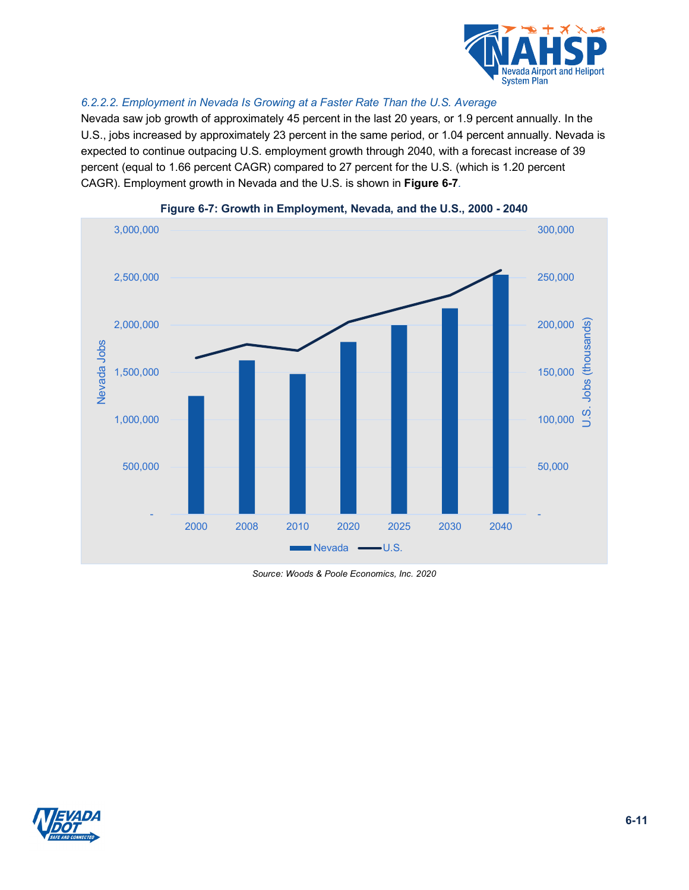#### *6.2.2.2. Employment in Nevada Is Growing at a Faster Rate Than the U.S. Average*

Nevada saw job growth of approximately 45 percent in the last 20 years, or 1.9 percent annually. In the U.S., jobs increased by approximately 23 percent in the same period, or 1.04 percent annually. Nevada is expected to continue outpacing U.S. employment growth through 2040, with a forecast increase of 39 percent (equal to 1.66 percent CAGR) compared to 27 percent for the U.S. (which is 1.20 percent CAGR). Employment growth in Nevada and the U.S. is shown in **Figure 6-7**.

**Figure 6-7: Growth in Employment, Nevada, and the U.S., 2000 - 2040**

*Source: Woods & Poole Economics, Inc. 2020*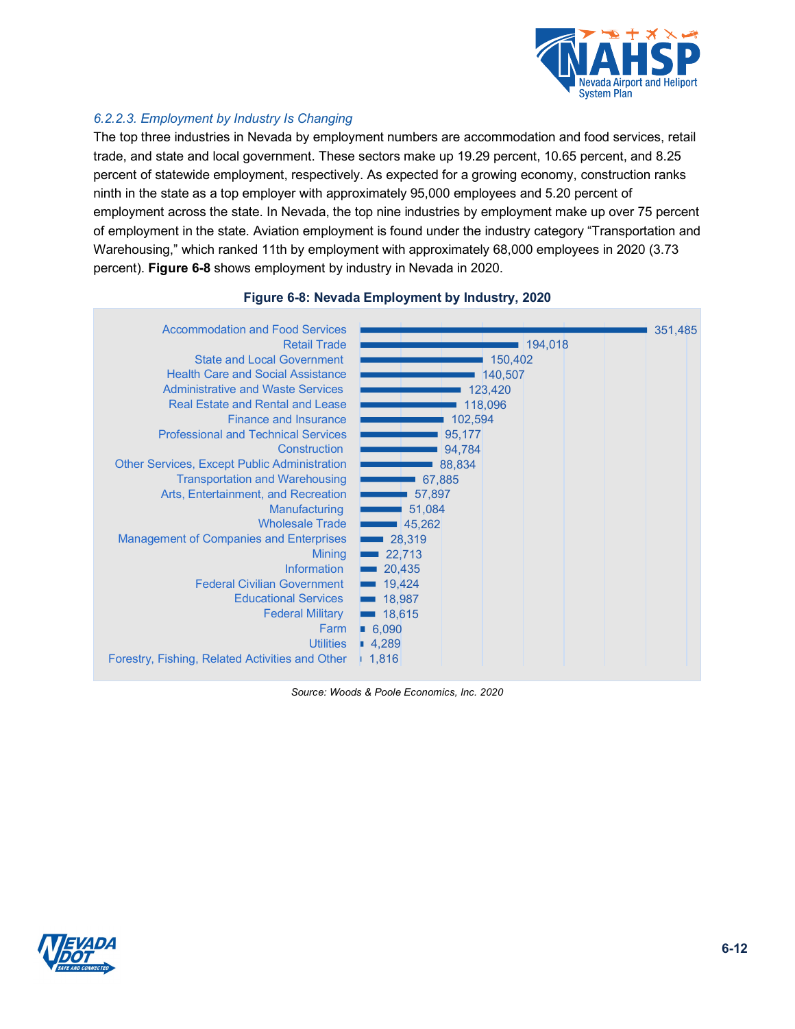### 6.2.2.3. Employment by Industry Is Changing

The top three industries in Nevada by employment numbers are accommodation and food services, retail trade, and state and local government. These sectors make up 19.29 percent, 10.65 percent, and 8.25 percent of statewide employment, respectively. As expected for a growing economy, construction ranks ninth in the state as a top employer with approximately 95,000 employees and 5.20 percent of employment across the state. In Nevada, the top nine industries by employment make up over 75 percent of employment in the state. Aviation employment is found under the industry category "Transportation and Warehousing," which ranked 11th by employment with approximately 68,000 employees in 2020 (3.73 percent). **Figure 6-8** shows employment by industry in Nevada in 2020.

**Figure 6-8: Nevada Employment by Industry, 2020**

| Industry | Employment |
|---|---|
| Accommodation and Food Services | 351,485 |
| Retail Trade | 194,018 |
| State and Local Government | 150,402 |
| Health Care and Social Assistance | 140,507 |
| Administrative and Waste Services | 123,420 |
| Real Estate and Rental and Lease | 118,096 |
| Finance and Insurance | 102,594 |
| Professional and Technical Services | 95,177 |
| Construction | 94,784 |
| Other Services, Except Public Administration | 88,834 |
| Transportation and Warehousing | 67,885 |
| Arts, Entertainment, and Recreation | 57,897 |
| Manufacturing | 51,084 |
| Wholesale Trade | 45,262 |
| Management of Companies and Enterprises | 28,319 |
| Mining | 22,713 |
| Information | 20,435 |
| Federal Civilian Government | 19,424 |
| Educational Services | 18,987 |
| Federal Military | 18,615 |
| Farm | 6,090 |
| Utilities | 4,289 |
| Forestry, Fishing, Related Activities and Other | 1,816 |

*Source: Woods & Poole Economics, Inc. 2020*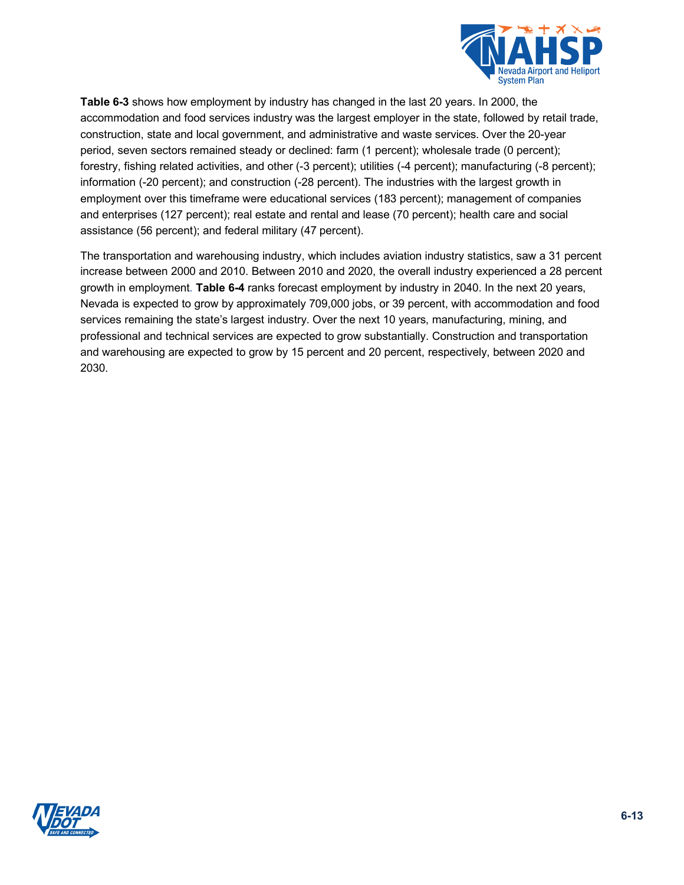**Table 6-3** shows how employment by industry has changed in the last 20 years. In 2000, the accommodation and food services industry was the largest employer in the state, followed by retail trade, construction, state and local government, and administrative and waste services. Over the 20-year period, seven sectors remained steady or declined: farm (1 percent); wholesale trade (0 percent); forestry, fishing related activities, and other (-3 percent); utilities (-4 percent); manufacturing (-8 percent); information (-20 percent); and construction (-28 percent). The industries with the largest growth in employment over this timeframe were educational services (183 percent); management of companies and enterprises (127 percent); real estate and rental and lease (70 percent); health care and social assistance (56 percent); and federal military (47 percent).

The transportation and warehousing industry, which includes aviation industry statistics, saw a 31 percent increase between 2000 and 2010. Between 2010 and 2020, the overall industry experienced a 28 percent growth in employment. **Table 6-4** ranks forecast employment by industry in 2040. In the next 20 years, Nevada is expected to grow by approximately 709,000 jobs, or 39 percent, with accommodation and food services remaining the state's largest industry. Over the next 10 years, manufacturing, mining, and professional and technical services are expected to grow substantially. Construction and transportation and warehousing are expected to grow by 15 percent and 20 percent, respectively, between 2020 and 2030.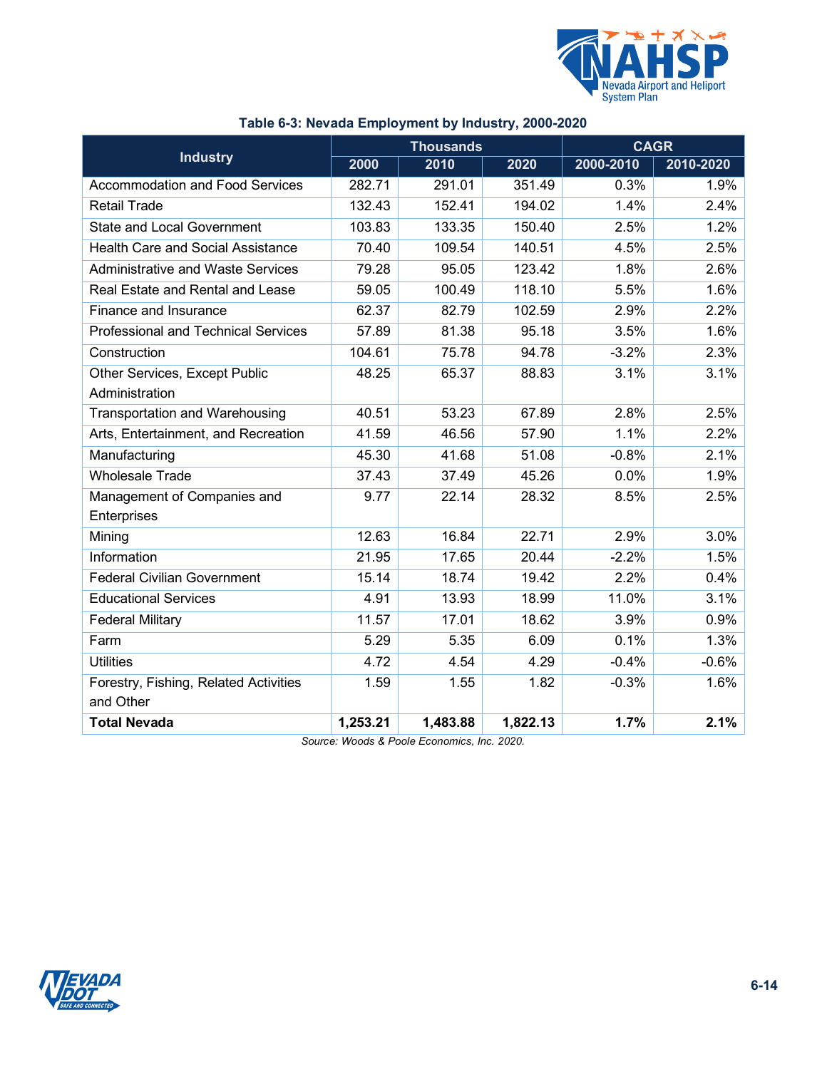**Table 6-3: Nevada Employment by Industry, 2000-2020**

| Industry | Thousands | | | CAGR | |
|---|---|---|---|---|---|
| | 2000 | 2010 | 2020 | 2000-2010 | 2010-2020 |
| Accommodation and Food Services | 282.71 | 291.01 | 351.49 | 0.3% | 1.9% |
| Retail Trade | 132.43 | 152.41 | 194.02 | 1.4% | 2.4% |
| State and Local Government | 103.83 | 133.35 | 150.40 | 2.5% | 1.2% |
| Health Care and Social Assistance | 70.40 | 109.54 | 140.51 | 4.5% | 2.5% |
| Administrative and Waste Services | 79.28 | 95.05 | 123.42 | 1.8% | 2.6% |
| Real Estate and Rental and Lease | 59.05 | 100.49 | 118.10 | 5.5% | 1.6% |
| Finance and Insurance | 62.37 | 82.79 | 102.59 | 2.9% | 2.2% |
| Professional and Technical Services | 57.89 | 81.38 | 95.18 | 3.5% | 1.6% |
| Construction | 104.61 | 75.78 | 94.78 | -3.2% | 2.3% |
| Other Services, Except Public Administration | 48.25 | 65.37 | 88.83 | 3.1% | 3.1% |
| Transportation and Warehousing | 40.51 | 53.23 | 67.89 | 2.8% | 2.5% |
| Arts, Entertainment, and Recreation | 41.59 | 46.56 | 57.90 | 1.1% | 2.2% |
| Manufacturing | 45.30 | 41.68 | 51.08 | -0.8% | 2.1% |
| Wholesale Trade | 37.43 | 37.49 | 45.26 | 0.0% | 1.9% |
| Management of Companies and Enterprises | 9.77 | 22.14 | 28.32 | 8.5% | 2.5% |
| Mining | 12.63 | 16.84 | 22.71 | 2.9% | 3.0% |
| Information | 21.95 | 17.65 | 20.44 | -2.2% | 1.5% |
| Federal Civilian Government | 15.14 | 18.74 | 19.42 | 2.2% | 0.4% |
| Educational Services | 4.91 | 13.93 | 18.99 | 11.0% | 3.1% |
| Federal Military | 11.57 | 17.01 | 18.62 | 3.9% | 0.9% |
| Farm | 5.29 | 5.35 | 6.09 | 0.1% | 1.3% |
| Utilities | 4.72 | 4.54 | 4.29 | -0.4% | -0.6% |
| Forestry, Fishing, Related Activities and Other | 1.59 | 1.55 | 1.82 | -0.3% | 1.6% |
| **Total Nevada** | **1,253.21** | **1,483.88** | **1,822.13** | **1.7%** | **2.1%** |

*Source: Woods & Poole Economics, Inc. 2020.*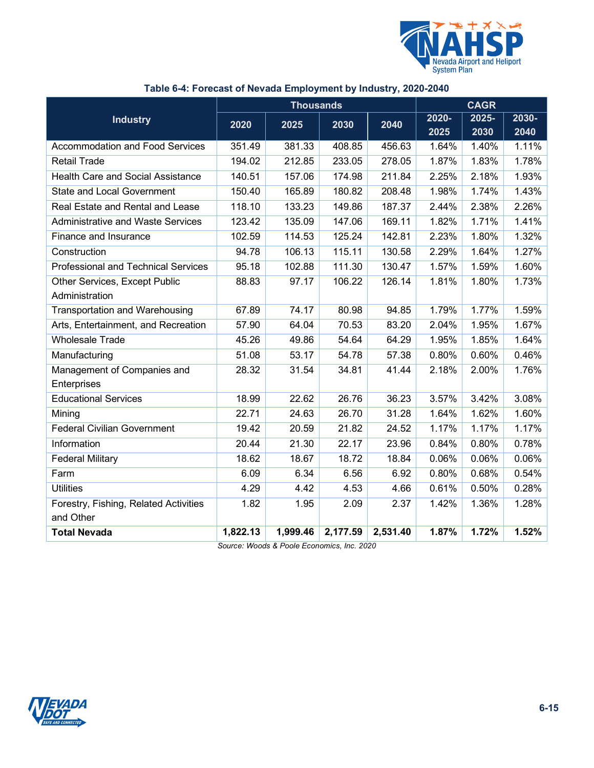**Table 6-4: Forecast of Nevada Employment by Industry, 2020-2040**

| Industry | Thousands | | | | CAGR | | |
|---|---|---|---|---|---|---|---|
| | 2020 | 2025 | 2030 | 2040 | 2020-2025 | 2025-2030 | 2030-2040 |
| Accommodation and Food Services | 351.49 | 381.33 | 408.85 | 456.63 | 1.64% | 1.40% | 1.11% |
| Retail Trade | 194.02 | 212.85 | 233.05 | 278.05 | 1.87% | 1.83% | 1.78% |
| Health Care and Social Assistance | 140.51 | 157.06 | 174.98 | 211.84 | 2.25% | 2.18% | 1.93% |
| State and Local Government | 150.40 | 165.89 | 180.82 | 208.48 | 1.98% | 1.74% | 1.43% |
| Real Estate and Rental and Lease | 118.10 | 133.23 | 149.86 | 187.37 | 2.44% | 2.38% | 2.26% |
| Administrative and Waste Services | 123.42 | 135.09 | 147.06 | 169.11 | 1.82% | 1.71% | 1.41% |
| Finance and Insurance | 102.59 | 114.53 | 125.24 | 142.81 | 2.23% | 1.80% | 1.32% |
| Construction | 94.78 | 106.13 | 115.11 | 130.58 | 2.29% | 1.64% | 1.27% |
| Professional and Technical Services | 95.18 | 102.88 | 111.30 | 130.47 | 1.57% | 1.59% | 1.60% |
| Other Services, Except Public Administration | 88.83 | 97.17 | 106.22 | 126.14 | 1.81% | 1.80% | 1.73% |
| Transportation and Warehousing | 67.89 | 74.17 | 80.98 | 94.85 | 1.79% | 1.77% | 1.59% |
| Arts, Entertainment, and Recreation | 57.90 | 64.04 | 70.53 | 83.20 | 2.04% | 1.95% | 1.67% |
| Wholesale Trade | 45.26 | 49.86 | 54.64 | 64.29 | 1.95% | 1.85% | 1.64% |
| Manufacturing | 51.08 | 53.17 | 54.78 | 57.38 | 0.80% | 0.60% | 0.46% |
| Management of Companies and Enterprises | 28.32 | 31.54 | 34.81 | 41.44 | 2.18% | 2.00% | 1.76% |
| Educational Services | 18.99 | 22.62 | 26.76 | 36.23 | 3.57% | 3.42% | 3.08% |
| Mining | 22.71 | 24.63 | 26.70 | 31.28 | 1.64% | 1.62% | 1.60% |
| Federal Civilian Government | 19.42 | 20.59 | 21.82 | 24.52 | 1.17% | 1.17% | 1.17% |
| Information | 20.44 | 21.30 | 22.17 | 23.96 | 0.84% | 0.80% | 0.78% |
| Federal Military | 18.62 | 18.67 | 18.72 | 18.84 | 0.06% | 0.06% | 0.06% |
| Farm | 6.09 | 6.34 | 6.56 | 6.92 | 0.80% | 0.68% | 0.54% |
| Utilities | 4.29 | 4.42 | 4.53 | 4.66 | 0.61% | 0.50% | 0.28% |
| Forestry, Fishing, Related Activities and Other | 1.82 | 1.95 | 2.09 | 2.37 | 1.42% | 1.36% | 1.28% |
| **Total Nevada** | **1,822.13** | **1,999.46** | **2,177.59** | **2,531.40** | **1.87%** | **1.72%** | **1.52%** |

*Source: Woods & Poole Economics, Inc. 2020*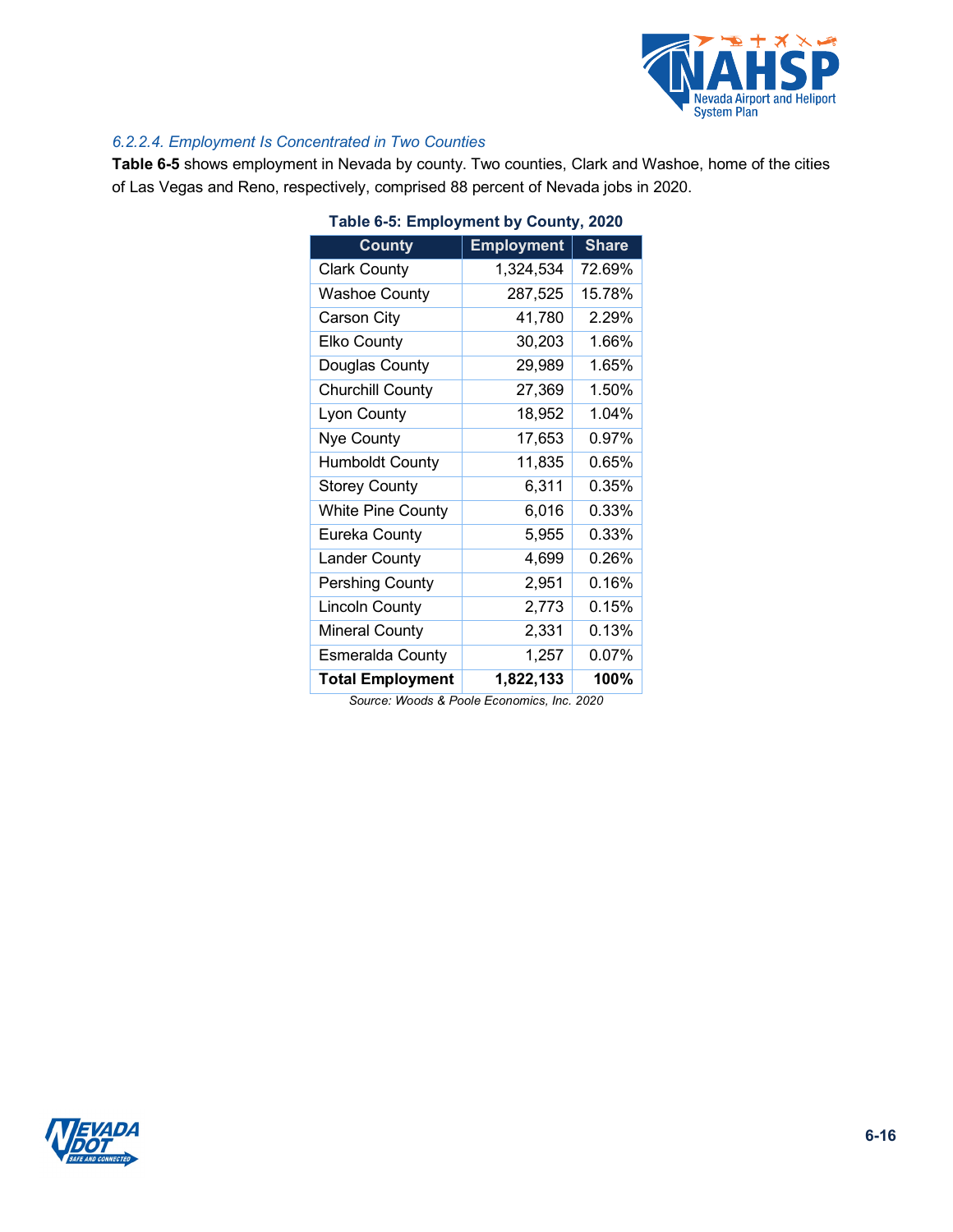#### *6.2.2.4. Employment Is Concentrated in Two Counties*

**Table 6-5** shows employment in Nevada by county. Two counties, Clark and Washoe, home of the cities of Las Vegas and Reno, respectively, comprised 88 percent of Nevada jobs in 2020.

**Table 6-5: Employment by County, 2020**

| County | Employment | Share |
|---|---|---|
| Clark County | 1,324,534 | 72.69% |
| Washoe County | 287,525 | 15.78% |
| Carson City | 41,780 | 2.29% |
| Elko County | 30,203 | 1.66% |
| Douglas County | 29,989 | 1.65% |
| Churchill County | 27,369 | 1.50% |
| Lyon County | 18,952 | 1.04% |
| Nye County | 17,653 | 0.97% |
| Humboldt County | 11,835 | 0.65% |
| Storey County | 6,311 | 0.35% |
| White Pine County | 6,016 | 0.33% |
| Eureka County | 5,955 | 0.33% |
| Lander County | 4,699 | 0.26% |
| Pershing County | 2,951 | 0.16% |
| Lincoln County | 2,773 | 0.15% |
| Mineral County | 2,331 | 0.13% |
| Esmeralda County | 1,257 | 0.07% |
| **Total Employment** | **1,822,133** | **100%** |

*Source: Woods & Poole Economics, Inc. 2020*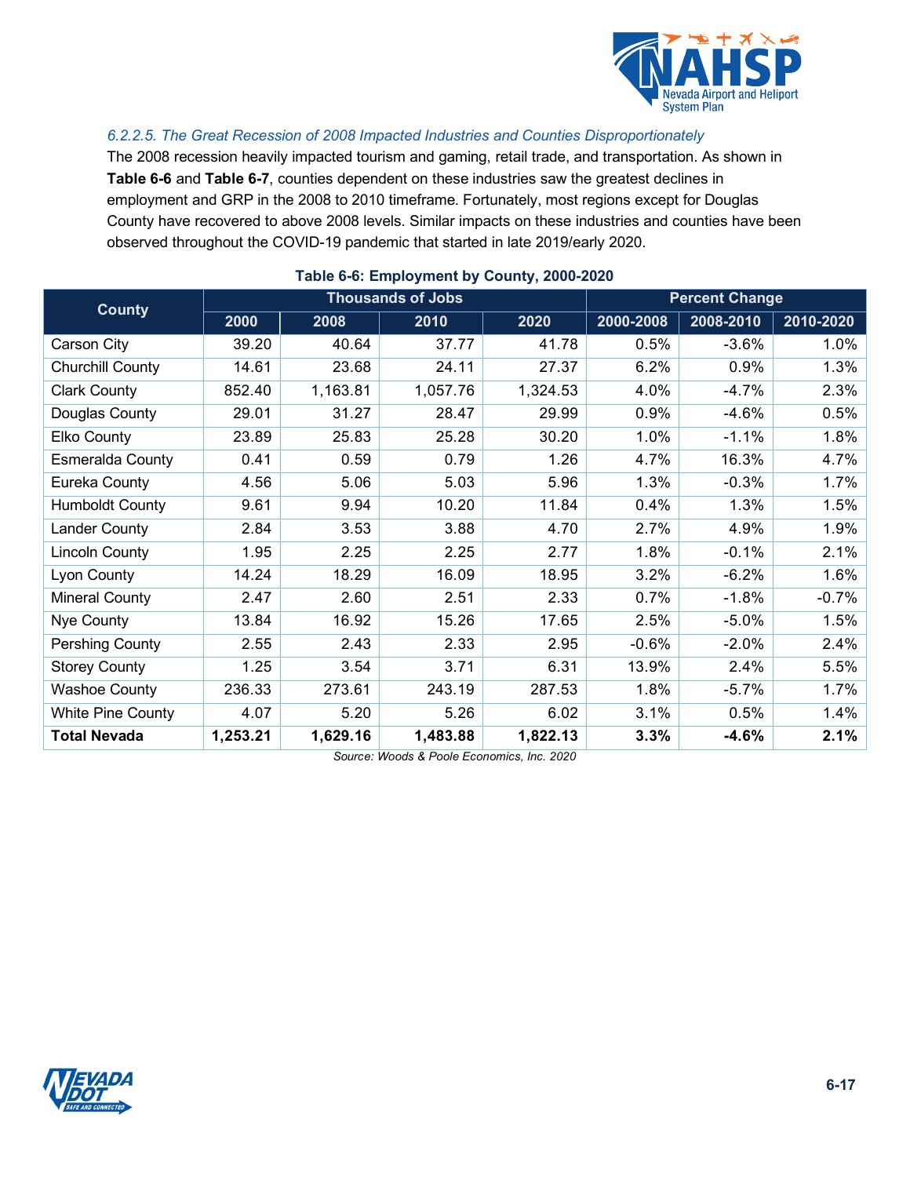### 6.2.2.5. The Great Recession of 2008 Impacted Industries and Counties Disproportionately

The 2008 recession heavily impacted tourism and gaming, retail trade, and transportation. As shown in **Table 6-6** and **Table 6-7**, counties dependent on these industries saw the greatest declines in employment and GRP in the 2008 to 2010 timeframe. Fortunately, most regions except for Douglas County have recovered to above 2008 levels. Similar impacts on these industries and counties have been observed throughout the COVID-19 pandemic that started in late 2019/early 2020.

**Table 6-6: Employment by County, 2000-2020**

| County | Thousands of Jobs | | | | Percent Change | | |
|---|---|---|---|---|---|---|---|
| | 2000 | 2008 | 2010 | 2020 | 2000-2008 | 2008-2010 | 2010-2020 |
| Carson City | 39.20 | 40.64 | 37.77 | 41.78 | 0.5% | -3.6% | 1.0% |
| Churchill County | 14.61 | 23.68 | 24.11 | 27.37 | 6.2% | 0.9% | 1.3% |
| Clark County | 852.40 | 1,163.81 | 1,057.76 | 1,324.53 | 4.0% | -4.7% | 2.3% |
| Douglas County | 29.01 | 31.27 | 28.47 | 29.99 | 0.9% | -4.6% | 0.5% |
| Elko County | 23.89 | 25.83 | 25.28 | 30.20 | 1.0% | -1.1% | 1.8% |
| Esmeralda County | 0.41 | 0.59 | 0.79 | 1.26 | 4.7% | 16.3% | 4.7% |
| Eureka County | 4.56 | 5.06 | 5.03 | 5.96 | 1.3% | -0.3% | 1.7% |
| Humboldt County | 9.61 | 9.94 | 10.20 | 11.84 | 0.4% | 1.3% | 1.5% |
| Lander County | 2.84 | 3.53 | 3.88 | 4.70 | 2.7% | 4.9% | 1.9% |
| Lincoln County | 1.95 | 2.25 | 2.25 | 2.77 | 1.8% | -0.1% | 2.1% |
| Lyon County | 14.24 | 18.29 | 16.09 | 18.95 | 3.2% | -6.2% | 1.6% |
| Mineral County | 2.47 | 2.60 | 2.51 | 2.33 | 0.7% | -1.8% | -0.7% |
| Nye County | 13.84 | 16.92 | 15.26 | 17.65 | 2.5% | -5.0% | 1.5% |
| Pershing County | 2.55 | 2.43 | 2.33 | 2.95 | -0.6% | -2.0% | 2.4% |
| Storey County | 1.25 | 3.54 | 3.71 | 6.31 | 13.9% | 2.4% | 5.5% |
| Washoe County | 236.33 | 273.61 | 243.19 | 287.53 | 1.8% | -5.7% | 1.7% |
| White Pine County | 4.07 | 5.20 | 5.26 | 6.02 | 3.1% | 0.5% | 1.4% |
| **Total Nevada** | **1,253.21** | **1,629.16** | **1,483.88** | **1,822.13** | **3.3%** | **-4.6%** | **2.1%** |

*Source: Woods & Poole Economics, Inc. 2020*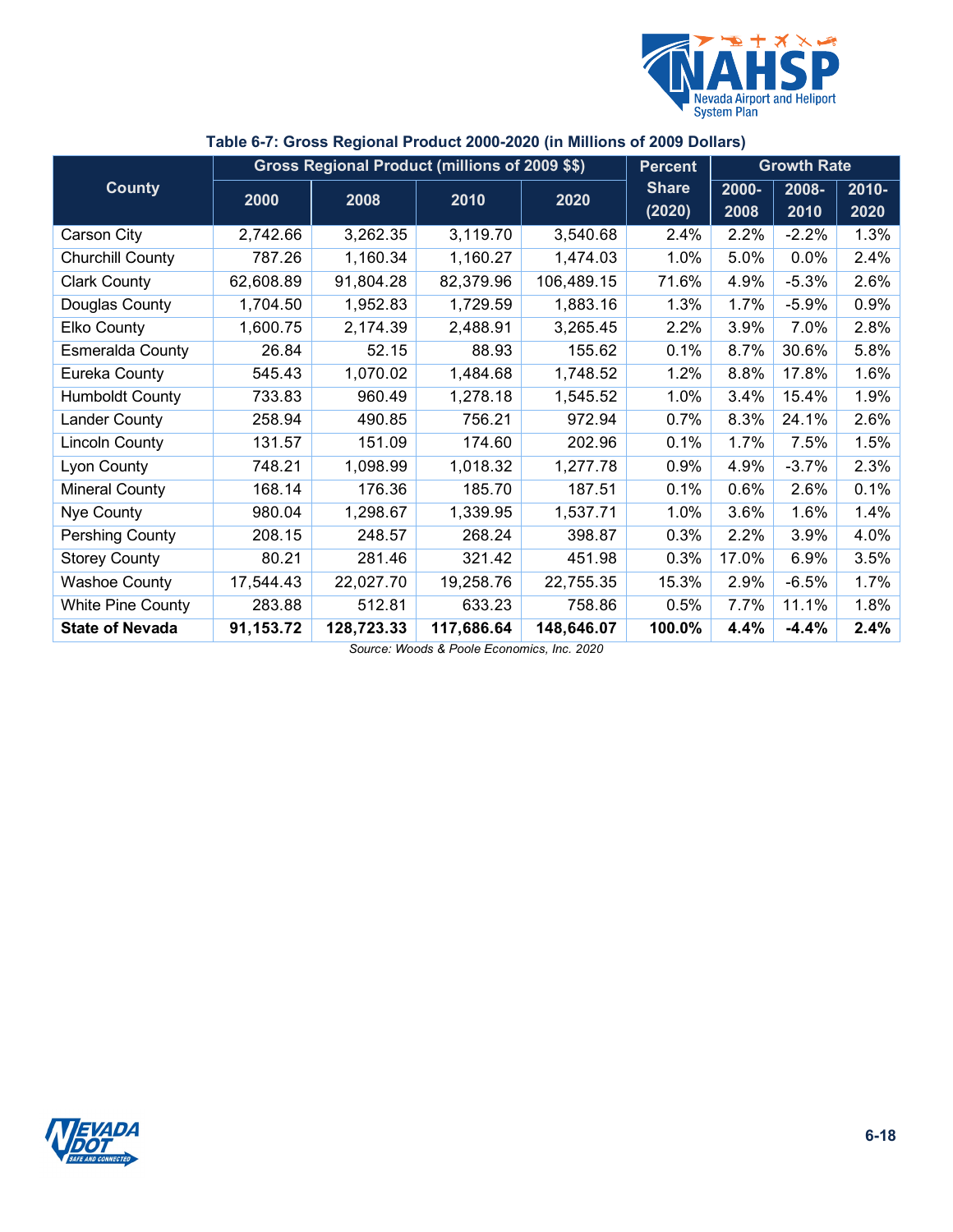**Table 6-7: Gross Regional Product 2000-2020 (in Millions of 2009 Dollars)**

| County | Gross Regional Product (millions of 2009 $$) | | | | Percent Share (2020) | Growth Rate | | |
|---|---|---|---|---|---|---|---|---|
| | 2000 | 2008 | 2010 | 2020 | | 2000-2008 | 2008-2010 | 2010-2020 |
| Carson City | 2,742.66 | 3,262.35 | 3,119.70 | 3,540.68 | 2.4% | 2.2% | -2.2% | 1.3% |
| Churchill County | 787.26 | 1,160.34 | 1,160.27 | 1,474.03 | 1.0% | 5.0% | 0.0% | 2.4% |
| Clark County | 62,608.89 | 91,804.28 | 82,379.96 | 106,489.15 | 71.6% | 4.9% | -5.3% | 2.6% |
| Douglas County | 1,704.50 | 1,952.83 | 1,729.59 | 1,883.16 | 1.3% | 1.7% | -5.9% | 0.9% |
| Elko County | 1,600.75 | 2,174.39 | 2,488.91 | 3,265.45 | 2.2% | 3.9% | 7.0% | 2.8% |
| Esmeralda County | 26.84 | 52.15 | 88.93 | 155.62 | 0.1% | 8.7% | 30.6% | 5.8% |
| Eureka County | 545.43 | 1,070.02 | 1,484.68 | 1,748.52 | 1.2% | 8.8% | 17.8% | 1.6% |
| Humboldt County | 733.83 | 960.49 | 1,278.18 | 1,545.52 | 1.0% | 3.4% | 15.4% | 1.9% |
| Lander County | 258.94 | 490.85 | 756.21 | 972.94 | 0.7% | 8.3% | 24.1% | 2.6% |
| Lincoln County | 131.57 | 151.09 | 174.60 | 202.96 | 0.1% | 1.7% | 7.5% | 1.5% |
| Lyon County | 748.21 | 1,098.99 | 1,018.32 | 1,277.78 | 0.9% | 4.9% | -3.7% | 2.3% |
| Mineral County | 168.14 | 176.36 | 185.70 | 187.51 | 0.1% | 0.6% | 2.6% | 0.1% |
| Nye County | 980.04 | 1,298.67 | 1,339.95 | 1,537.71 | 1.0% | 3.6% | 1.6% | 1.4% |
| Pershing County | 208.15 | 248.57 | 268.24 | 398.87 | 0.3% | 2.2% | 3.9% | 4.0% |
| Storey County | 80.21 | 281.46 | 321.42 | 451.98 | 0.3% | 17.0% | 6.9% | 3.5% |
| Washoe County | 17,544.43 | 22,027.70 | 19,258.76 | 22,755.35 | 15.3% | 2.9% | -6.5% | 1.7% |
| White Pine County | 283.88 | 512.81 | 633.23 | 758.86 | 0.5% | 7.7% | 11.1% | 1.8% |
| **State of Nevada** | **91,153.72** | **128,723.33** | **117,686.64** | **148,646.07** | **100.0%** | **4.4%** | **-4.4%** | **2.4%** |

*Source: Woods & Poole Economics, Inc. 2020*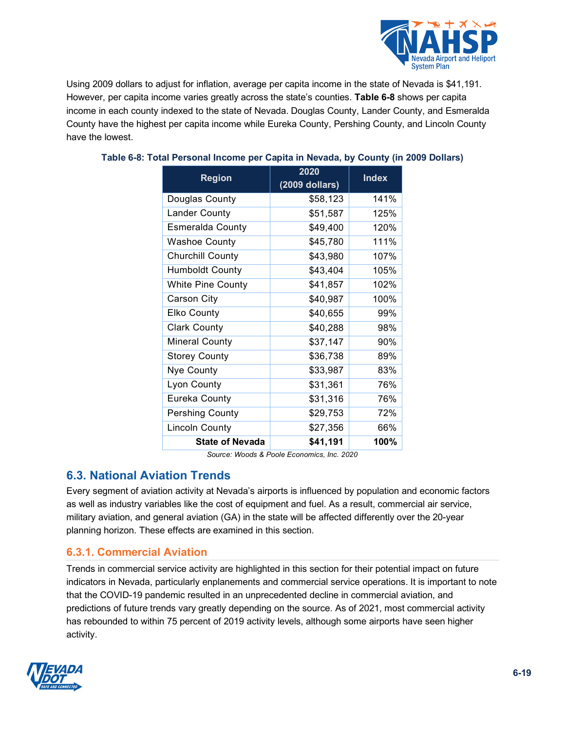Using 2009 dollars to adjust for inflation, average per capita income in the state of Nevada is $41,191. However, per capita income varies greatly across the state's counties. **Table 6-8** shows per capita income in each county indexed to the state of Nevada. Douglas County, Lander County, and Esmeralda County have the highest per capita income while Eureka County, Pershing County, and Lincoln County have the lowest.

**Table 6-8: Total Personal Income per Capita in Nevada, by County (in 2009 Dollars)**

| Region | 2020 (2009 dollars) | Index |
|---|---:|---:|
| Douglas County | $58,123 | 141% |
| Lander County | $51,587 | 125% |
| Esmeralda County | $49,400 | 120% |
| Washoe County | $45,780 | 111% |
| Churchill County | $43,980 | 107% |
| Humboldt County | $43,404 | 105% |
| White Pine County | $41,857 | 102% |
| Carson City | $40,987 | 100% |
| Elko County | $40,655 | 99% |
| Clark County | $40,288 | 98% |
| Mineral County | $37,147 | 90% |
| Storey County | $36,738 | 89% |
| Nye County | $33,987 | 83% |
| Lyon County | $31,361 | 76% |
| Eureka County | $31,316 | 76% |
| Pershing County | $29,753 | 72% |
| Lincoln County | $27,356 | 66% |
| **State of Nevada** | **$41,191** | **100%** |

*Source: Woods & Poole Economics, Inc. 2020*

## 6.3. National Aviation Trends

Every segment of aviation activity at Nevada's airports is influenced by population and economic factors as well as industry variables like the cost of equipment and fuel. As a result, commercial air service, military aviation, and general aviation (GA) in the state will be affected differently over the 20-year planning horizon. These effects are examined in this section.

### 6.3.1. Commercial Aviation

Trends in commercial service activity are highlighted in this section for their potential impact on future indicators in Nevada, particularly enplanements and commercial service operations. It is important to note that the COVID-19 pandemic resulted in an unprecedented decline in commercial aviation, and predictions of future trends vary greatly depending on the source. As of 2021, most commercial activity has rebounded to within 75 percent of 2019 activity levels, although some airports have seen higher activity.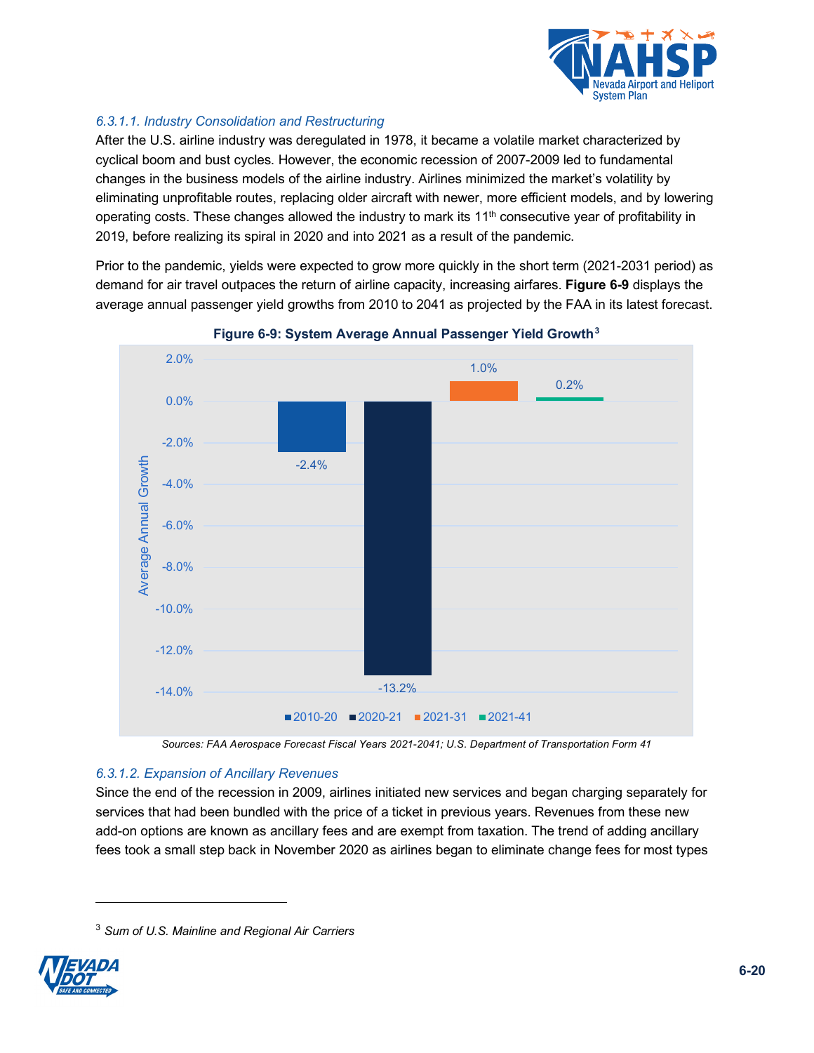#### 6.3.1.1. Industry Consolidation and Restructuring

After the U.S. airline industry was deregulated in 1978, it became a volatile market characterized by cyclical boom and bust cycles. However, the economic recession of 2007-2009 led to fundamental changes in the business models of the airline industry. Airlines minimized the market's volatility by eliminating unprofitable routes, replacing older aircraft with newer, more efficient models, and by lowering operating costs. These changes allowed the industry to mark its 11th consecutive year of profitability in 2019, before realizing its spiral in 2020 and into 2021 as a result of the pandemic.

Prior to the pandemic, yields were expected to grow more quickly in the short term (2021-2031 period) as demand for air travel outpaces the return of airline capacity, increasing airfares. **Figure 6-9** displays the average annual passenger yield growths from 2010 to 2041 as projected by the FAA in its latest forecast.

**Figure 6-9: System Average Annual Passenger Yield Growth**[3]

| Period | Average Annual Growth |
|---|---|
| 2010-20 | -2.4% |
| 2020-21 | -13.2% |
| 2021-31 | 1.0% |
| 2021-41 | 0.2% |

*Sources: FAA Aerospace Forecast Fiscal Years 2021-2041; U.S. Department of Transportation Form 41*

#### 6.3.1.2. Expansion of Ancillary Revenues

Since the end of the recession in 2009, airlines initiated new services and began charging separately for services that had been bundled with the price of a ticket in previous years. Revenues from these new add-on options are known as ancillary fees and are exempt from taxation. The trend of adding ancillary fees took a small step back in November 2020 as airlines began to eliminate change fees for most types

[3] *Sum of U.S. Mainline and Regional Air Carriers*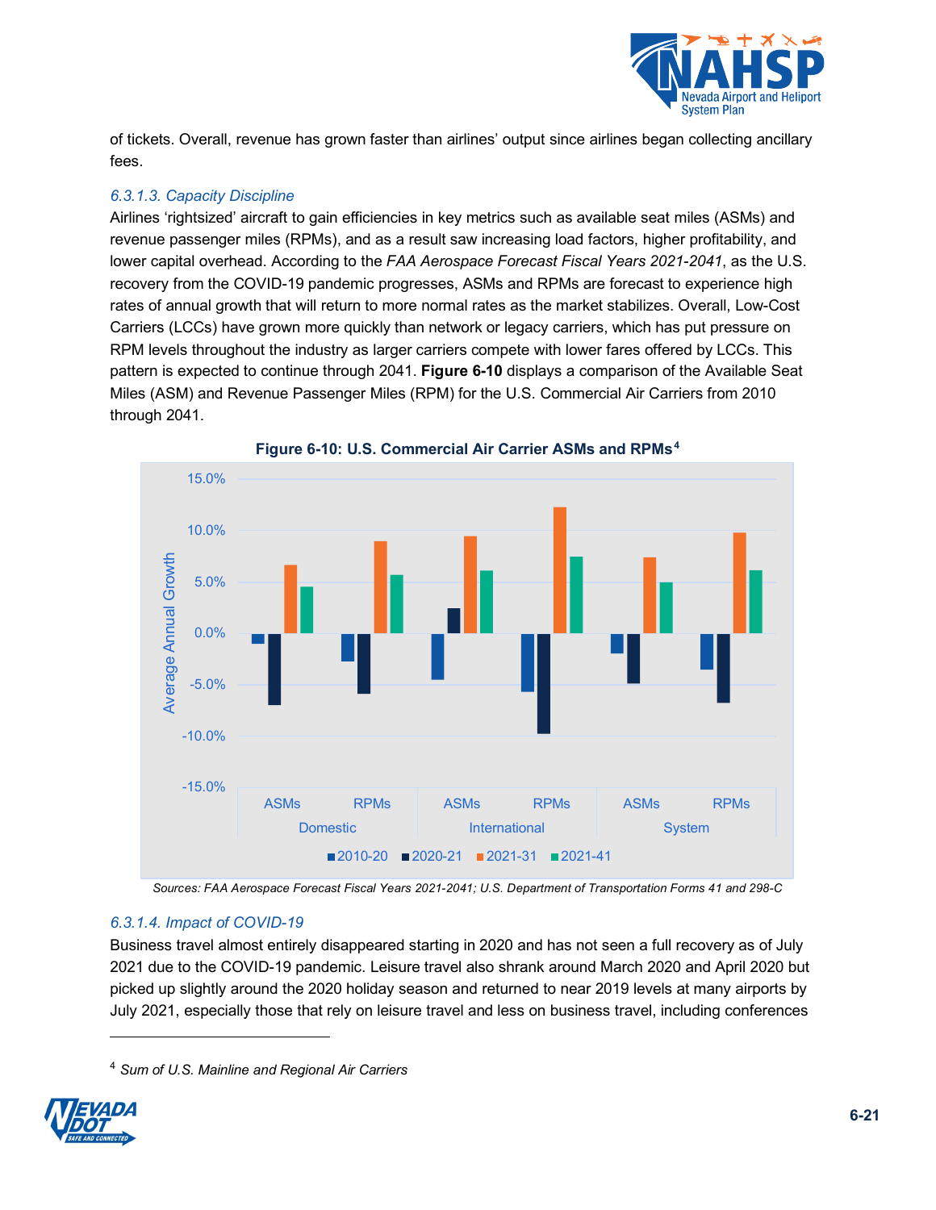of tickets. Overall, revenue has grown faster than airlines' output since airlines began collecting ancillary fees.

#### *6.3.1.3. Capacity Discipline*

Airlines 'rightsized' aircraft to gain efficiencies in key metrics such as available seat miles (ASMs) and revenue passenger miles (RPMs), and as a result saw increasing load factors, higher profitability, and lower capital overhead. According to the *FAA Aerospace Forecast Fiscal Years 2021-2041*, as the U.S. recovery from the COVID-19 pandemic progresses, ASMs and RPMs are forecast to experience high rates of annual growth that will return to more normal rates as the market stabilizes. Overall, Low-Cost Carriers (LCCs) have grown more quickly than network or legacy carriers, which has put pressure on RPM levels throughout the industry as larger carriers compete with lower fares offered by LCCs. This pattern is expected to continue through 2041. **Figure 6-10** displays a comparison of the Available Seat Miles (ASM) and Revenue Passenger Miles (RPM) for the U.S. Commercial Air Carriers from 2010 through 2041.

**Figure 6-10: U.S. Commercial Air Carrier ASMs and RPMs**[4]

*Sources: FAA Aerospace Forecast Fiscal Years 2021-2041; U.S. Department of Transportation Forms 41 and 298-C*

#### *6.3.1.4. Impact of COVID-19*

Business travel almost entirely disappeared starting in 2020 and has not seen a full recovery as of July 2021 due to the COVID-19 pandemic. Leisure travel also shrank around March 2020 and April 2020 but picked up slightly around the 2020 holiday season and returned to near 2019 levels at many airports by July 2021, especially those that rely on leisure travel and less on business travel, including conferences

[4] *Sum of U.S. Mainline and Regional Air Carriers*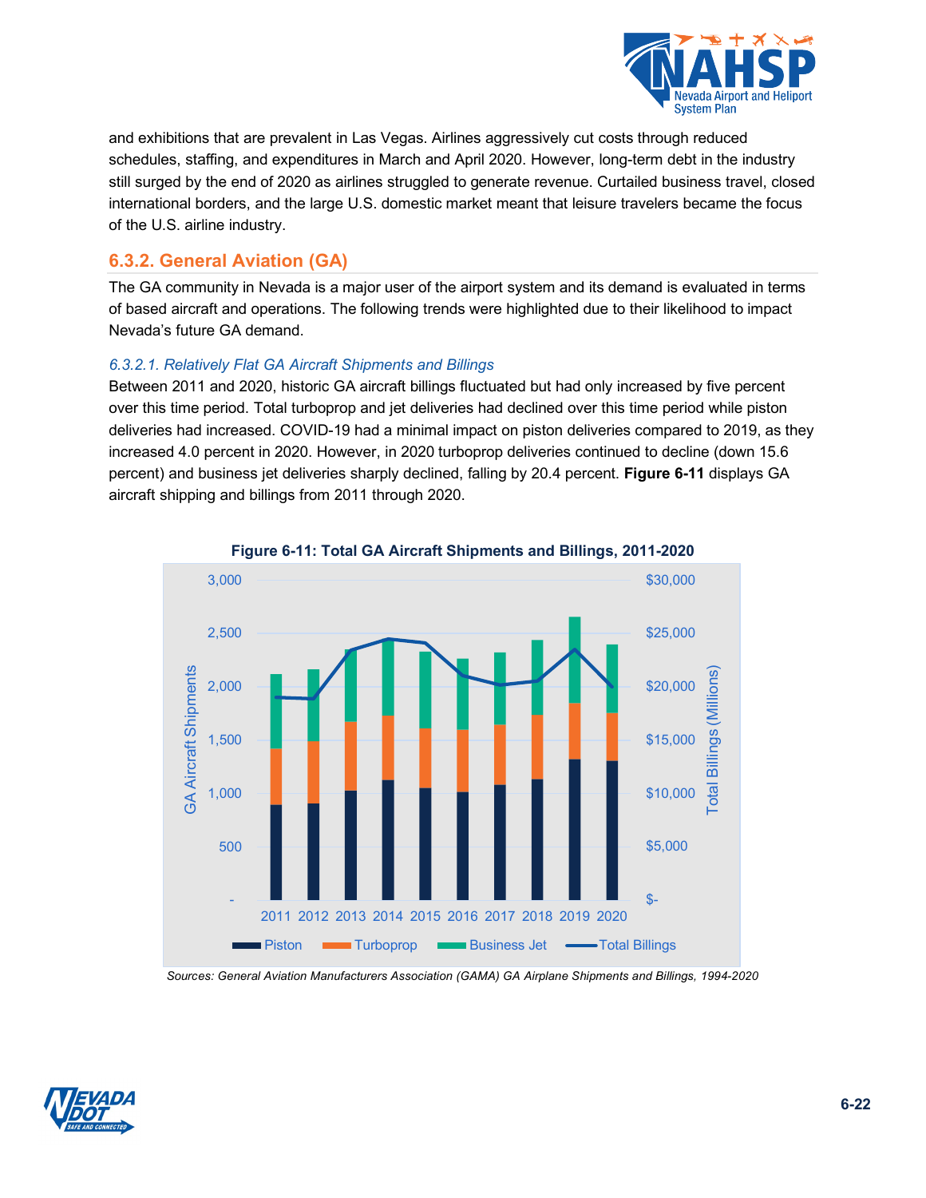and exhibitions that are prevalent in Las Vegas. Airlines aggressively cut costs through reduced schedules, staffing, and expenditures in March and April 2020. However, long-term debt in the industry still surged by the end of 2020 as airlines struggled to generate revenue. Curtailed business travel, closed international borders, and the large U.S. domestic market meant that leisure travelers became the focus of the U.S. airline industry.

## 6.3.2. General Aviation (GA)

The GA community in Nevada is a major user of the airport system and its demand is evaluated in terms of based aircraft and operations. The following trends were highlighted due to their likelihood to impact Nevada's future GA demand.

### *6.3.2.1. Relatively Flat GA Aircraft Shipments and Billings*

Between 2011 and 2020, historic GA aircraft billings fluctuated but had only increased by five percent over this time period. Total turboprop and jet deliveries had declined over this time period while piston deliveries had increased. COVID-19 had a minimal impact on piston deliveries compared to 2019, as they increased 4.0 percent in 2020. However, in 2020 turboprop deliveries continued to decline (down 15.6 percent) and business jet deliveries sharply declined, falling by 20.4 percent. **Figure 6-11** displays GA aircraft shipping and billings from 2011 through 2020.

**Figure 6-11: Total GA Aircraft Shipments and Billings, 2011-2020**

*Sources: General Aviation Manufacturers Association (GAMA) GA Airplane Shipments and Billings, 1994-2020*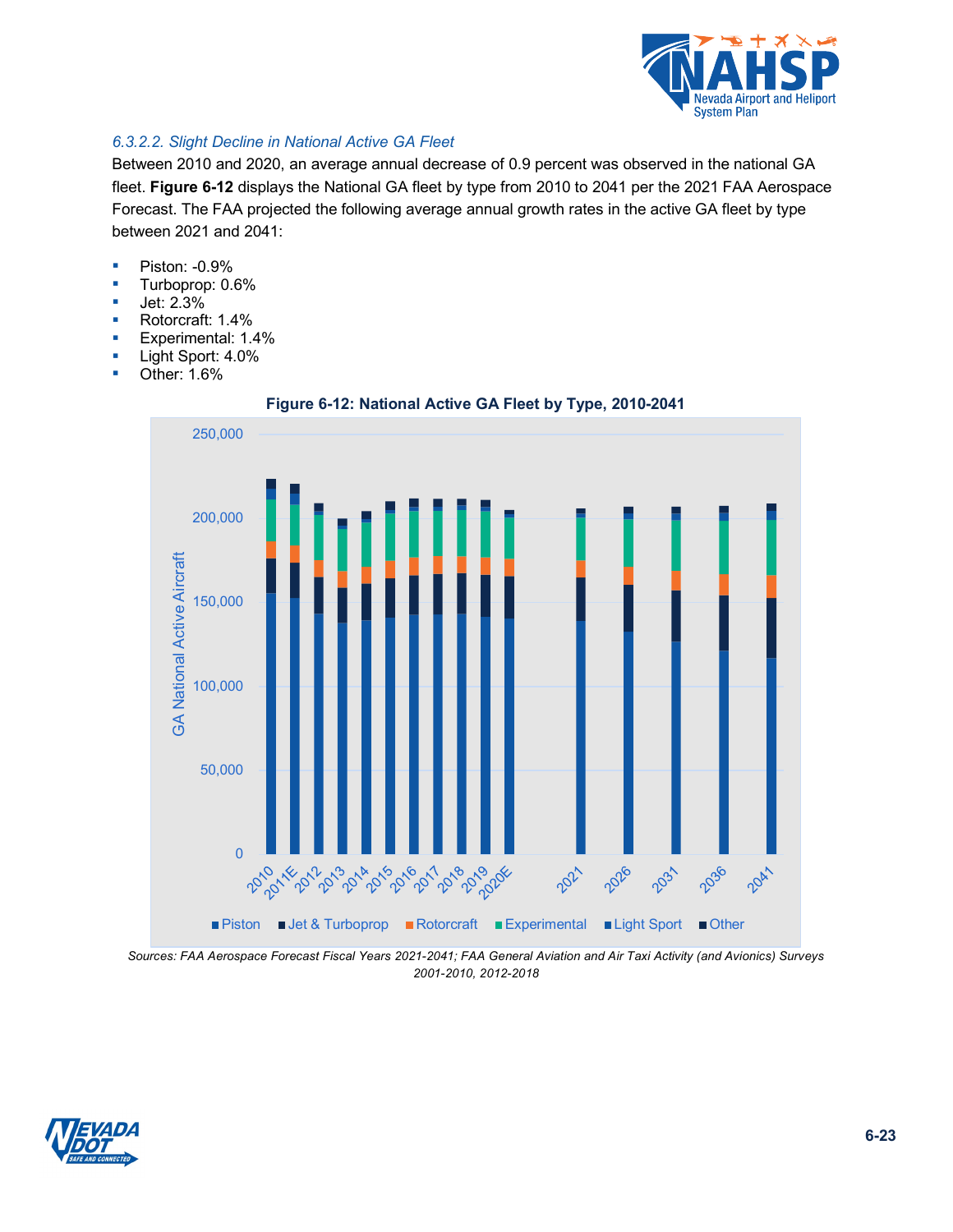### *6.3.2.2. Slight Decline in National Active GA Fleet*

Between 2010 and 2020, an average annual decrease of 0.9 percent was observed in the national GA fleet. **Figure 6-12** displays the National GA fleet by type from 2010 to 2041 per the 2021 FAA Aerospace Forecast. The FAA projected the following average annual growth rates in the active GA fleet by type between 2021 and 2041:

- Piston: -0.9%
- Turboprop: 0.6%
- Jet: 2.3%
- Rotorcraft: 1.4%
- Experimental: 1.4%
- Light Sport: 4.0%
- Other: 1.6%

**Figure 6-12: National Active GA Fleet by Type, 2010-2041**

*Sources: FAA Aerospace Forecast Fiscal Years 2021-2041; FAA General Aviation and Air Taxi Activity (and Avionics) Surveys 2001-2010, 2012-2018*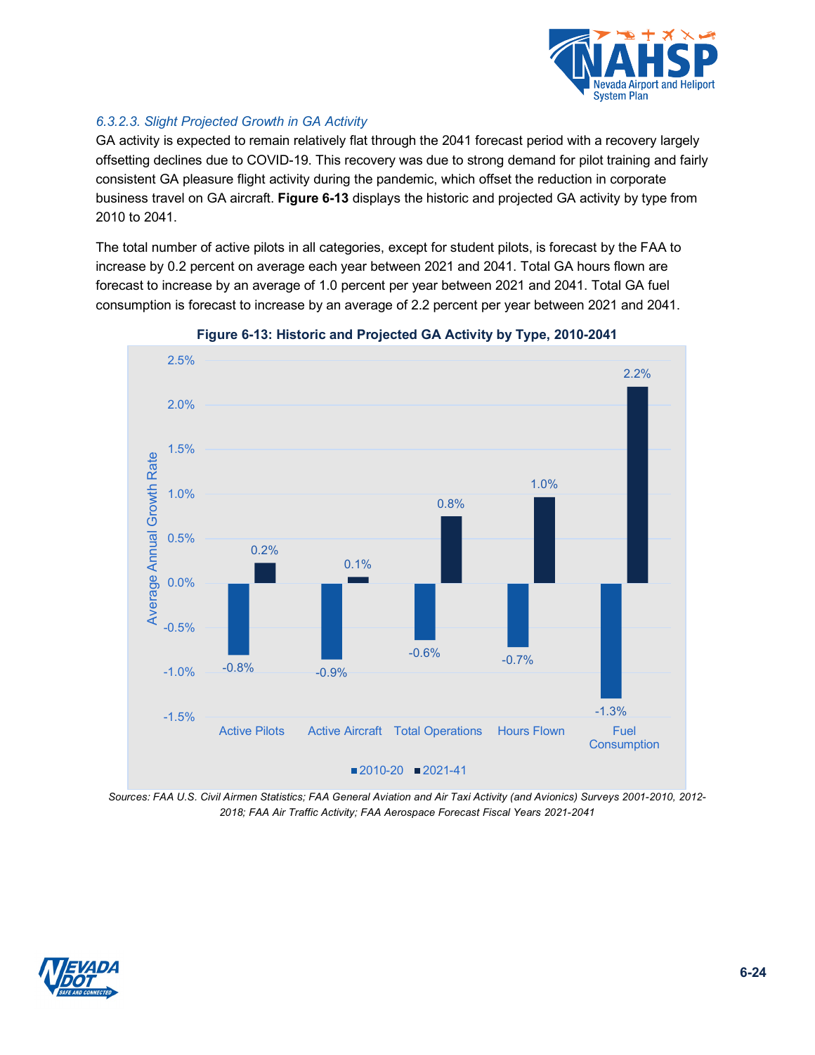### *6.3.2.3. Slight Projected Growth in GA Activity*

GA activity is expected to remain relatively flat through the 2041 forecast period with a recovery largely offsetting declines due to COVID-19. This recovery was due to strong demand for pilot training and fairly consistent GA pleasure flight activity during the pandemic, which offset the reduction in corporate business travel on GA aircraft. **Figure 6-13** displays the historic and projected GA activity by type from 2010 to 2041.

The total number of active pilots in all categories, except for student pilots, is forecast by the FAA to increase by 0.2 percent on average each year between 2021 and 2041. Total GA hours flown are forecast to increase by an average of 1.0 percent per year between 2021 and 2041. Total GA fuel consumption is forecast to increase by an average of 2.2 percent per year between 2021 and 2041.

**Figure 6-13: Historic and Projected GA Activity by Type, 2010-2041**

| Average Annual Growth Rate | 2010-20 | 2021-41 |
|---|---|---|
| Active Pilots | -0.8% | 0.2% |
| Active Aircraft | -0.9% | 0.1% |
| Total Operations | -0.6% | 0.8% |
| Hours Flown | -0.7% | 1.0% |
| Fuel Consumption | -1.3% | 2.2% |

*Sources: FAA U.S. Civil Airmen Statistics; FAA General Aviation and Air Taxi Activity (and Avionics) Surveys 2001-2010, 2012-2018; FAA Air Traffic Activity; FAA Aerospace Forecast Fiscal Years 2021-2041*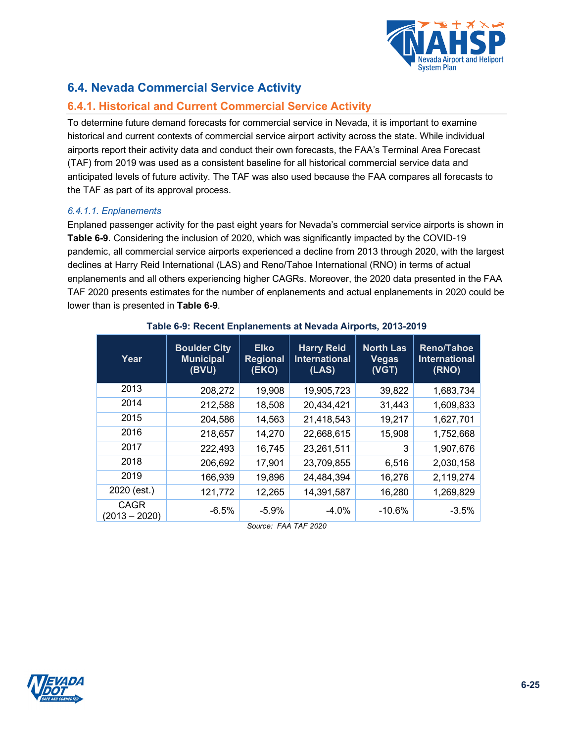## 6.4. Nevada Commercial Service Activity

### 6.4.1. Historical and Current Commercial Service Activity

To determine future demand forecasts for commercial service in Nevada, it is important to examine historical and current contexts of commercial service airport activity across the state. While individual airports report their activity data and conduct their own forecasts, the FAA's Terminal Area Forecast (TAF) from 2019 was used as a consistent baseline for all historical commercial service data and anticipated levels of future activity. The TAF was also used because the FAA compares all forecasts to the TAF as part of its approval process.

#### *6.4.1.1. Enplanements*

Enplaned passenger activity for the past eight years for Nevada's commercial service airports is shown in **Table 6-9**. Considering the inclusion of 2020, which was significantly impacted by the COVID-19 pandemic, all commercial service airports experienced a decline from 2013 through 2020, with the largest declines at Harry Reid International (LAS) and Reno/Tahoe International (RNO) in terms of actual enplanements and all others experiencing higher CAGRs. Moreover, the 2020 data presented in the FAA TAF 2020 presents estimates for the number of enplanements and actual enplanements in 2020 could be lower than is presented in **Table 6-9**.

**Table 6-9: Recent Enplanements at Nevada Airports, 2013-2019**

| Year | Boulder City Municipal (BVU) | Elko Regional (EKO) | Harry Reid International (LAS) | North Las Vegas (VGT) | Reno/Tahoe International (RNO) |
|---|---|---|---|---|---|
| 2013 | 208,272 | 19,908 | 19,905,723 | 39,822 | 1,683,734 |
| 2014 | 212,588 | 18,508 | 20,434,421 | 31,443 | 1,609,833 |
| 2015 | 204,586 | 14,563 | 21,418,543 | 19,217 | 1,627,701 |
| 2016 | 218,657 | 14,270 | 22,668,615 | 15,908 | 1,752,668 |
| 2017 | 222,493 | 16,745 | 23,261,511 | 3 | 1,907,676 |
| 2018 | 206,692 | 17,901 | 23,709,855 | 6,516 | 2,030,158 |
| 2019 | 166,939 | 19,896 | 24,484,394 | 16,276 | 2,119,274 |
| 2020 (est.) | 121,772 | 12,265 | 14,391,587 | 16,280 | 1,269,829 |
| CAGR (2013 – 2020) | -6.5% | -5.9% | -4.0% | -10.6% | -3.5% |

*Source: FAA TAF 2020*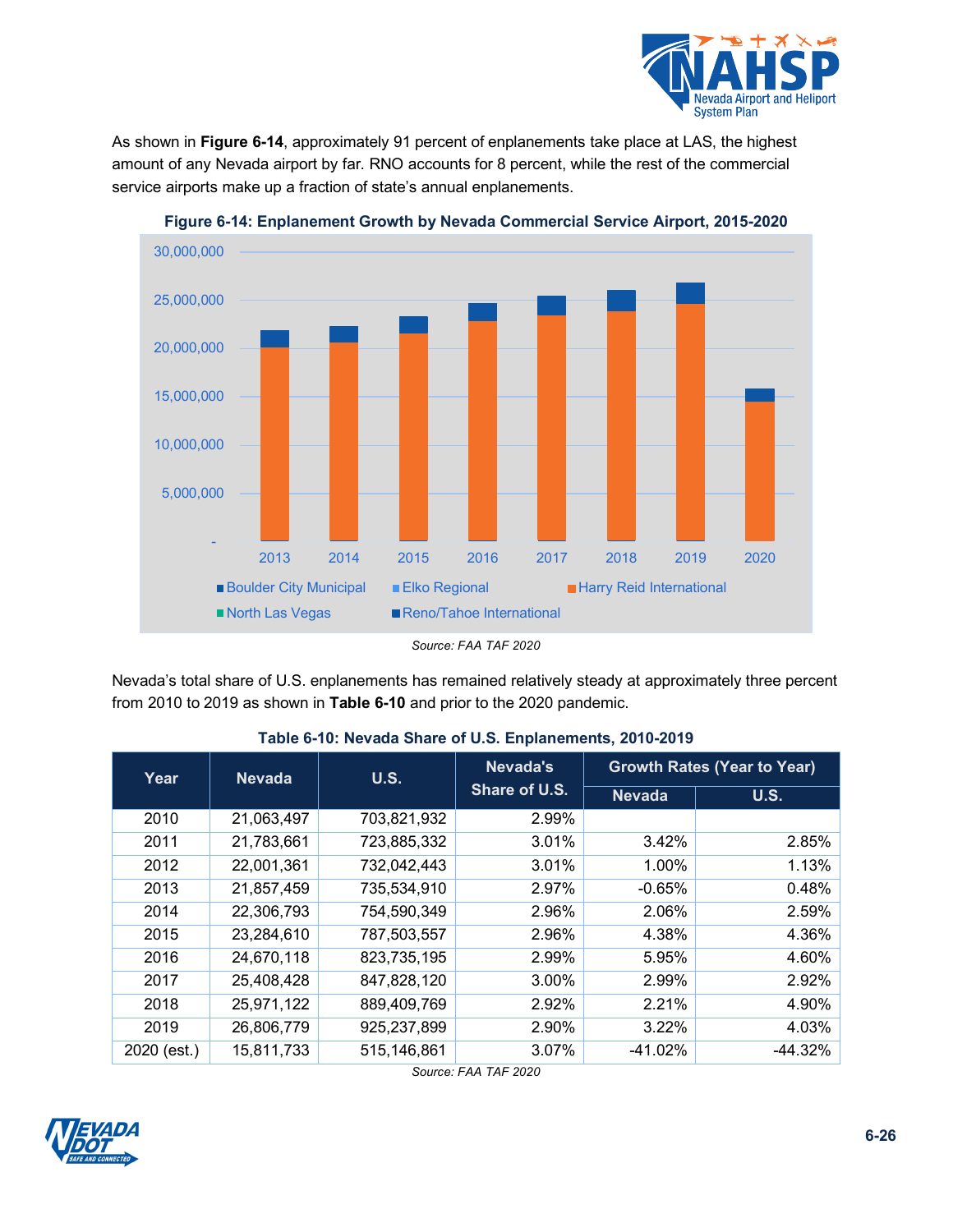As shown in **Figure 6-14**, approximately 91 percent of enplanements take place at LAS, the highest amount of any Nevada airport by far. RNO accounts for 8 percent, while the rest of the commercial service airports make up a fraction of state's annual enplanements.

**Figure 6-14: Enplanement Growth by Nevada Commercial Service Airport, 2015-2020**

*Source: FAA TAF 2020*

Nevada's total share of U.S. enplanements has remained relatively steady at approximately three percent from 2010 to 2019 as shown in **Table 6-10** and prior to the 2020 pandemic.

**Table 6-10: Nevada Share of U.S. Enplanements, 2010-2019**

| Year | Nevada | U.S. | Nevada's Share of U.S. | Growth Rates (Year to Year) | |
|---|---|---|---|---|---|
| | | | | Nevada | U.S. |
| 2010 | 21,063,497 | 703,821,932 | 2.99% | | |
| 2011 | 21,783,661 | 723,885,332 | 3.01% | 3.42% | 2.85% |
| 2012 | 22,001,361 | 732,042,443 | 3.01% | 1.00% | 1.13% |
| 2013 | 21,857,459 | 735,534,910 | 2.97% | -0.65% | 0.48% |
| 2014 | 22,306,793 | 754,590,349 | 2.96% | 2.06% | 2.59% |
| 2015 | 23,284,610 | 787,503,557 | 2.96% | 4.38% | 4.36% |
| 2016 | 24,670,118 | 823,735,195 | 2.99% | 5.95% | 4.60% |
| 2017 | 25,408,428 | 847,828,120 | 3.00% | 2.99% | 2.92% |
| 2018 | 25,971,122 | 889,409,769 | 2.92% | 2.21% | 4.90% |
| 2019 | 26,806,779 | 925,237,899 | 2.90% | 3.22% | 4.03% |
| 2020 (est.) | 15,811,733 | 515,146,861 | 3.07% | -41.02% | -44.32% |

*Source: FAA TAF 2020*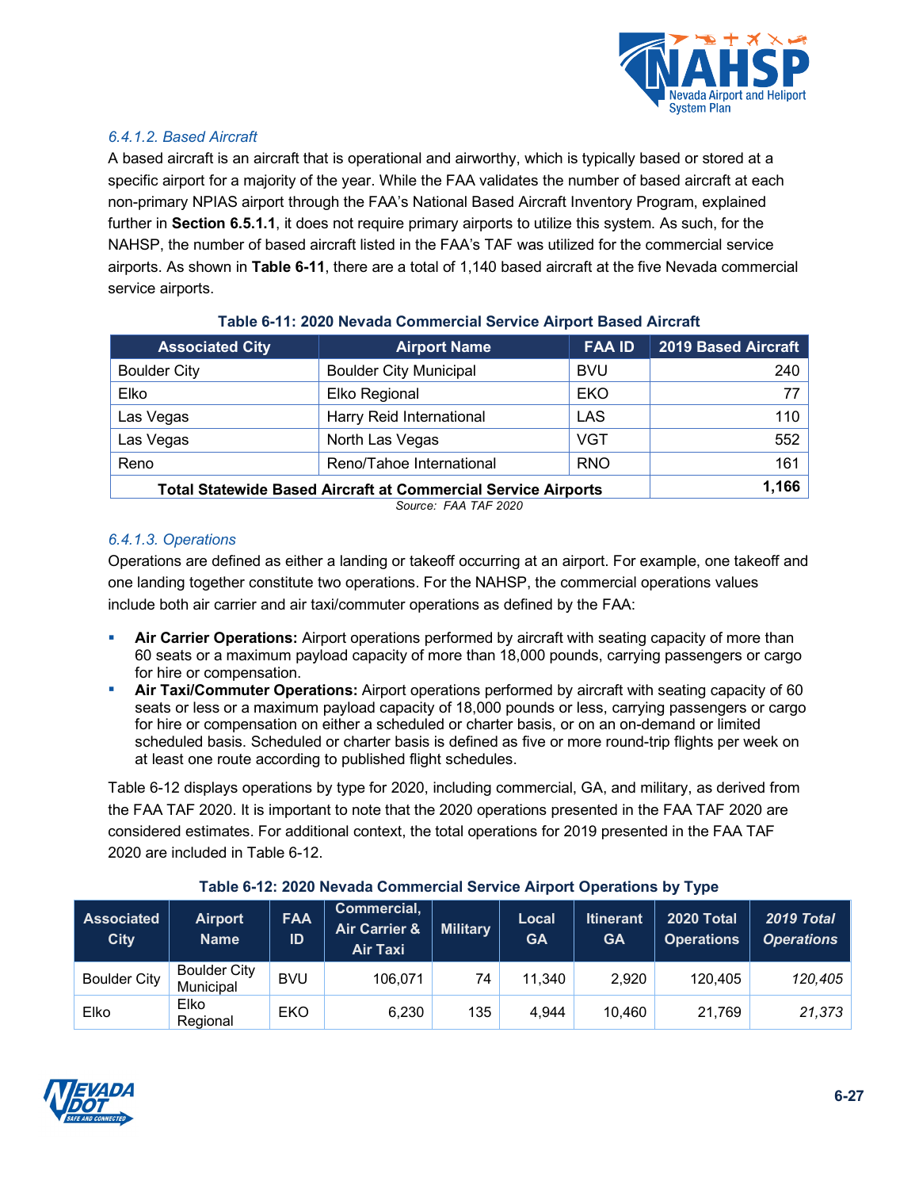#### *6.4.1.2. Based Aircraft*

A based aircraft is an aircraft that is operational and airworthy, which is typically based or stored at a specific airport for a majority of the year. While the FAA validates the number of based aircraft at each non-primary NPIAS airport through the FAA's National Based Aircraft Inventory Program, explained further in **Section 6.5.1.1**, it does not require primary airports to utilize this system. As such, for the NAHSP, the number of based aircraft listed in the FAA's TAF was utilized for the commercial service airports. As shown in **Table 6-11**, there are a total of 1,140 based aircraft at the five Nevada commercial service airports.

**Table 6-11: 2020 Nevada Commercial Service Airport Based Aircraft**

| Associated City | Airport Name | FAA ID | 2019 Based Aircraft |
|---|---|---|---|
| Boulder City | Boulder City Municipal | BVU | 240 |
| Elko | Elko Regional | EKO | 77 |
| Las Vegas | Harry Reid International | LAS | 110 |
| Las Vegas | North Las Vegas | VGT | 552 |
| Reno | Reno/Tahoe International | RNO | 161 |
| **Total Statewide Based Aircraft at Commercial Service Airports** | | | **1,166** |

*Source: FAA TAF 2020*

#### *6.4.1.3. Operations*

Operations are defined as either a landing or takeoff occurring at an airport. For example, one takeoff and one landing together constitute two operations. For the NAHSP, the commercial operations values include both air carrier and air taxi/commuter operations as defined by the FAA:

- **Air Carrier Operations:** Airport operations performed by aircraft with seating capacity of more than 60 seats or a maximum payload capacity of more than 18,000 pounds, carrying passengers or cargo for hire or compensation.
- **Air Taxi/Commuter Operations:** Airport operations performed by aircraft with seating capacity of 60 seats or less or a maximum payload capacity of 18,000 pounds or less, carrying passengers or cargo for hire or compensation on either a scheduled or charter basis, or on an on-demand or limited scheduled basis. Scheduled or charter basis is defined as five or more round-trip flights per week on at least one route according to published flight schedules.

Table 6-12 displays operations by type for 2020, including commercial, GA, and military, as derived from the FAA TAF 2020. It is important to note that the 2020 operations presented in the FAA TAF 2020 are considered estimates. For additional context, the total operations for 2019 presented in the FAA TAF 2020 are included in Table 6-12.

**Table 6-12: 2020 Nevada Commercial Service Airport Operations by Type**

| Associated City | Airport Name | FAA ID | Commercial, Air Carrier & Air Taxi | Military | Local GA | Itinerant GA | 2020 Total Operations | *2019 Total Operations* |
|---|---|---|---|---|---|---|---|---|
| Boulder City | Boulder City Municipal | BVU | 106,071 | 74 | 11,340 | 2,920 | 120,405 | *120,405* |
| Elko | Elko Regional | EKO | 6,230 | 135 | 4,944 | 10,460 | 21,769 | *21,373* |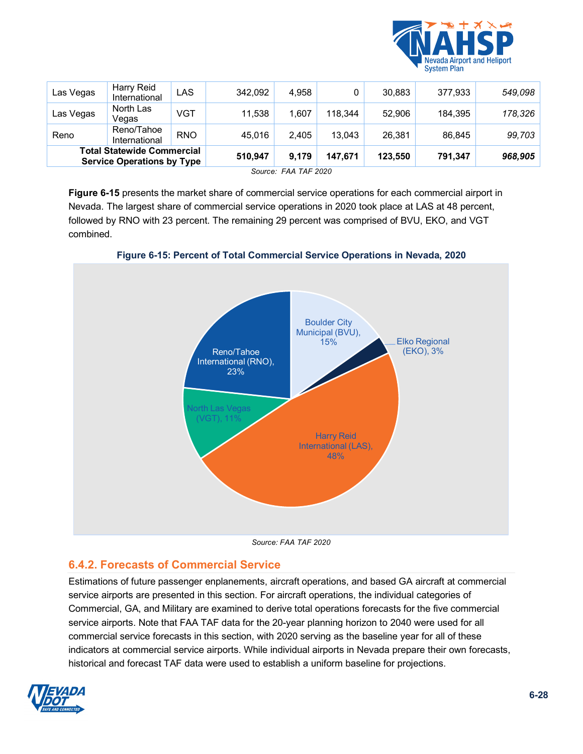| Las Vegas | Harry Reid International | LAS | 342,092 | 4,958 | 0 | 30,883 | 377,933 | *549,098* |
|---|---|---|---|---|---|---|---|---|
| Las Vegas | North Las Vegas | VGT | 11,538 | 1,607 | 118,344 | 52,906 | 184,395 | *178,326* |
| Reno | Reno/Tahoe International | RNO | 45,016 | 2,405 | 13,043 | 26,381 | 86,845 | *99,703* |
| **Total Statewide Commercial Service Operations by Type** | | | **510,947** | **9,179** | **147,671** | **123,550** | **791,347** | ***968,905*** |

*Source: FAA TAF 2020*

**Figure 6-15** presents the market share of commercial service operations for each commercial airport in Nevada. The largest share of commercial service operations in 2020 took place at LAS at 48 percent, followed by RNO with 23 percent. The remaining 29 percent was comprised of BVU, EKO, and VGT combined.

**Figure 6-15: Percent of Total Commercial Service Operations in Nevada, 2020**

*Source: FAA TAF 2020*

## 6.4.2. Forecasts of Commercial Service

Estimations of future passenger enplanements, aircraft operations, and based GA aircraft at commercial service airports are presented in this section. For aircraft operations, the individual categories of Commercial, GA, and Military are examined to derive total operations forecasts for the five commercial service airports. Note that FAA TAF data for the 20-year planning horizon to 2040 were used for all commercial service forecasts in this section, with 2020 serving as the baseline year for all of these indicators at commercial service airports. While individual airports in Nevada prepare their own forecasts, historical and forecast TAF data were used to establish a uniform baseline for projections.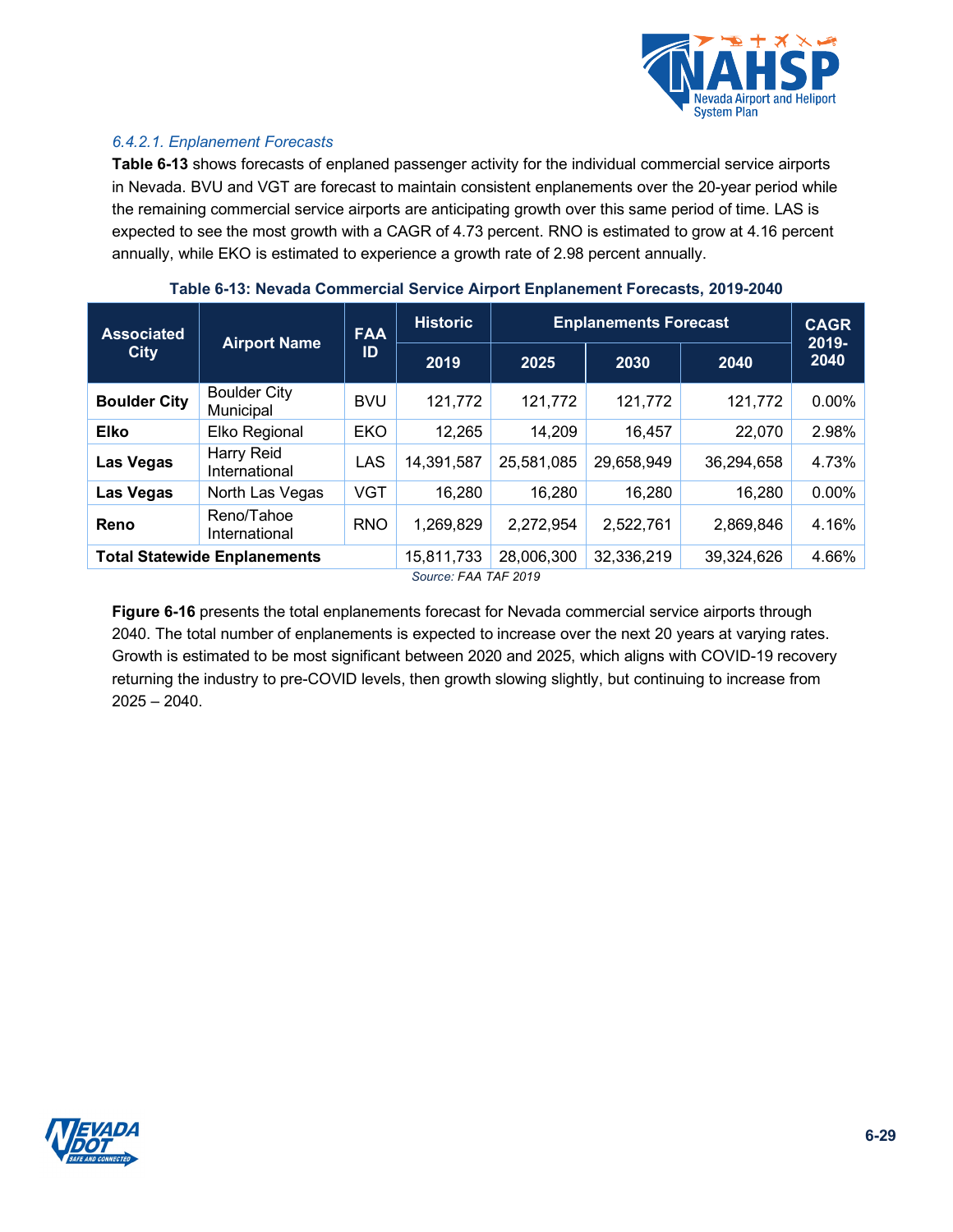#### *6.4.2.1. Enplanement Forecasts*

**Table 6-13** shows forecasts of enplaned passenger activity for the individual commercial service airports in Nevada. BVU and VGT are forecast to maintain consistent enplanements over the 20-year period while the remaining commercial service airports are anticipating growth over this same period of time. LAS is expected to see the most growth with a CAGR of 4.73 percent. RNO is estimated to grow at 4.16 percent annually, while EKO is estimated to experience a growth rate of 2.98 percent annually.

**Table 6-13: Nevada Commercial Service Airport Enplanement Forecasts, 2019-2040**

| Associated City | Airport Name | FAA ID | Historic | Enplanements Forecast | | | CAGR 2019-2040 |
|---|---|---|---|---|---|---|---|
| | | | 2019 | 2025 | 2030 | 2040 | |
| **Boulder City** | Boulder City Municipal | BVU | 121,772 | 121,772 | 121,772 | 121,772 | 0.00% |
| **Elko** | Elko Regional | EKO | 12,265 | 14,209 | 16,457 | 22,070 | 2.98% |
| **Las Vegas** | Harry Reid International | LAS | 14,391,587 | 25,581,085 | 29,658,949 | 36,294,658 | 4.73% |
| **Las Vegas** | North Las Vegas | VGT | 16,280 | 16,280 | 16,280 | 16,280 | 0.00% |
| **Reno** | Reno/Tahoe International | RNO | 1,269,829 | 2,272,954 | 2,522,761 | 2,869,846 | 4.16% |
| **Total Statewide Enplanements** | | | 15,811,733 | 28,006,300 | 32,336,219 | 39,324,626 | 4.66% |

*Source: FAA TAF 2019*

**Figure 6-16** presents the total enplanements forecast for Nevada commercial service airports through 2040. The total number of enplanements is expected to increase over the next 20 years at varying rates. Growth is estimated to be most significant between 2020 and 2025, which aligns with COVID-19 recovery returning the industry to pre-COVID levels, then growth slowing slightly, but continuing to increase from 2025 – 2040.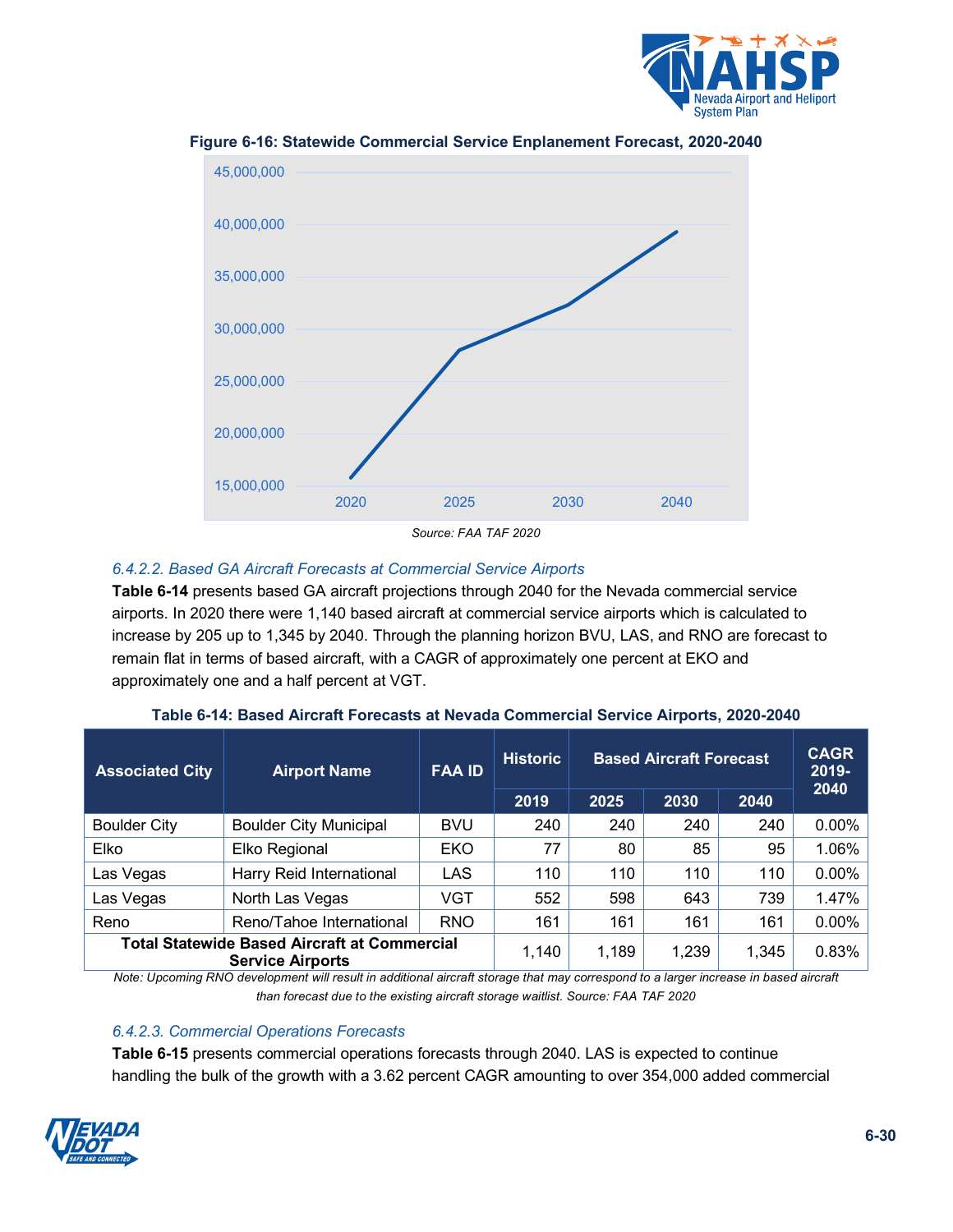**Figure 6-16: Statewide Commercial Service Enplanement Forecast, 2020-2040**

*Source: FAA TAF 2020*

### *6.4.2.2. Based GA Aircraft Forecasts at Commercial Service Airports*

**Table 6-14** presents based GA aircraft projections through 2040 for the Nevada commercial service airports. In 2020 there were 1,140 based aircraft at commercial service airports which is calculated to increase by 205 up to 1,345 by 2040. Through the planning horizon BVU, LAS, and RNO are forecast to remain flat in terms of based aircraft, with a CAGR of approximately one percent at EKO and approximately one and a half percent at VGT.

**Table 6-14: Based Aircraft Forecasts at Nevada Commercial Service Airports, 2020-2040**

| Associated City | Airport Name | FAA ID | Historic | Based Aircraft Forecast | | | CAGR 2019-2040 |
|---|---|---|---|---|---|---|---|
| | | | 2019 | 2025 | 2030 | 2040 | |
| Boulder City | Boulder City Municipal | BVU | 240 | 240 | 240 | 240 | 0.00% |
| Elko | Elko Regional | EKO | 77 | 80 | 85 | 95 | 1.06% |
| Las Vegas | Harry Reid International | LAS | 110 | 110 | 110 | 110 | 0.00% |
| Las Vegas | North Las Vegas | VGT | 552 | 598 | 643 | 739 | 1.47% |
| Reno | Reno/Tahoe International | RNO | 161 | 161 | 161 | 161 | 0.00% |
| **Total Statewide Based Aircraft at Commercial Service Airports** | | | 1,140 | 1,189 | 1,239 | 1,345 | 0.83% |

*Note: Upcoming RNO development will result in additional aircraft storage that may correspond to a larger increase in based aircraft than forecast due to the existing aircraft storage waitlist. Source: FAA TAF 2020*

### *6.4.2.3. Commercial Operations Forecasts*

**Table 6-15** presents commercial operations forecasts through 2040. LAS is expected to continue handling the bulk of the growth with a 3.62 percent CAGR amounting to over 354,000 added commercial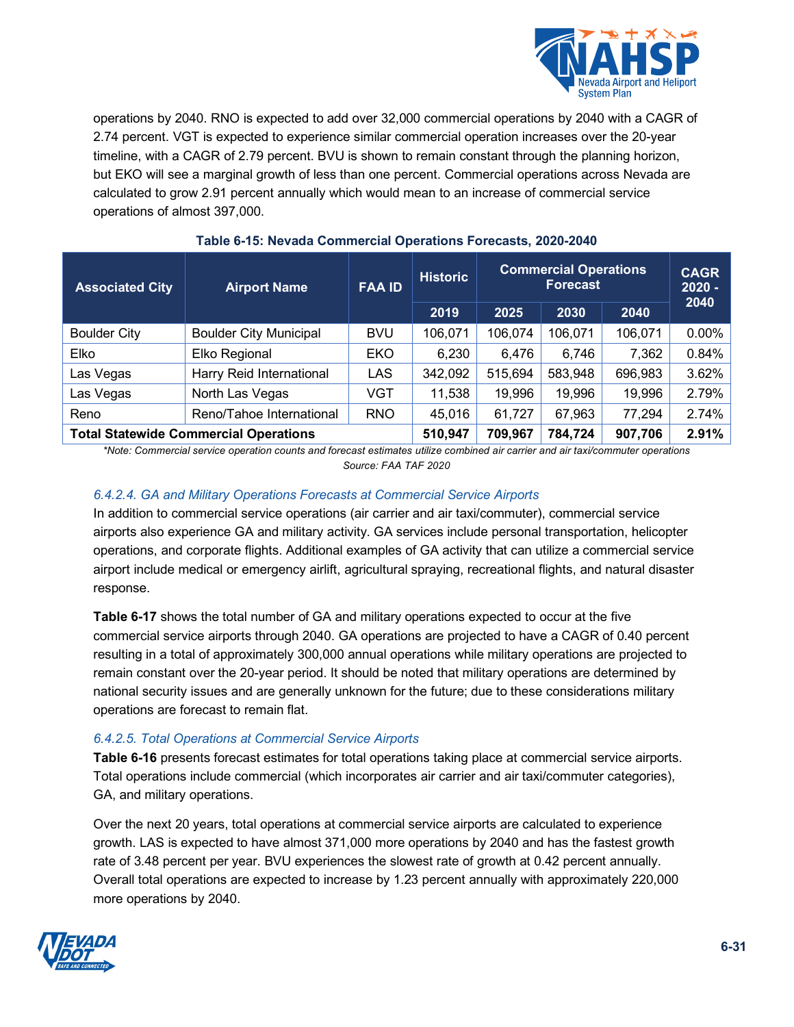operations by 2040. RNO is expected to add over 32,000 commercial operations by 2040 with a CAGR of 2.74 percent. VGT is expected to experience similar commercial operation increases over the 20-year timeline, with a CAGR of 2.79 percent. BVU is shown to remain constant through the planning horizon, but EKO will see a marginal growth of less than one percent. Commercial operations across Nevada are calculated to grow 2.91 percent annually which would mean to an increase of commercial service operations of almost 397,000.

**Table 6-15: Nevada Commercial Operations Forecasts, 2020-2040**

| Associated City | Airport Name | FAA ID | Historic | Commercial Operations Forecast | | | CAGR 2020 - 2040 |
|---|---|---|---|---|---|---|---|
| | | | 2019 | 2025 | 2030 | 2040 | |
| Boulder City | Boulder City Municipal | BVU | 106,071 | 106,074 | 106,071 | 106,071 | 0.00% |
| Elko | Elko Regional | EKO | 6,230 | 6,476 | 6,746 | 7,362 | 0.84% |
| Las Vegas | Harry Reid International | LAS | 342,092 | 515,694 | 583,948 | 696,983 | 3.62% |
| Las Vegas | North Las Vegas | VGT | 11,538 | 19,996 | 19,996 | 19,996 | 2.79% |
| Reno | Reno/Tahoe International | RNO | 45,016 | 61,727 | 67,963 | 77,294 | 2.74% |
| **Total Statewide Commercial Operations** | | | **510,947** | **709,967** | **784,724** | **907,706** | **2.91%** |

*\*Note: Commercial service operation counts and forecast estimates utilize combined air carrier and air taxi/commuter operations*

*Source: FAA TAF 2020*

### *6.4.2.4. GA and Military Operations Forecasts at Commercial Service Airports*

In addition to commercial service operations (air carrier and air taxi/commuter), commercial service airports also experience GA and military activity. GA services include personal transportation, helicopter operations, and corporate flights. Additional examples of GA activity that can utilize a commercial service airport include medical or emergency airlift, agricultural spraying, recreational flights, and natural disaster response.

**Table 6-17** shows the total number of GA and military operations expected to occur at the five commercial service airports through 2040. GA operations are projected to have a CAGR of 0.40 percent resulting in a total of approximately 300,000 annual operations while military operations are projected to remain constant over the 20-year period. It should be noted that military operations are determined by national security issues and are generally unknown for the future; due to these considerations military operations are forecast to remain flat.

### *6.4.2.5. Total Operations at Commercial Service Airports*

**Table 6-16** presents forecast estimates for total operations taking place at commercial service airports. Total operations include commercial (which incorporates air carrier and air taxi/commuter categories), GA, and military operations.

Over the next 20 years, total operations at commercial service airports are calculated to experience growth. LAS is expected to have almost 371,000 more operations by 2040 and has the fastest growth rate of 3.48 percent per year. BVU experiences the slowest rate of growth at 0.42 percent annually. Overall total operations are expected to increase by 1.23 percent annually with approximately 220,000 more operations by 2040.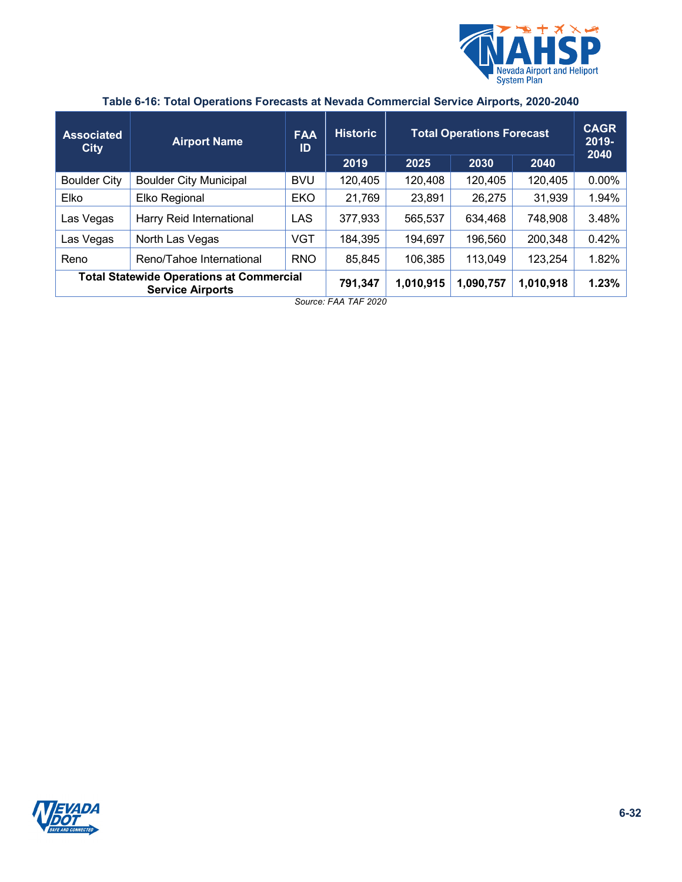**Table 6-16: Total Operations Forecasts at Nevada Commercial Service Airports, 2020-2040**

| Associated City | Airport Name | FAA ID | Historic | Total Operations Forecast | | | CAGR 2019-2040 |
|---|---|---|---|---|---|---|---|
| | | | 2019 | 2025 | 2030 | 2040 | |
| Boulder City | Boulder City Municipal | BVU | 120,405 | 120,408 | 120,405 | 120,405 | 0.00% |
| Elko | Elko Regional | EKO | 21,769 | 23,891 | 26,275 | 31,939 | 1.94% |
| Las Vegas | Harry Reid International | LAS | 377,933 | 565,537 | 634,468 | 748,908 | 3.48% |
| Las Vegas | North Las Vegas | VGT | 184,395 | 194,697 | 196,560 | 200,348 | 0.42% |
| Reno | Reno/Tahoe International | RNO | 85,845 | 106,385 | 113,049 | 123,254 | 1.82% |
| **Total Statewide Operations at Commercial Service Airports** | | | **791,347** | **1,010,915** | **1,090,757** | **1,010,918** | **1.23%** |

*Source: FAA TAF 2020*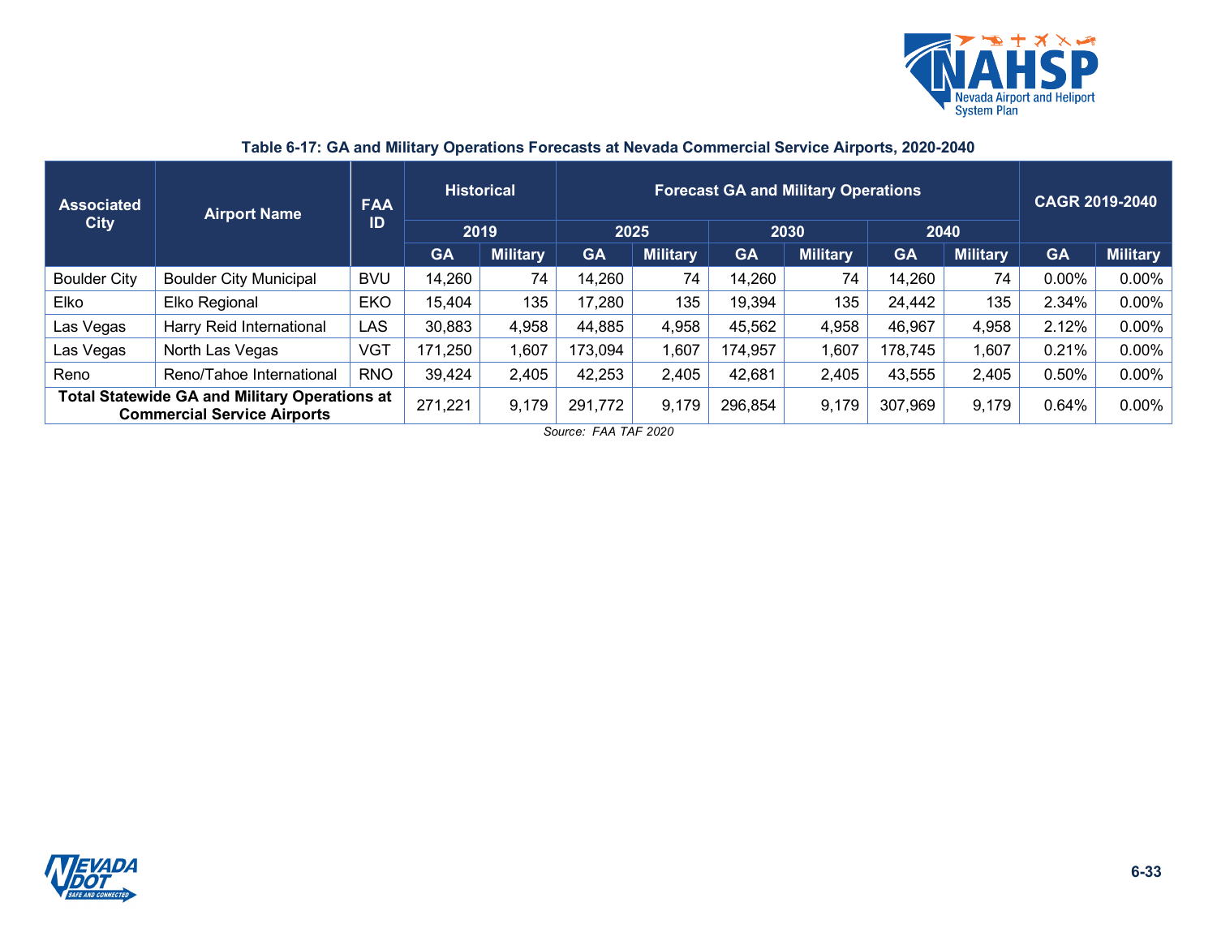**Table 6-17: GA and Military Operations Forecasts at Nevada Commercial Service Airports, 2020-2040**

| Associated City | Airport Name | FAA ID | Historical | | Forecast GA and Military Operations | | | | | | CAGR 2019-2040 | |
|---|---|---|---|---|---|---|---|---|---|---|---|---|
| | | | 2019 | | 2025 | | 2030 | | 2040 | | | |
| | | | GA | Military | GA | Military | GA | Military | GA | Military | GA | Military |
| Boulder City | Boulder City Municipal | BVU | 14,260 | 74 | 14,260 | 74 | 14,260 | 74 | 14,260 | 74 | 0.00% | 0.00% |
| Elko | Elko Regional | EKO | 15,404 | 135 | 17,280 | 135 | 19,394 | 135 | 24,442 | 135 | 2.34% | 0.00% |
| Las Vegas | Harry Reid International | LAS | 30,883 | 4,958 | 44,885 | 4,958 | 45,562 | 4,958 | 46,967 | 4,958 | 2.12% | 0.00% |
| Las Vegas | North Las Vegas | VGT | 171,250 | 1,607 | 173,094 | 1,607 | 174,957 | 1,607 | 178,745 | 1,607 | 0.21% | 0.00% |
| Reno | Reno/Tahoe International | RNO | 39,424 | 2,405 | 42,253 | 2,405 | 42,681 | 2,405 | 43,555 | 2,405 | 0.50% | 0.00% |
| **Total Statewide GA and Military Operations at Commercial Service Airports** | | | 271,221 | 9,179 | 291,772 | 9,179 | 296,854 | 9,179 | 307,969 | 9,179 | 0.64% | 0.00% |

*Source: FAA TAF 2020*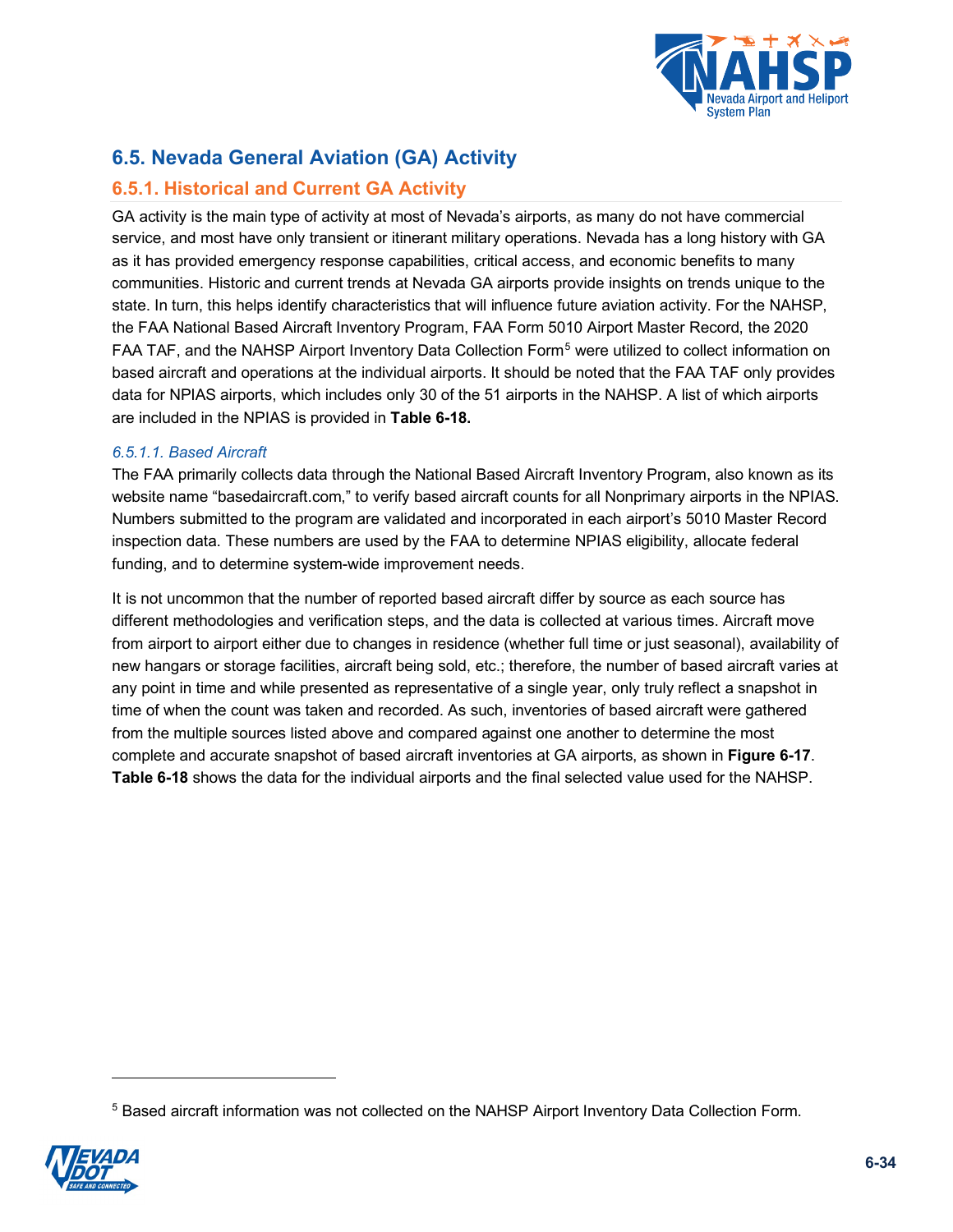## 6.5. Nevada General Aviation (GA) Activity

### 6.5.1. Historical and Current GA Activity

GA activity is the main type of activity at most of Nevada's airports, as many do not have commercial service, and most have only transient or itinerant military operations. Nevada has a long history with GA as it has provided emergency response capabilities, critical access, and economic benefits to many communities. Historic and current trends at Nevada GA airports provide insights on trends unique to the state. In turn, this helps identify characteristics that will influence future aviation activity. For the NAHSP, the FAA National Based Aircraft Inventory Program, FAA Form 5010 Airport Master Record, the 2020 FAA TAF, and the NAHSP Airport Inventory Data Collection Form[5] were utilized to collect information on based aircraft and operations at the individual airports. It should be noted that the FAA TAF only provides data for NPIAS airports, which includes only 30 of the 51 airports in the NAHSP. A list of which airports are included in the NPIAS is provided in **Table 6-18.**

#### *6.5.1.1. Based Aircraft*

The FAA primarily collects data through the National Based Aircraft Inventory Program, also known as its website name "basedaircraft.com," to verify based aircraft counts for all Nonprimary airports in the NPIAS. Numbers submitted to the program are validated and incorporated in each airport's 5010 Master Record inspection data. These numbers are used by the FAA to determine NPIAS eligibility, allocate federal funding, and to determine system-wide improvement needs.

It is not uncommon that the number of reported based aircraft differ by source as each source has different methodologies and verification steps, and the data is collected at various times. Aircraft move from airport to airport either due to changes in residence (whether full time or just seasonal), availability of new hangars or storage facilities, aircraft being sold, etc.; therefore, the number of based aircraft varies at any point in time and while presented as representative of a single year, only truly reflect a snapshot in time of when the count was taken and recorded. As such, inventories of based aircraft were gathered from the multiple sources listed above and compared against one another to determine the most complete and accurate snapshot of based aircraft inventories at GA airports, as shown in **Figure 6-17**. **Table 6-18** shows the data for the individual airports and the final selected value used for the NAHSP.

---

[5] Based aircraft information was not collected on the NAHSP Airport Inventory Data Collection Form.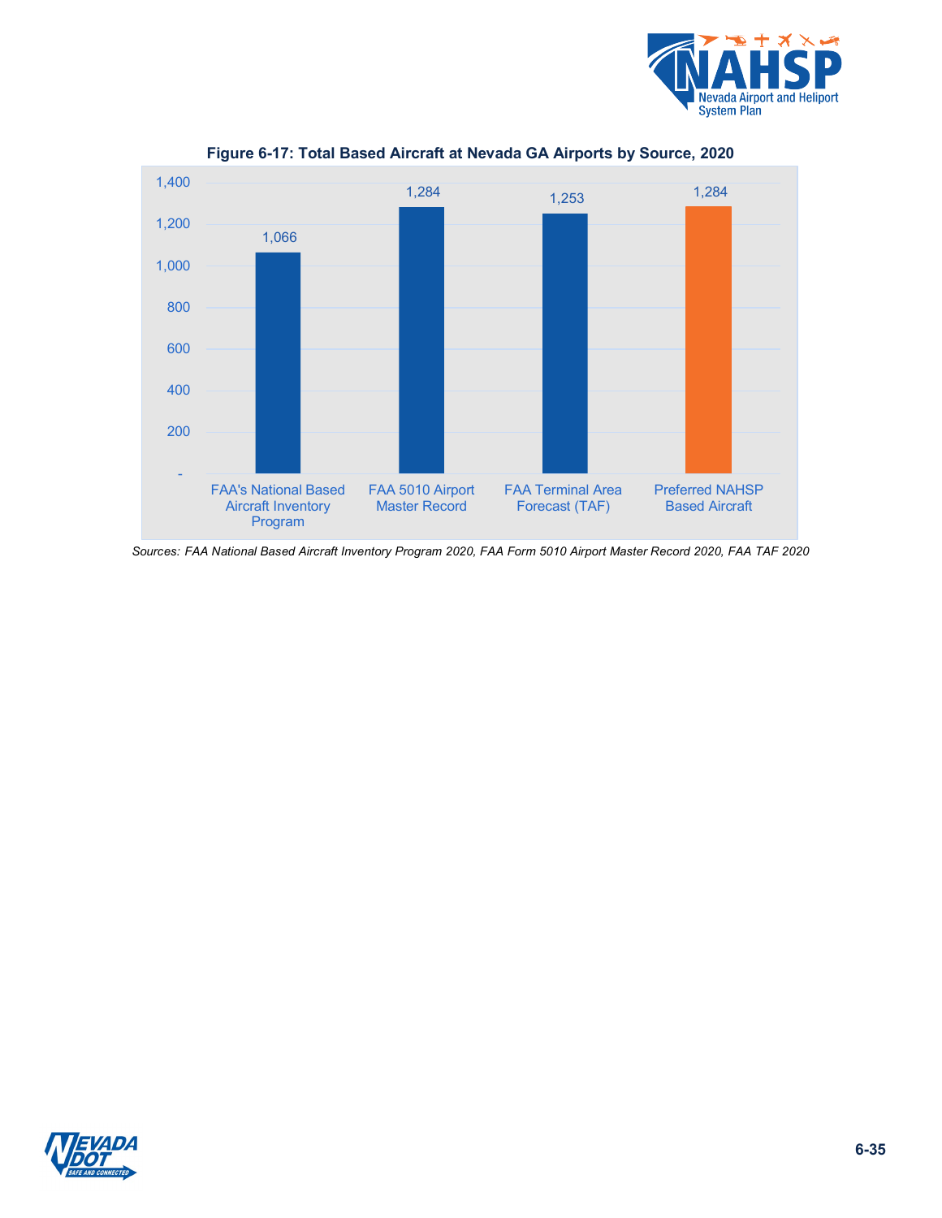**Figure 6-17: Total Based Aircraft at Nevada GA Airports by Source, 2020**

| Source | Based Aircraft |
|---|---|
| FAA's National Based Aircraft Inventory Program | 1,066 |
| FAA 5010 Airport Master Record | 1,284 |
| FAA Terminal Area Forecast (TAF) | 1,253 |
| Preferred NAHSP Based Aircraft | 1,284 |

*Sources: FAA National Based Aircraft Inventory Program 2020, FAA Form 5010 Airport Master Record 2020, FAA TAF 2020*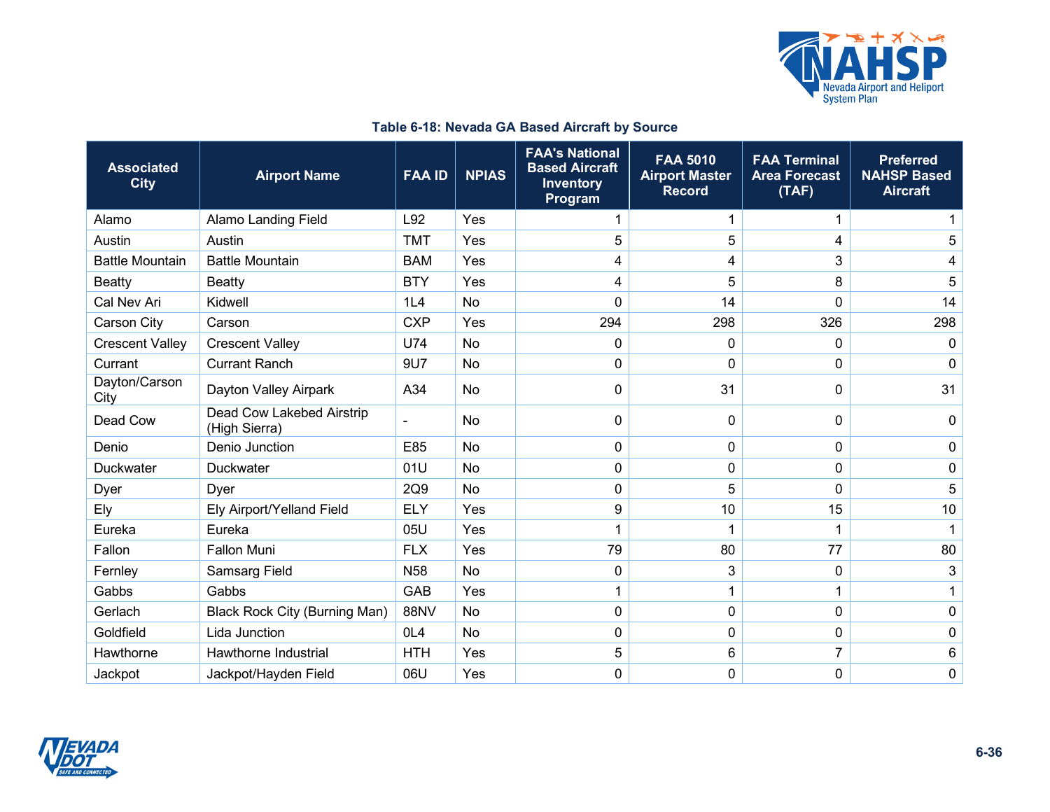**Table 6-18: Nevada GA Based Aircraft by Source**

| Associated City | Airport Name | FAA ID | NPIAS | FAA's National Based Aircraft Inventory Program | FAA 5010 Airport Master Record | FAA Terminal Area Forecast (TAF) | Preferred NAHSP Based Aircraft |
|---|---|---|---|---|---|---|---|
| Alamo | Alamo Landing Field | L92 | Yes | 1 | 1 | 1 | 1 |
| Austin | Austin | TMT | Yes | 5 | 5 | 4 | 5 |
| Battle Mountain | Battle Mountain | BAM | Yes | 4 | 4 | 3 | 4 |
| Beatty | Beatty | BTY | Yes | 4 | 5 | 8 | 5 |
| Cal Nev Ari | Kidwell | 1L4 | No | 0 | 14 | 0 | 14 |
| Carson City | Carson | CXP | Yes | 294 | 298 | 326 | 298 |
| Crescent Valley | Crescent Valley | U74 | No | 0 | 0 | 0 | 0 |
| Currant | Currant Ranch | 9U7 | No | 0 | 0 | 0 | 0 |
| Dayton/Carson City | Dayton Valley Airpark | A34 | No | 0 | 31 | 0 | 31 |
| Dead Cow | Dead Cow Lakebed Airstrip (High Sierra) | - | No | 0 | 0 | 0 | 0 |
| Denio | Denio Junction | E85 | No | 0 | 0 | 0 | 0 |
| Duckwater | Duckwater | 01U | No | 0 | 0 | 0 | 0 |
| Dyer | Dyer | 2Q9 | No | 0 | 5 | 0 | 5 |
| Ely | Ely Airport/Yelland Field | ELY | Yes | 9 | 10 | 15 | 10 |
| Eureka | Eureka | 05U | Yes | 1 | 1 | 1 | 1 |
| Fallon | Fallon Muni | FLX | Yes | 79 | 80 | 77 | 80 |
| Fernley | Samsarg Field | N58 | No | 0 | 3 | 0 | 3 |
| Gabbs | Gabbs | GAB | Yes | 1 | 1 | 1 | 1 |
| Gerlach | Black Rock City (Burning Man) | 88NV | No | 0 | 0 | 0 | 0 |
| Goldfield | Lida Junction | 0L4 | No | 0 | 0 | 0 | 0 |
| Hawthorne | Hawthorne Industrial | HTH | Yes | 5 | 6 | 7 | 6 |
| Jackpot | Jackpot/Hayden Field | 06U | Yes | 0 | 0 | 0 | 0 |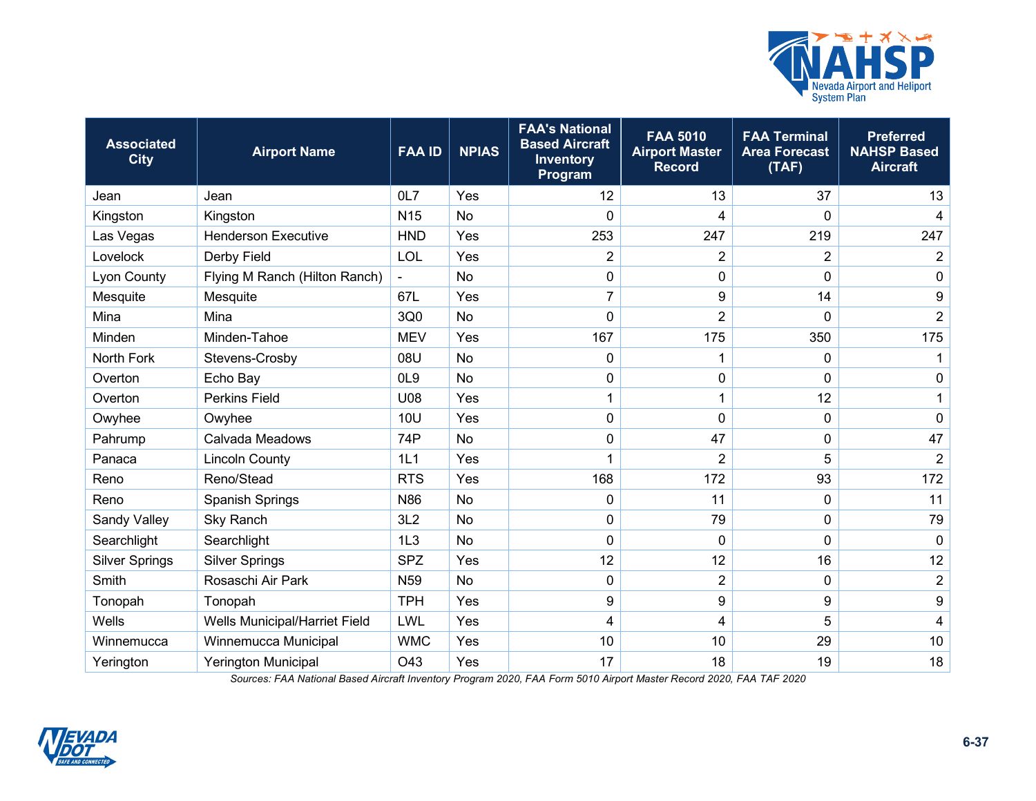| Associated City | Airport Name | FAA ID | NPIAS | FAA's National Based Aircraft Inventory Program | FAA 5010 Airport Master Record | FAA Terminal Area Forecast (TAF) | Preferred NAHSP Based Aircraft |
|---|---|---|---|---|---|---|---|
| Jean | Jean | 0L7 | Yes | 12 | 13 | 37 | 13 |
| Kingston | Kingston | N15 | No | 0 | 4 | 0 | 4 |
| Las Vegas | Henderson Executive | HND | Yes | 253 | 247 | 219 | 247 |
| Lovelock | Derby Field | LOL | Yes | 2 | 2 | 2 | 2 |
| Lyon County | Flying M Ranch (Hilton Ranch) | - | No | 0 | 0 | 0 | 0 |
| Mesquite | Mesquite | 67L | Yes | 7 | 9 | 14 | 9 |
| Mina | Mina | 3Q0 | No | 0 | 2 | 0 | 2 |
| Minden | Minden-Tahoe | MEV | Yes | 167 | 175 | 350 | 175 |
| North Fork | Stevens-Crosby | 08U | No | 0 | 1 | 0 | 1 |
| Overton | Echo Bay | 0L9 | No | 0 | 0 | 0 | 0 |
| Overton | Perkins Field | U08 | Yes | 1 | 1 | 12 | 1 |
| Owyhee | Owyhee | 10U | Yes | 0 | 0 | 0 | 0 |
| Pahrump | Calvada Meadows | 74P | No | 0 | 47 | 0 | 47 |
| Panaca | Lincoln County | 1L1 | Yes | 1 | 2 | 5 | 2 |
| Reno | Reno/Stead | RTS | Yes | 168 | 172 | 93 | 172 |
| Reno | Spanish Springs | N86 | No | 0 | 11 | 0 | 11 |
| Sandy Valley | Sky Ranch | 3L2 | No | 0 | 79 | 0 | 79 |
| Searchlight | Searchlight | 1L3 | No | 0 | 0 | 0 | 0 |
| Silver Springs | Silver Springs | SPZ | Yes | 12 | 12 | 16 | 12 |
| Smith | Rosaschi Air Park | N59 | No | 0 | 2 | 0 | 2 |
| Tonopah | Tonopah | TPH | Yes | 9 | 9 | 9 | 9 |
| Wells | Wells Municipal/Harriet Field | LWL | Yes | 4 | 4 | 5 | 4 |
| Winnemucca | Winnemucca Municipal | WMC | Yes | 10 | 10 | 29 | 10 |
| Yerington | Yerington Municipal | O43 | Yes | 17 | 18 | 19 | 18 |

*Sources: FAA National Based Aircraft Inventory Program 2020, FAA Form 5010 Airport Master Record 2020, FAA TAF 2020*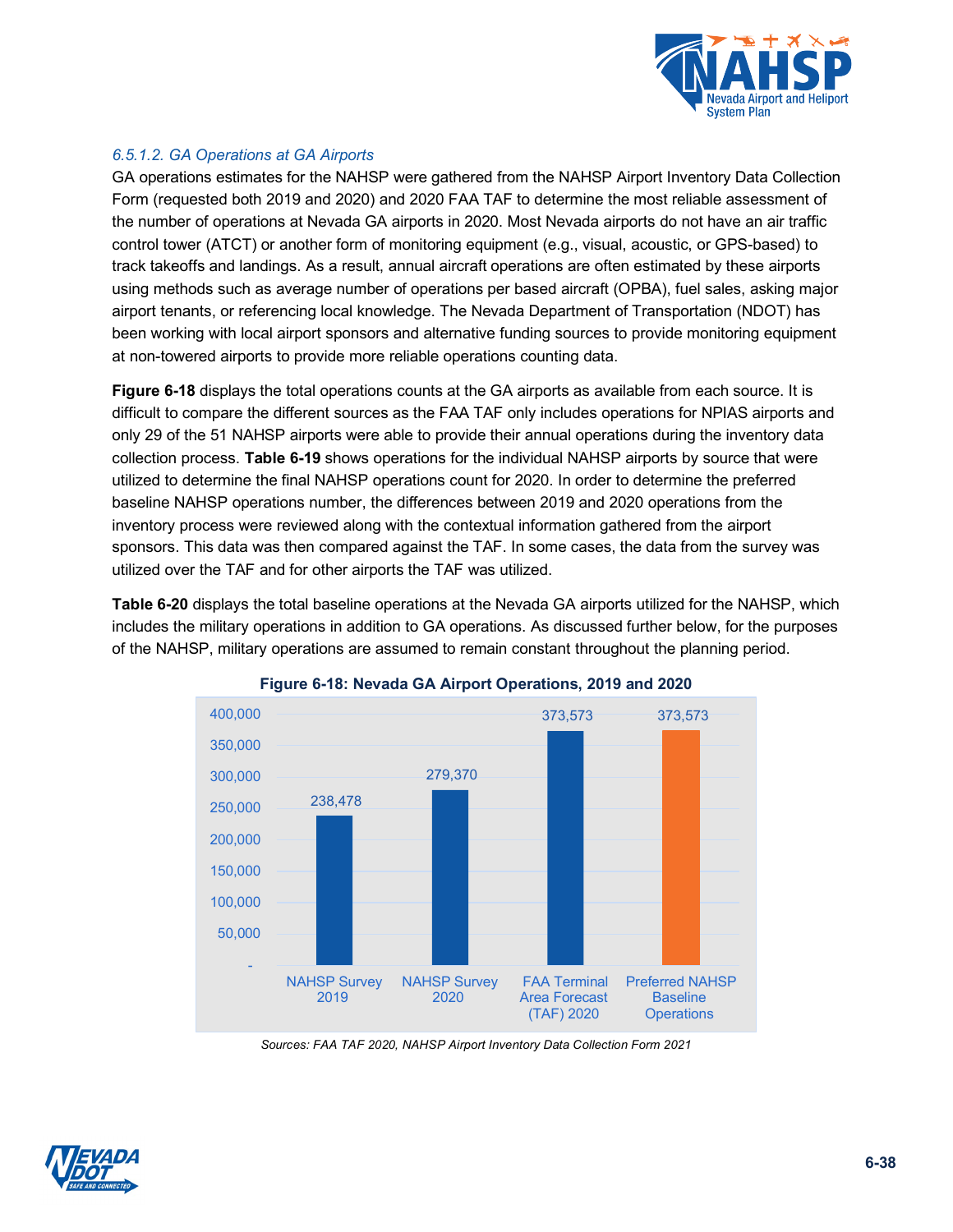*6.5.1.2. GA Operations at GA Airports*

GA operations estimates for the NAHSP were gathered from the NAHSP Airport Inventory Data Collection Form (requested both 2019 and 2020) and 2020 FAA TAF to determine the most reliable assessment of the number of operations at Nevada GA airports in 2020. Most Nevada airports do not have an air traffic control tower (ATCT) or another form of monitoring equipment (e.g., visual, acoustic, or GPS-based) to track takeoffs and landings. As a result, annual aircraft operations are often estimated by these airports using methods such as average number of operations per based aircraft (OPBA), fuel sales, asking major airport tenants, or referencing local knowledge. The Nevada Department of Transportation (NDOT) has been working with local airport sponsors and alternative funding sources to provide monitoring equipment at non-towered airports to provide more reliable operations counting data.

**Figure 6-18** displays the total operations counts at the GA airports as available from each source. It is difficult to compare the different sources as the FAA TAF only includes operations for NPIAS airports and only 29 of the 51 NAHSP airports were able to provide their annual operations during the inventory data collection process. **Table 6-19** shows operations for the individual NAHSP airports by source that were utilized to determine the final NAHSP operations count for 2020. In order to determine the preferred baseline NAHSP operations number, the differences between 2019 and 2020 operations from the inventory process were reviewed along with the contextual information gathered from the airport sponsors. This data was then compared against the TAF. In some cases, the data from the survey was utilized over the TAF and for other airports the TAF was utilized.

**Table 6-20** displays the total baseline operations at the Nevada GA airports utilized for the NAHSP, which includes the military operations in addition to GA operations. As discussed further below, for the purposes of the NAHSP, military operations are assumed to remain constant throughout the planning period.

**Figure 6-18: Nevada GA Airport Operations, 2019 and 2020**

| Source | Operations |
|---|---|
| NAHSP Survey 2019 | 238,478 |
| NAHSP Survey 2020 | 279,370 |
| FAA Terminal Area Forecast (TAF) 2020 | 373,573 |
| Preferred NAHSP Baseline Operations | 373,573 |

*Sources: FAA TAF 2020, NAHSP Airport Inventory Data Collection Form 2021*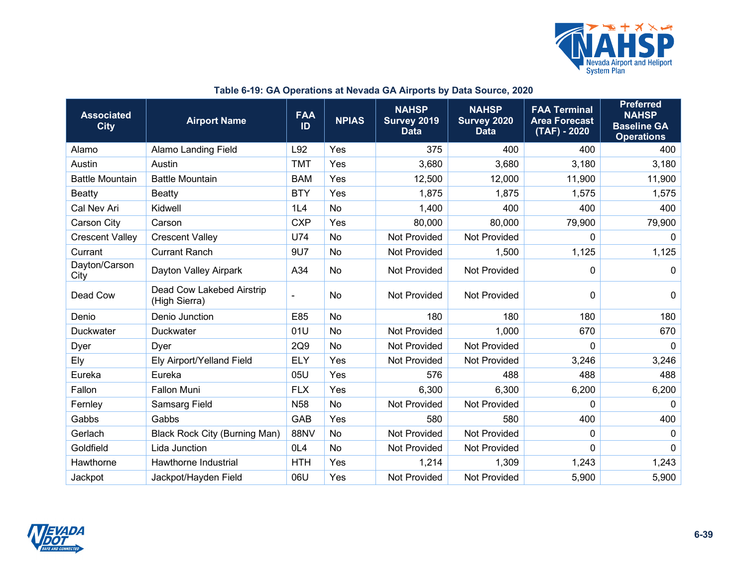**Table 6-19: GA Operations at Nevada GA Airports by Data Source, 2020**

| Associated City | Airport Name | FAA ID | NPIAS | NAHSP Survey 2019 Data | NAHSP Survey 2020 Data | FAA Terminal Area Forecast (TAF) - 2020 | Preferred NAHSP Baseline GA Operations |
|---|---|---|---|---|---|---|---|
| Alamo | Alamo Landing Field | L92 | Yes | 375 | 400 | 400 | 400 |
| Austin | Austin | TMT | Yes | 3,680 | 3,680 | 3,180 | 3,180 |
| Battle Mountain | Battle Mountain | BAM | Yes | 12,500 | 12,000 | 11,900 | 11,900 |
| Beatty | Beatty | BTY | Yes | 1,875 | 1,875 | 1,575 | 1,575 |
| Cal Nev Ari | Kidwell | 1L4 | No | 1,400 | 400 | 400 | 400 |
| Carson City | Carson | CXP | Yes | 80,000 | 80,000 | 79,900 | 79,900 |
| Crescent Valley | Crescent Valley | U74 | No | Not Provided | Not Provided | 0 | 0 |
| Currant | Currant Ranch | 9U7 | No | Not Provided | 1,500 | 1,125 | 1,125 |
| Dayton/Carson City | Dayton Valley Airpark | A34 | No | Not Provided | Not Provided | 0 | 0 |
| Dead Cow | Dead Cow Lakebed Airstrip (High Sierra) | - | No | Not Provided | Not Provided | 0 | 0 |
| Denio | Denio Junction | E85 | No | 180 | 180 | 180 | 180 |
| Duckwater | Duckwater | 01U | No | Not Provided | 1,000 | 670 | 670 |
| Dyer | Dyer | 2Q9 | No | Not Provided | Not Provided | 0 | 0 |
| Ely | Ely Airport/Yelland Field | ELY | Yes | Not Provided | Not Provided | 3,246 | 3,246 |
| Eureka | Eureka | 05U | Yes | 576 | 488 | 488 | 488 |
| Fallon | Fallon Muni | FLX | Yes | 6,300 | 6,300 | 6,200 | 6,200 |
| Fernley | Samsarg Field | N58 | No | Not Provided | Not Provided | 0 | 0 |
| Gabbs | Gabbs | GAB | Yes | 580 | 580 | 400 | 400 |
| Gerlach | Black Rock City (Burning Man) | 88NV | No | Not Provided | Not Provided | 0 | 0 |
| Goldfield | Lida Junction | 0L4 | No | Not Provided | Not Provided | 0 | 0 |
| Hawthorne | Hawthorne Industrial | HTH | Yes | 1,214 | 1,309 | 1,243 | 1,243 |
| Jackpot | Jackpot/Hayden Field | 06U | Yes | Not Provided | Not Provided | 5,900 | 5,900 |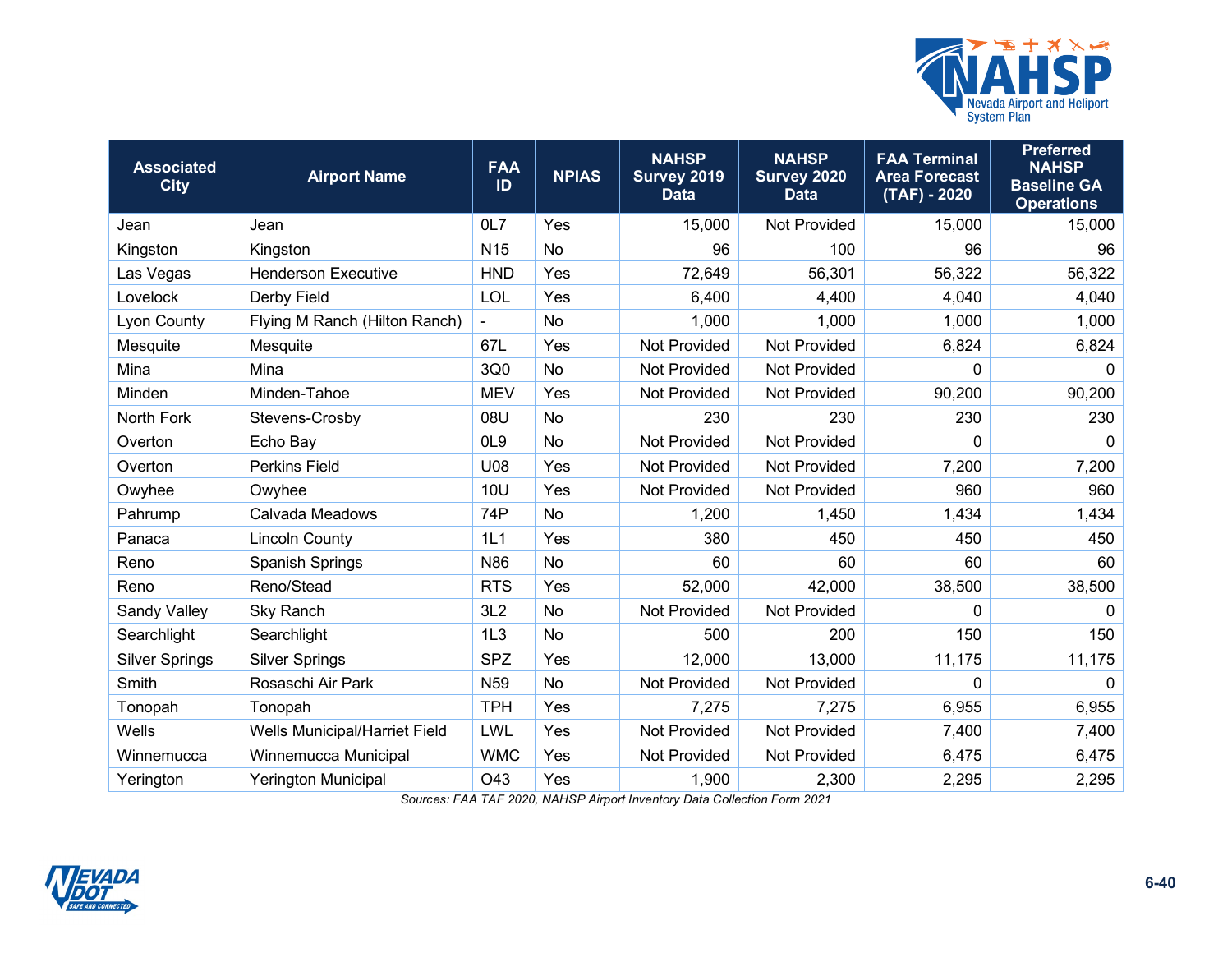| Associated City | Airport Name | FAA ID | NPIAS | NAHSP Survey 2019 Data | NAHSP Survey 2020 Data | FAA Terminal Area Forecast (TAF) - 2020 | Preferred NAHSP Baseline GA Operations |
|---|---|---|---|---|---|---|---|
| Jean | Jean | 0L7 | Yes | 15,000 | Not Provided | 15,000 | 15,000 |
| Kingston | Kingston | N15 | No | 96 | 100 | 96 | 96 |
| Las Vegas | Henderson Executive | HND | Yes | 72,649 | 56,301 | 56,322 | 56,322 |
| Lovelock | Derby Field | LOL | Yes | 6,400 | 4,400 | 4,040 | 4,040 |
| Lyon County | Flying M Ranch (Hilton Ranch) | - | No | 1,000 | 1,000 | 1,000 | 1,000 |
| Mesquite | Mesquite | 67L | Yes | Not Provided | Not Provided | 6,824 | 6,824 |
| Mina | Mina | 3Q0 | No | Not Provided | Not Provided | 0 | 0 |
| Minden | Minden-Tahoe | MEV | Yes | Not Provided | Not Provided | 90,200 | 90,200 |
| North Fork | Stevens-Crosby | 08U | No | 230 | 230 | 230 | 230 |
| Overton | Echo Bay | 0L9 | No | Not Provided | Not Provided | 0 | 0 |
| Overton | Perkins Field | U08 | Yes | Not Provided | Not Provided | 7,200 | 7,200 |
| Owyhee | Owyhee | 10U | Yes | Not Provided | Not Provided | 960 | 960 |
| Pahrump | Calvada Meadows | 74P | No | 1,200 | 1,450 | 1,434 | 1,434 |
| Panaca | Lincoln County | 1L1 | Yes | 380 | 450 | 450 | 450 |
| Reno | Spanish Springs | N86 | No | 60 | 60 | 60 | 60 |
| Reno | Reno/Stead | RTS | Yes | 52,000 | 42,000 | 38,500 | 38,500 |
| Sandy Valley | Sky Ranch | 3L2 | No | Not Provided | Not Provided | 0 | 0 |
| Searchlight | Searchlight | 1L3 | No | 500 | 200 | 150 | 150 |
| Silver Springs | Silver Springs | SPZ | Yes | 12,000 | 13,000 | 11,175 | 11,175 |
| Smith | Rosaschi Air Park | N59 | No | Not Provided | Not Provided | 0 | 0 |
| Tonopah | Tonopah | TPH | Yes | 7,275 | 7,275 | 6,955 | 6,955 |
| Wells | Wells Municipal/Harriet Field | LWL | Yes | Not Provided | Not Provided | 7,400 | 7,400 |
| Winnemucca | Winnemucca Municipal | WMC | Yes | Not Provided | Not Provided | 6,475 | 6,475 |
| Yerington | Yerington Municipal | O43 | Yes | 1,900 | 2,300 | 2,295 | 2,295 |

*Sources: FAA TAF 2020, NAHSP Airport Inventory Data Collection Form 2021*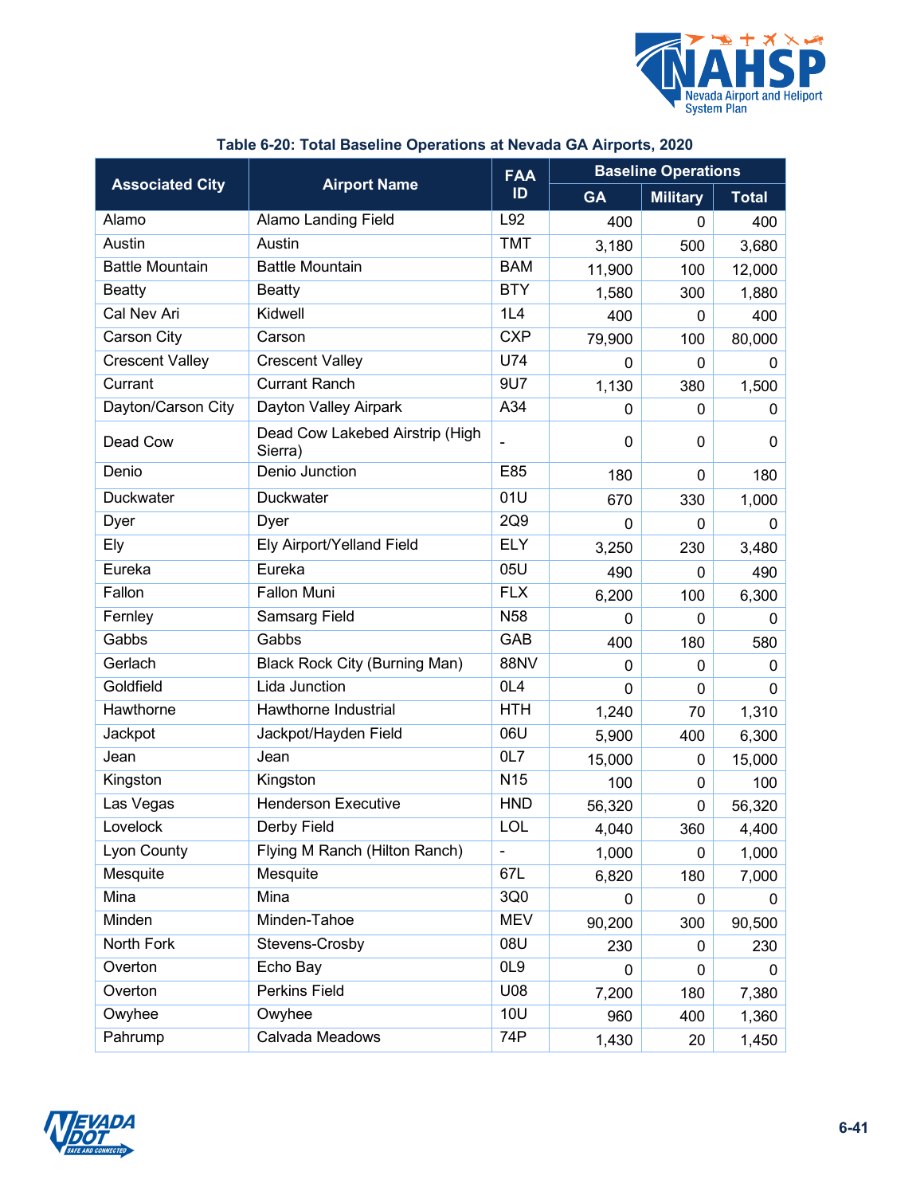**Table 6-20: Total Baseline Operations at Nevada GA Airports, 2020**

| Associated City | Airport Name | FAA ID | Baseline Operations | | |
|---|---|---|---|---|---|
| | | | GA | Military | Total |
| Alamo | Alamo Landing Field | L92 | 400 | 0 | 400 |
| Austin | Austin | TMT | 3,180 | 500 | 3,680 |
| Battle Mountain | Battle Mountain | BAM | 11,900 | 100 | 12,000 |
| Beatty | Beatty | BTY | 1,580 | 300 | 1,880 |
| Cal Nev Ari | Kidwell | 1L4 | 400 | 0 | 400 |
| Carson City | Carson | CXP | 79,900 | 100 | 80,000 |
| Crescent Valley | Crescent Valley | U74 | 0 | 0 | 0 |
| Currant | Currant Ranch | 9U7 | 1,130 | 380 | 1,500 |
| Dayton/Carson City | Dayton Valley Airpark | A34 | 0 | 0 | 0 |
| Dead Cow | Dead Cow Lakebed Airstrip (High Sierra) | - | 0 | 0 | 0 |
| Denio | Denio Junction | E85 | 180 | 0 | 180 |
| Duckwater | Duckwater | 01U | 670 | 330 | 1,000 |
| Dyer | Dyer | 2Q9 | 0 | 0 | 0 |
| Ely | Ely Airport/Yelland Field | ELY | 3,250 | 230 | 3,480 |
| Eureka | Eureka | 05U | 490 | 0 | 490 |
| Fallon | Fallon Muni | FLX | 6,200 | 100 | 6,300 |
| Fernley | Samsarg Field | N58 | 0 | 0 | 0 |
| Gabbs | Gabbs | GAB | 400 | 180 | 580 |
| Gerlach | Black Rock City (Burning Man) | 88NV | 0 | 0 | 0 |
| Goldfield | Lida Junction | 0L4 | 0 | 0 | 0 |
| Hawthorne | Hawthorne Industrial | HTH | 1,240 | 70 | 1,310 |
| Jackpot | Jackpot/Hayden Field | 06U | 5,900 | 400 | 6,300 |
| Jean | Jean | 0L7 | 15,000 | 0 | 15,000 |
| Kingston | Kingston | N15 | 100 | 0 | 100 |
| Las Vegas | Henderson Executive | HND | 56,320 | 0 | 56,320 |
| Lovelock | Derby Field | LOL | 4,040 | 360 | 4,400 |
| Lyon County | Flying M Ranch (Hilton Ranch) | - | 1,000 | 0 | 1,000 |
| Mesquite | Mesquite | 67L | 6,820 | 180 | 7,000 |
| Mina | Mina | 3Q0 | 0 | 0 | 0 |
| Minden | Minden-Tahoe | MEV | 90,200 | 300 | 90,500 |
| North Fork | Stevens-Crosby | 08U | 230 | 0 | 230 |
| Overton | Echo Bay | 0L9 | 0 | 0 | 0 |
| Overton | Perkins Field | U08 | 7,200 | 180 | 7,380 |
| Owyhee | Owyhee | 10U | 960 | 400 | 1,360 |
| Pahrump | Calvada Meadows | 74P | 1,430 | 20 | 1,450 |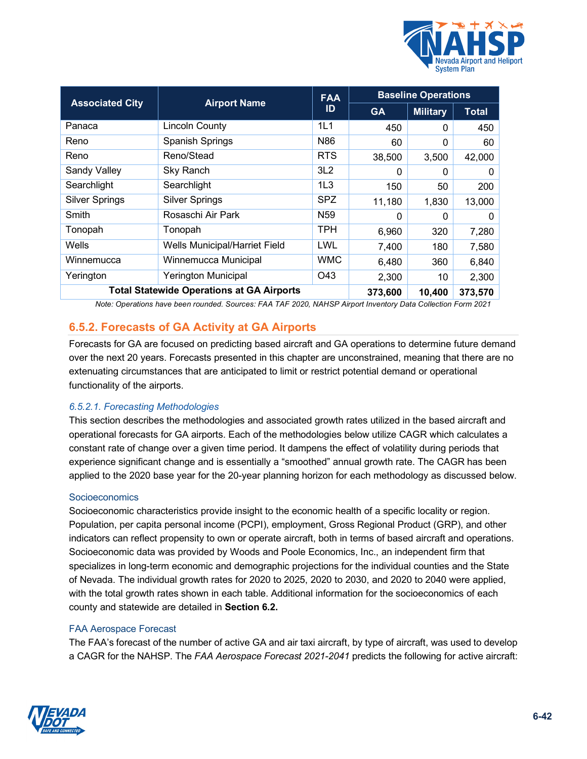| Associated City | Airport Name | FAA ID | Baseline Operations | | |
|---|---|---|---|---|---|
| | | | GA | Military | Total |
| Panaca | Lincoln County | 1L1 | 450 | 0 | 450 |
| Reno | Spanish Springs | N86 | 60 | 0 | 60 |
| Reno | Reno/Stead | RTS | 38,500 | 3,500 | 42,000 |
| Sandy Valley | Sky Ranch | 3L2 | 0 | 0 | 0 |
| Searchlight | Searchlight | 1L3 | 150 | 50 | 200 |
| Silver Springs | Silver Springs | SPZ | 11,180 | 1,830 | 13,000 |
| Smith | Rosaschi Air Park | N59 | 0 | 0 | 0 |
| Tonopah | Tonopah | TPH | 6,960 | 320 | 7,280 |
| Wells | Wells Municipal/Harriet Field | LWL | 7,400 | 180 | 7,580 |
| Winnemucca | Winnemucca Municipal | WMC | 6,480 | 360 | 6,840 |
| Yerington | Yerington Municipal | O43 | 2,300 | 10 | 2,300 |
| **Total Statewide Operations at GA Airports** | | | **373,600** | **10,400** | **373,570** |

*Note: Operations have been rounded. Sources: FAA TAF 2020, NAHSP Airport Inventory Data Collection Form 2021*

## 6.5.2. Forecasts of GA Activity at GA Airports

Forecasts for GA are focused on predicting based aircraft and GA operations to determine future demand over the next 20 years. Forecasts presented in this chapter are unconstrained, meaning that there are no extenuating circumstances that are anticipated to limit or restrict potential demand or operational functionality of the airports.

### *6.5.2.1. Forecasting Methodologies*

This section describes the methodologies and associated growth rates utilized in the based aircraft and operational forecasts for GA airports. Each of the methodologies below utilize CAGR which calculates a constant rate of change over a given time period. It dampens the effect of volatility during periods that experience significant change and is essentially a “smoothed” annual growth rate. The CAGR has been applied to the 2020 base year for the 20-year planning horizon for each methodology as discussed below.

#### Socioeconomics

Socioeconomic characteristics provide insight to the economic health of a specific locality or region. Population, per capita personal income (PCPI), employment, Gross Regional Product (GRP), and other indicators can reflect propensity to own or operate aircraft, both in terms of based aircraft and operations. Socioeconomic data was provided by Woods and Poole Economics, Inc., an independent firm that specializes in long-term economic and demographic projections for the individual counties and the State of Nevada. The individual growth rates for 2020 to 2025, 2020 to 2030, and 2020 to 2040 were applied, with the total growth rates shown in each table. Additional information for the socioeconomics of each county and statewide are detailed in **Section 6.2.**

#### FAA Aerospace Forecast

The FAA’s forecast of the number of active GA and air taxi aircraft, by type of aircraft, was used to develop a CAGR for the NAHSP. The *FAA Aerospace Forecast 2021-2041* predicts the following for active aircraft: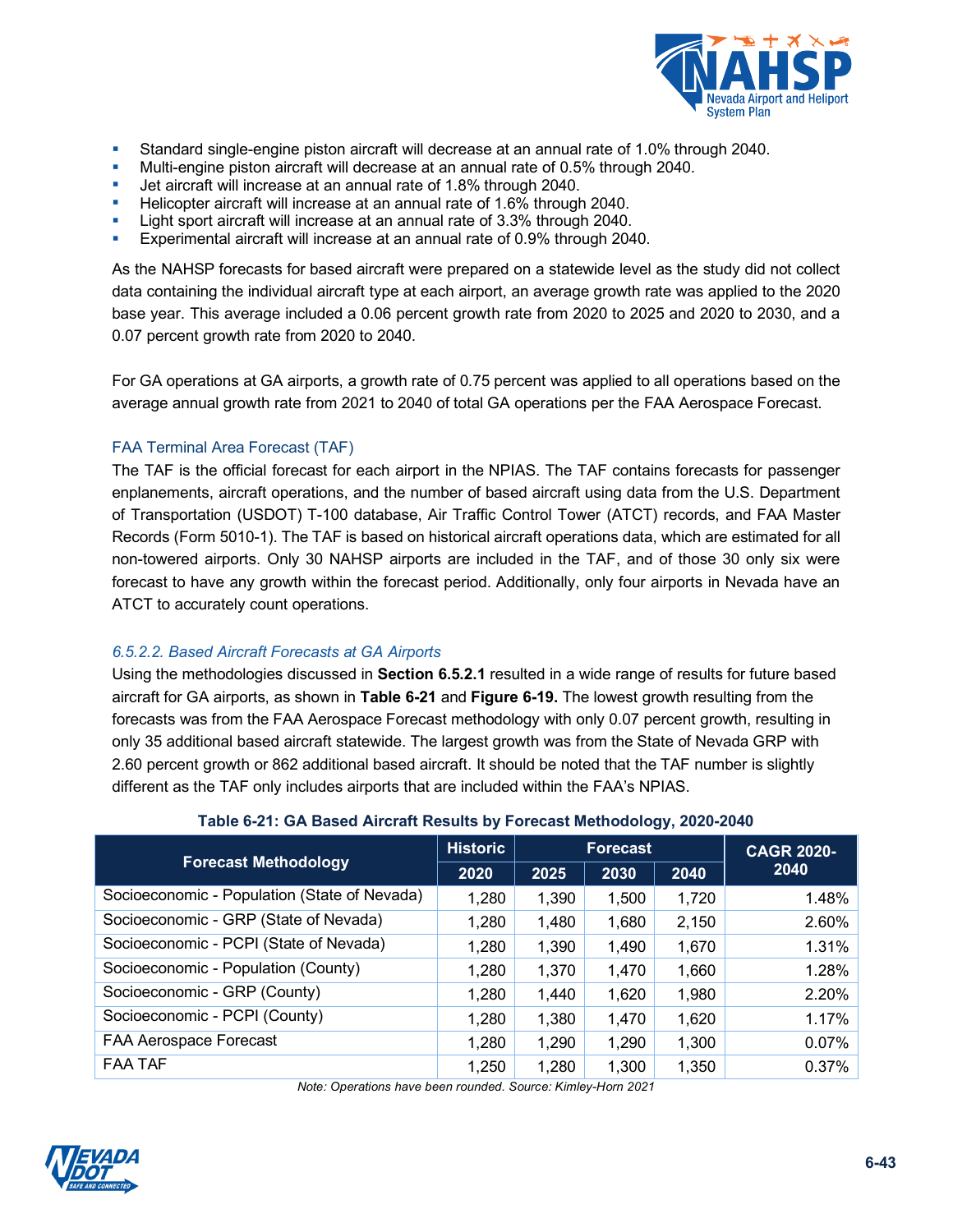- Standard single-engine piston aircraft will decrease at an annual rate of 1.0% through 2040.
- Multi-engine piston aircraft will decrease at an annual rate of 0.5% through 2040.
- Jet aircraft will increase at an annual rate of 1.8% through 2040.
- Helicopter aircraft will increase at an annual rate of 1.6% through 2040.
- Light sport aircraft will increase at an annual rate of 3.3% through 2040.
- Experimental aircraft will increase at an annual rate of 0.9% through 2040.

As the NAHSP forecasts for based aircraft were prepared on a statewide level as the study did not collect data containing the individual aircraft type at each airport, an average growth rate was applied to the 2020 base year. This average included a 0.06 percent growth rate from 2020 to 2025 and 2020 to 2030, and a 0.07 percent growth rate from 2020 to 2040.

For GA operations at GA airports, a growth rate of 0.75 percent was applied to all operations based on the average annual growth rate from 2021 to 2040 of total GA operations per the FAA Aerospace Forecast.

#### FAA Terminal Area Forecast (TAF)

The TAF is the official forecast for each airport in the NPIAS. The TAF contains forecasts for passenger enplanements, aircraft operations, and the number of based aircraft using data from the U.S. Department of Transportation (USDOT) T-100 database, Air Traffic Control Tower (ATCT) records, and FAA Master Records (Form 5010-1). The TAF is based on historical aircraft operations data, which are estimated for all non-towered airports. Only 30 NAHSP airports are included in the TAF, and of those 30 only six were forecast to have any growth within the forecast period. Additionally, only four airports in Nevada have an ATCT to accurately count operations.

#### *6.5.2.2. Based Aircraft Forecasts at GA Airports*

Using the methodologies discussed in **Section 6.5.2.1** resulted in a wide range of results for future based aircraft for GA airports, as shown in **Table 6-21** and **Figure 6-19.** The lowest growth resulting from the forecasts was from the FAA Aerospace Forecast methodology with only 0.07 percent growth, resulting in only 35 additional based aircraft statewide. The largest growth was from the State of Nevada GRP with 2.60 percent growth or 862 additional based aircraft. It should be noted that the TAF number is slightly different as the TAF only includes airports that are included within the FAA's NPIAS.

**Table 6-21: GA Based Aircraft Results by Forecast Methodology, 2020-2040**

| Forecast Methodology | Historic | Forecast | | | CAGR 2020-2040 |
|---|---|---|---|---|---|
| | 2020 | 2025 | 2030 | 2040 | |
| Socioeconomic - Population (State of Nevada) | 1,280 | 1,390 | 1,500 | 1,720 | 1.48% |
| Socioeconomic - GRP (State of Nevada) | 1,280 | 1,480 | 1,680 | 2,150 | 2.60% |
| Socioeconomic - PCPI (State of Nevada) | 1,280 | 1,390 | 1,490 | 1,670 | 1.31% |
| Socioeconomic - Population (County) | 1,280 | 1,370 | 1,470 | 1,660 | 1.28% |
| Socioeconomic - GRP (County) | 1,280 | 1,440 | 1,620 | 1,980 | 2.20% |
| Socioeconomic - PCPI (County) | 1,280 | 1,380 | 1,470 | 1,620 | 1.17% |
| FAA Aerospace Forecast | 1,280 | 1,290 | 1,290 | 1,300 | 0.07% |
| FAA TAF | 1,250 | 1,280 | 1,300 | 1,350 | 0.37% |

*Note: Operations have been rounded. Source: Kimley-Horn 2021*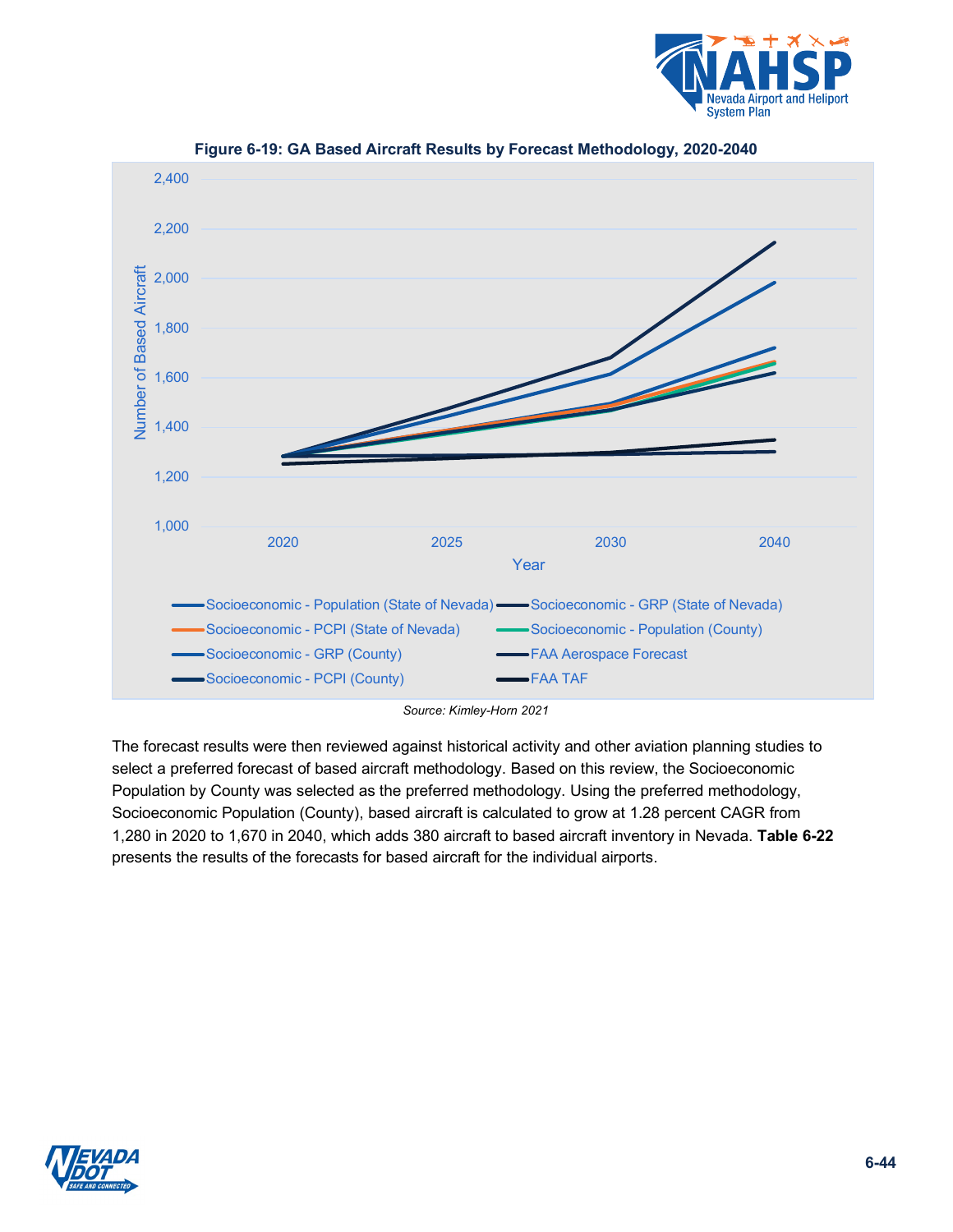**Figure 6-19: GA Based Aircraft Results by Forecast Methodology, 2020-2040**

*Source: Kimley-Horn 2021*

The forecast results were then reviewed against historical activity and other aviation planning studies to select a preferred forecast of based aircraft methodology. Based on this review, the Socioeconomic Population by County was selected as the preferred methodology. Using the preferred methodology, Socioeconomic Population (County), based aircraft is calculated to grow at 1.28 percent CAGR from 1,280 in 2020 to 1,670 in 2040, which adds 380 aircraft to based aircraft inventory in Nevada. **Table 6-22** presents the results of the forecasts for based aircraft for the individual airports.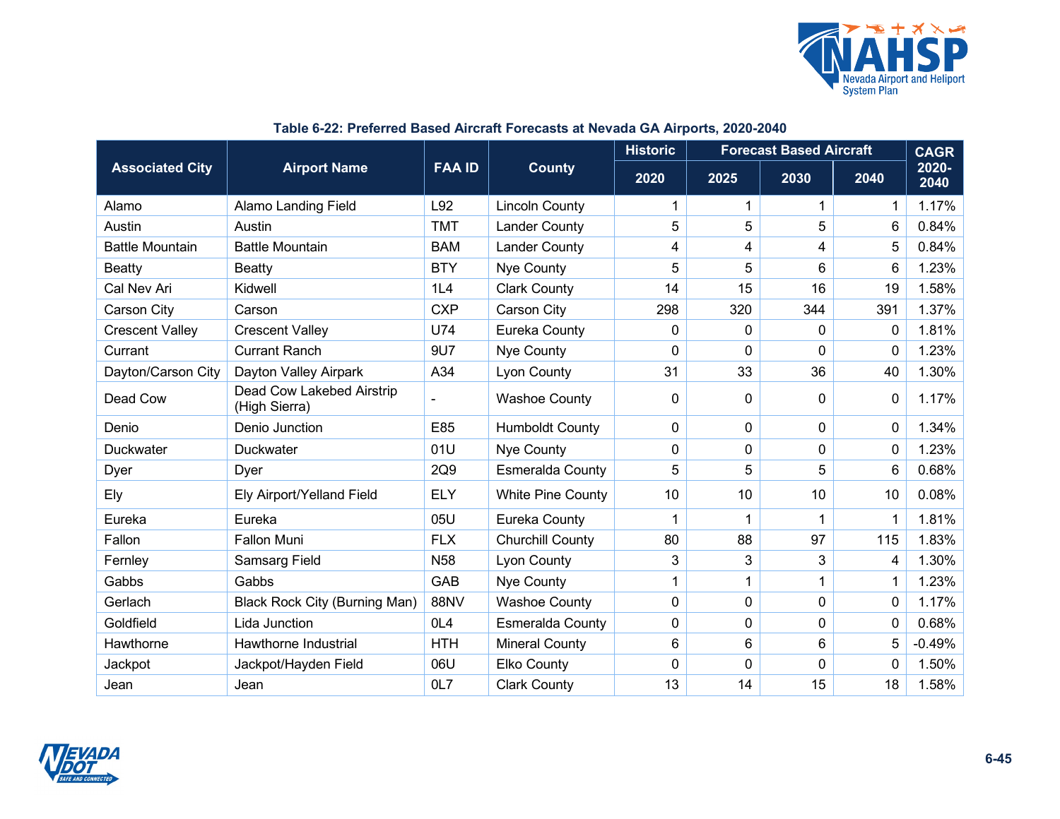**Table 6-22: Preferred Based Aircraft Forecasts at Nevada GA Airports, 2020-2040**

| Associated City | Airport Name | FAA ID | County | Historic | Forecast Based Aircraft | | | CAGR |
|---|---|---|---|---|---|---|---|---|
| | | | | 2020 | 2025 | 2030 | 2040 | 2020-2040 |
| Alamo | Alamo Landing Field | L92 | Lincoln County | 1 | 1 | 1 | 1 | 1.17% |
| Austin | Austin | TMT | Lander County | 5 | 5 | 5 | 6 | 0.84% |
| Battle Mountain | Battle Mountain | BAM | Lander County | 4 | 4 | 4 | 5 | 0.84% |
| Beatty | Beatty | BTY | Nye County | 5 | 5 | 6 | 6 | 1.23% |
| Cal Nev Ari | Kidwell | 1L4 | Clark County | 14 | 15 | 16 | 19 | 1.58% |
| Carson City | Carson | CXP | Carson City | 298 | 320 | 344 | 391 | 1.37% |
| Crescent Valley | Crescent Valley | U74 | Eureka County | 0 | 0 | 0 | 0 | 1.81% |
| Currant | Currant Ranch | 9U7 | Nye County | 0 | 0 | 0 | 0 | 1.23% |
| Dayton/Carson City | Dayton Valley Airpark | A34 | Lyon County | 31 | 33 | 36 | 40 | 1.30% |
| Dead Cow | Dead Cow Lakebed Airstrip (High Sierra) | - | Washoe County | 0 | 0 | 0 | 0 | 1.17% |
| Denio | Denio Junction | E85 | Humboldt County | 0 | 0 | 0 | 0 | 1.34% |
| Duckwater | Duckwater | 01U | Nye County | 0 | 0 | 0 | 0 | 1.23% |
| Dyer | Dyer | 2Q9 | Esmeralda County | 5 | 5 | 5 | 6 | 0.68% |
| Ely | Ely Airport/Yelland Field | ELY | White Pine County | 10 | 10 | 10 | 10 | 0.08% |
| Eureka | Eureka | 05U | Eureka County | 1 | 1 | 1 | 1 | 1.81% |
| Fallon | Fallon Muni | FLX | Churchill County | 80 | 88 | 97 | 115 | 1.83% |
| Fernley | Samsarg Field | N58 | Lyon County | 3 | 3 | 3 | 4 | 1.30% |
| Gabbs | Gabbs | GAB | Nye County | 1 | 1 | 1 | 1 | 1.23% |
| Gerlach | Black Rock City (Burning Man) | 88NV | Washoe County | 0 | 0 | 0 | 0 | 1.17% |
| Goldfield | Lida Junction | 0L4 | Esmeralda County | 0 | 0 | 0 | 0 | 0.68% |
| Hawthorne | Hawthorne Industrial | HTH | Mineral County | 6 | 6 | 6 | 5 | -0.49% |
| Jackpot | Jackpot/Hayden Field | 06U | Elko County | 0 | 0 | 0 | 0 | 1.50% |
| Jean | Jean | 0L7 | Clark County | 13 | 14 | 15 | 18 | 1.58% |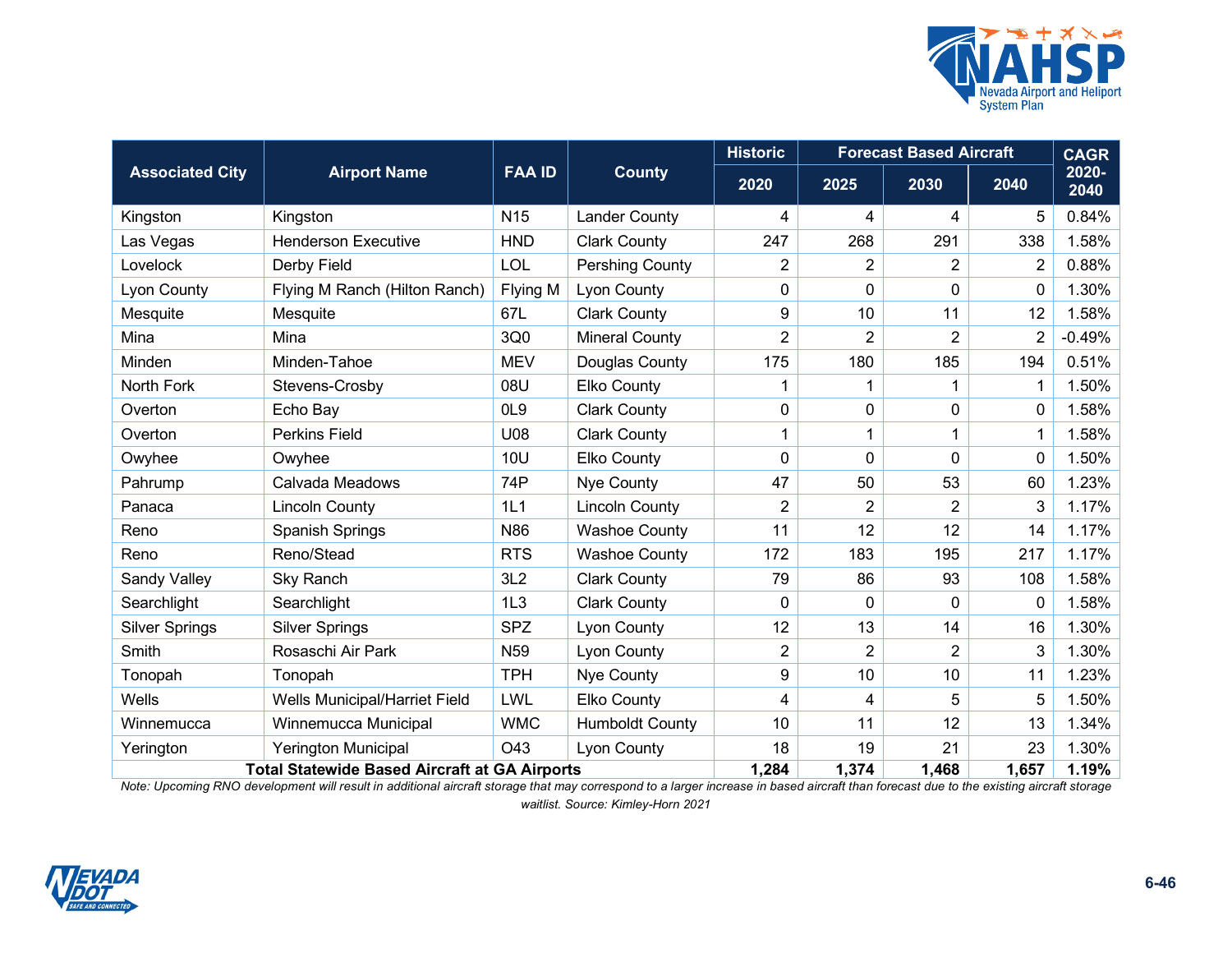| Associated City | Airport Name | FAA ID | County | Historic | Forecast Based Aircraft | | | CAGR 2020-2040 |
|---|---|---|---|---|---|---|---|---|
| | | | | 2020 | 2025 | 2030 | 2040 | |
| Kingston | Kingston | N15 | Lander County | 4 | 4 | 4 | 5 | 0.84% |
| Las Vegas | Henderson Executive | HND | Clark County | 247 | 268 | 291 | 338 | 1.58% |
| Lovelock | Derby Field | LOL | Pershing County | 2 | 2 | 2 | 2 | 0.88% |
| Lyon County | Flying M Ranch (Hilton Ranch) | Flying M | Lyon County | 0 | 0 | 0 | 0 | 1.30% |
| Mesquite | Mesquite | 67L | Clark County | 9 | 10 | 11 | 12 | 1.58% |
| Mina | Mina | 3Q0 | Mineral County | 2 | 2 | 2 | 2 | -0.49% |
| Minden | Minden-Tahoe | MEV | Douglas County | 175 | 180 | 185 | 194 | 0.51% |
| North Fork | Stevens-Crosby | 08U | Elko County | 1 | 1 | 1 | 1 | 1.50% |
| Overton | Echo Bay | 0L9 | Clark County | 0 | 0 | 0 | 0 | 1.58% |
| Overton | Perkins Field | U08 | Clark County | 1 | 1 | 1 | 1 | 1.58% |
| Owyhee | Owyhee | 10U | Elko County | 0 | 0 | 0 | 0 | 1.50% |
| Pahrump | Calvada Meadows | 74P | Nye County | 47 | 50 | 53 | 60 | 1.23% |
| Panaca | Lincoln County | 1L1 | Lincoln County | 2 | 2 | 2 | 3 | 1.17% |
| Reno | Spanish Springs | N86 | Washoe County | 11 | 12 | 12 | 14 | 1.17% |
| Reno | Reno/Stead | RTS | Washoe County | 172 | 183 | 195 | 217 | 1.17% |
| Sandy Valley | Sky Ranch | 3L2 | Clark County | 79 | 86 | 93 | 108 | 1.58% |
| Searchlight | Searchlight | 1L3 | Clark County | 0 | 0 | 0 | 0 | 1.58% |
| Silver Springs | Silver Springs | SPZ | Lyon County | 12 | 13 | 14 | 16 | 1.30% |
| Smith | Rosaschi Air Park | N59 | Lyon County | 2 | 2 | 2 | 3 | 1.30% |
| Tonopah | Tonopah | TPH | Nye County | 9 | 10 | 10 | 11 | 1.23% |
| Wells | Wells Municipal/Harriet Field | LWL | Elko County | 4 | 4 | 5 | 5 | 1.50% |
| Winnemucca | Winnemucca Municipal | WMC | Humboldt County | 10 | 11 | 12 | 13 | 1.34% |
| Yerington | Yerington Municipal | O43 | Lyon County | 18 | 19 | 21 | 23 | 1.30% |
| **Total Statewide Based Aircraft at GA Airports** | | | | **1,284** | **1,374** | **1,468** | **1,657** | **1.19%** |

*Note: Upcoming RNO development will result in additional aircraft storage that may correspond to a larger increase in based aircraft than forecast due to the existing aircraft storage waitlist. Source: Kimley-Horn 2021*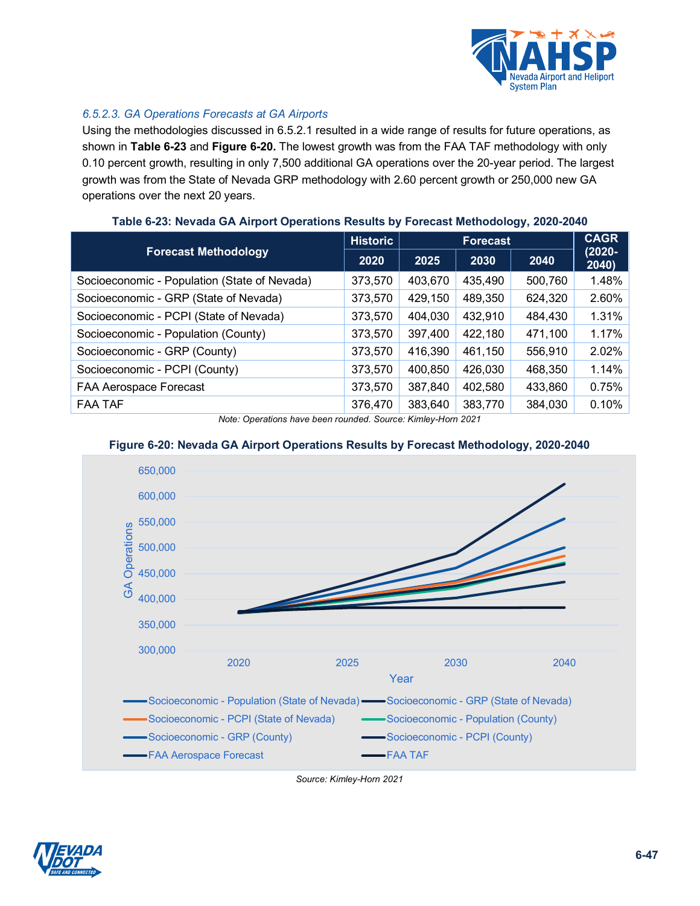### *6.5.2.3. GA Operations Forecasts at GA Airports*

Using the methodologies discussed in 6.5.2.1 resulted in a wide range of results for future operations, as shown in **Table 6-23** and **Figure 6-20.** The lowest growth was from the FAA TAF methodology with only 0.10 percent growth, resulting in only 7,500 additional GA operations over the 20-year period. The largest growth was from the State of Nevada GRP methodology with 2.60 percent growth or 250,000 new GA operations over the next 20 years.

**Table 6-23: Nevada GA Airport Operations Results by Forecast Methodology, 2020-2040**

| Forecast Methodology | Historic | Forecast | | | CAGR (2020-2040) |
|---|---|---|---|---|---|
| | 2020 | 2025 | 2030 | 2040 | |
| Socioeconomic - Population (State of Nevada) | 373,570 | 403,670 | 435,490 | 500,760 | 1.48% |
| Socioeconomic - GRP (State of Nevada) | 373,570 | 429,150 | 489,350 | 624,320 | 2.60% |
| Socioeconomic - PCPI (State of Nevada) | 373,570 | 404,030 | 432,910 | 484,430 | 1.31% |
| Socioeconomic - Population (County) | 373,570 | 397,400 | 422,180 | 471,100 | 1.17% |
| Socioeconomic - GRP (County) | 373,570 | 416,390 | 461,150 | 556,910 | 2.02% |
| Socioeconomic - PCPI (County) | 373,570 | 400,850 | 426,030 | 468,350 | 1.14% |
| FAA Aerospace Forecast | 373,570 | 387,840 | 402,580 | 433,860 | 0.75% |
| FAA TAF | 376,470 | 383,640 | 383,770 | 384,030 | 0.10% |

*Note: Operations have been rounded. Source: Kimley-Horn 2021*

**Figure 6-20: Nevada GA Airport Operations Results by Forecast Methodology, 2020-2040**

*Source: Kimley-Horn 2021*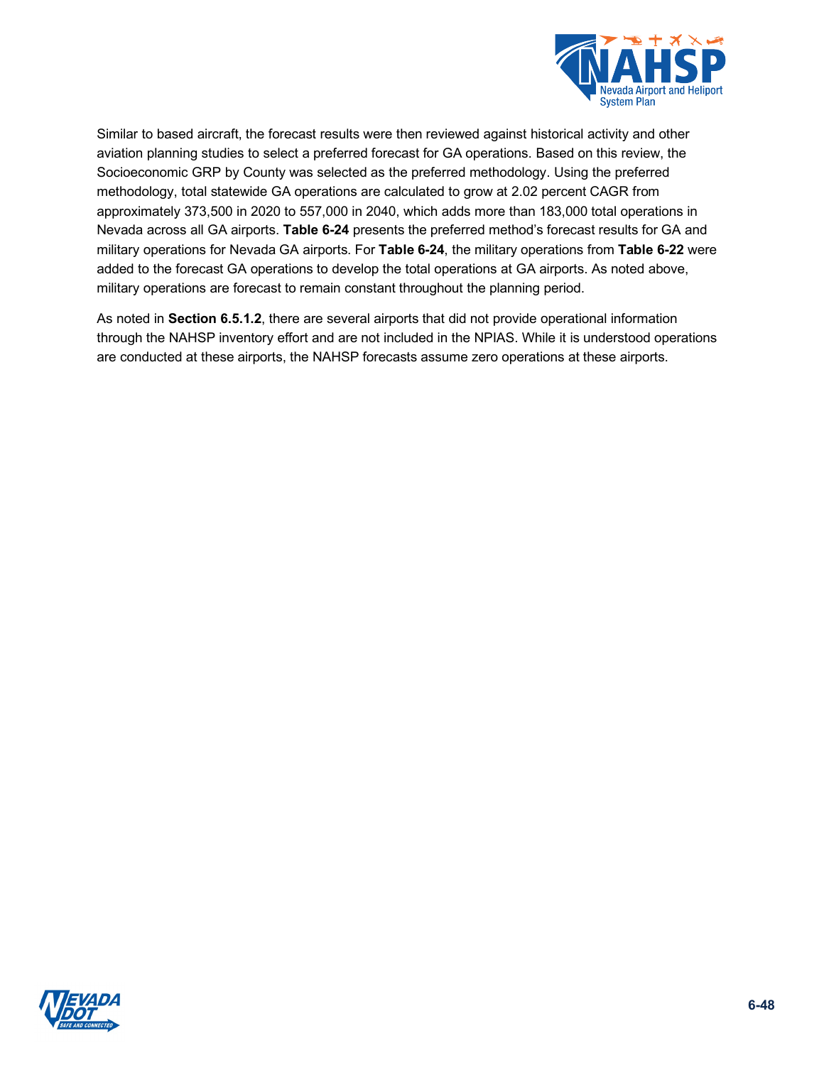Similar to based aircraft, the forecast results were then reviewed against historical activity and other aviation planning studies to select a preferred forecast for GA operations. Based on this review, the Socioeconomic GRP by County was selected as the preferred methodology. Using the preferred methodology, total statewide GA operations are calculated to grow at 2.02 percent CAGR from approximately 373,500 in 2020 to 557,000 in 2040, which adds more than 183,000 total operations in Nevada across all GA airports. **Table 6-24** presents the preferred method's forecast results for GA and military operations for Nevada GA airports. For **Table 6-24**, the military operations from **Table 6-22** were added to the forecast GA operations to develop the total operations at GA airports. As noted above, military operations are forecast to remain constant throughout the planning period.

As noted in **Section 6.5.1.2**, there are several airports that did not provide operational information through the NAHSP inventory effort and are not included in the NPIAS. While it is understood operations are conducted at these airports, the NAHSP forecasts assume zero operations at these airports.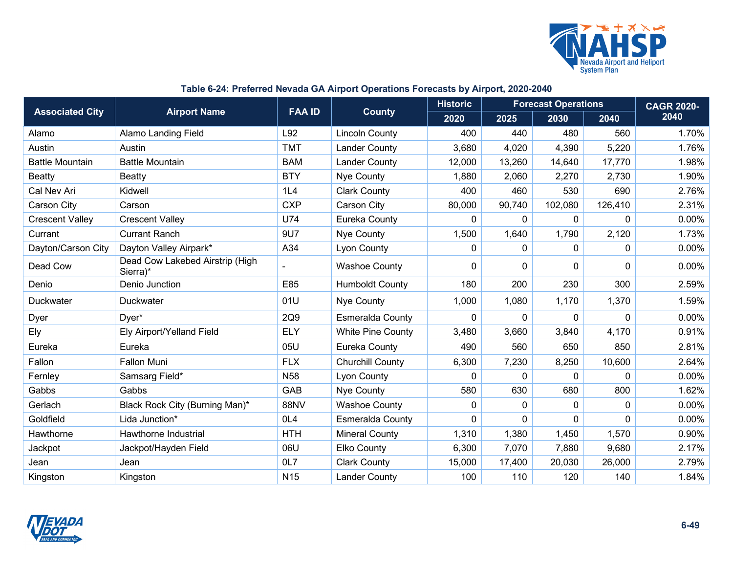**Table 6-24: Preferred Nevada GA Airport Operations Forecasts by Airport, 2020-2040**

| Associated City | Airport Name | FAA ID | County | Historic | Forecast Operations | | | CAGR 2020-2040 |
|---|---|---|---|---|---|---|---|---|
| | | | | 2020 | 2025 | 2030 | 2040 | |
| Alamo | Alamo Landing Field | L92 | Lincoln County | 400 | 440 | 480 | 560 | 1.70% |
| Austin | Austin | TMT | Lander County | 3,680 | 4,020 | 4,390 | 5,220 | 1.76% |
| Battle Mountain | Battle Mountain | BAM | Lander County | 12,000 | 13,260 | 14,640 | 17,770 | 1.98% |
| Beatty | Beatty | BTY | Nye County | 1,880 | 2,060 | 2,270 | 2,730 | 1.90% |
| Cal Nev Ari | Kidwell | 1L4 | Clark County | 400 | 460 | 530 | 690 | 2.76% |
| Carson City | Carson | CXP | Carson City | 80,000 | 90,740 | 102,080 | 126,410 | 2.31% |
| Crescent Valley | Crescent Valley | U74 | Eureka County | 0 | 0 | 0 | 0 | 0.00% |
| Currant | Currant Ranch | 9U7 | Nye County | 1,500 | 1,640 | 1,790 | 2,120 | 1.73% |
| Dayton/Carson City | Dayton Valley Airpark* | A34 | Lyon County | 0 | 0 | 0 | 0 | 0.00% |
| Dead Cow | Dead Cow Lakebed Airstrip (High Sierra)* | - | Washoe County | 0 | 0 | 0 | 0 | 0.00% |
| Denio | Denio Junction | E85 | Humboldt County | 180 | 200 | 230 | 300 | 2.59% |
| Duckwater | Duckwater | 01U | Nye County | 1,000 | 1,080 | 1,170 | 1,370 | 1.59% |
| Dyer | Dyer* | 2Q9 | Esmeralda County | 0 | 0 | 0 | 0 | 0.00% |
| Ely | Ely Airport/Yelland Field | ELY | White Pine County | 3,480 | 3,660 | 3,840 | 4,170 | 0.91% |
| Eureka | Eureka | 05U | Eureka County | 490 | 560 | 650 | 850 | 2.81% |
| Fallon | Fallon Muni | FLX | Churchill County | 6,300 | 7,230 | 8,250 | 10,600 | 2.64% |
| Fernley | Samsarg Field* | N58 | Lyon County | 0 | 0 | 0 | 0 | 0.00% |
| Gabbs | Gabbs | GAB | Nye County | 580 | 630 | 680 | 800 | 1.62% |
| Gerlach | Black Rock City (Burning Man)* | 88NV | Washoe County | 0 | 0 | 0 | 0 | 0.00% |
| Goldfield | Lida Junction* | 0L4 | Esmeralda County | 0 | 0 | 0 | 0 | 0.00% |
| Hawthorne | Hawthorne Industrial | HTH | Mineral County | 1,310 | 1,380 | 1,450 | 1,570 | 0.90% |
| Jackpot | Jackpot/Hayden Field | 06U | Elko County | 6,300 | 7,070 | 7,880 | 9,680 | 2.17% |
| Jean | Jean | 0L7 | Clark County | 15,000 | 17,400 | 20,030 | 26,000 | 2.79% |
| Kingston | Kingston | N15 | Lander County | 100 | 110 | 120 | 140 | 1.84% |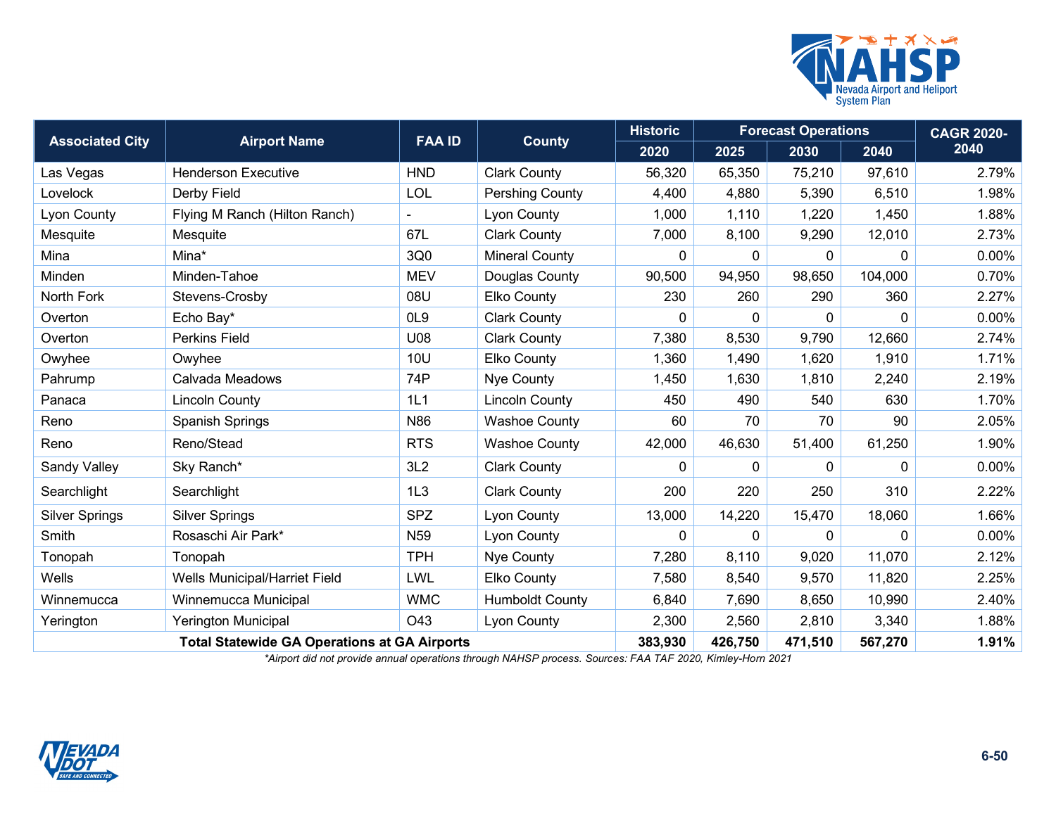| Associated City | Airport Name | FAA ID | County | Historic | Forecast Operations | | | CAGR 2020-2040 |
|---|---|---|---|---|---|---|---|---|
| | | | | 2020 | 2025 | 2030 | 2040 | |
| Las Vegas | Henderson Executive | HND | Clark County | 56,320 | 65,350 | 75,210 | 97,610 | 2.79% |
| Lovelock | Derby Field | LOL | Pershing County | 4,400 | 4,880 | 5,390 | 6,510 | 1.98% |
| Lyon County | Flying M Ranch (Hilton Ranch) | - | Lyon County | 1,000 | 1,110 | 1,220 | 1,450 | 1.88% |
| Mesquite | Mesquite | 67L | Clark County | 7,000 | 8,100 | 9,290 | 12,010 | 2.73% |
| Mina | Mina* | 3Q0 | Mineral County | 0 | 0 | 0 | 0 | 0.00% |
| Minden | Minden-Tahoe | MEV | Douglas County | 90,500 | 94,950 | 98,650 | 104,000 | 0.70% |
| North Fork | Stevens-Crosby | 08U | Elko County | 230 | 260 | 290 | 360 | 2.27% |
| Overton | Echo Bay* | 0L9 | Clark County | 0 | 0 | 0 | 0 | 0.00% |
| Overton | Perkins Field | U08 | Clark County | 7,380 | 8,530 | 9,790 | 12,660 | 2.74% |
| Owyhee | Owyhee | 10U | Elko County | 1,360 | 1,490 | 1,620 | 1,910 | 1.71% |
| Pahrump | Calvada Meadows | 74P | Nye County | 1,450 | 1,630 | 1,810 | 2,240 | 2.19% |
| Panaca | Lincoln County | 1L1 | Lincoln County | 450 | 490 | 540 | 630 | 1.70% |
| Reno | Spanish Springs | N86 | Washoe County | 60 | 70 | 70 | 90 | 2.05% |
| Reno | Reno/Stead | RTS | Washoe County | 42,000 | 46,630 | 51,400 | 61,250 | 1.90% |
| Sandy Valley | Sky Ranch* | 3L2 | Clark County | 0 | 0 | 0 | 0 | 0.00% |
| Searchlight | Searchlight | 1L3 | Clark County | 200 | 220 | 250 | 310 | 2.22% |
| Silver Springs | Silver Springs | SPZ | Lyon County | 13,000 | 14,220 | 15,470 | 18,060 | 1.66% |
| Smith | Rosaschi Air Park* | N59 | Lyon County | 0 | 0 | 0 | 0 | 0.00% |
| Tonopah | Tonopah | TPH | Nye County | 7,280 | 8,110 | 9,020 | 11,070 | 2.12% |
| Wells | Wells Municipal/Harriet Field | LWL | Elko County | 7,580 | 8,540 | 9,570 | 11,820 | 2.25% |
| Winnemucca | Winnemucca Municipal | WMC | Humboldt County | 6,840 | 7,690 | 8,650 | 10,990 | 2.40% |
| Yerington | Yerington Municipal | O43 | Lyon County | 2,300 | 2,560 | 2,810 | 3,340 | 1.88% |
| **Total Statewide GA Operations at GA Airports** | | | | **383,930** | **426,750** | **471,510** | **567,270** | **1.91%** |

*\*Airport did not provide annual operations through NAHSP process. Sources: FAA TAF 2020, Kimley-Horn 2021*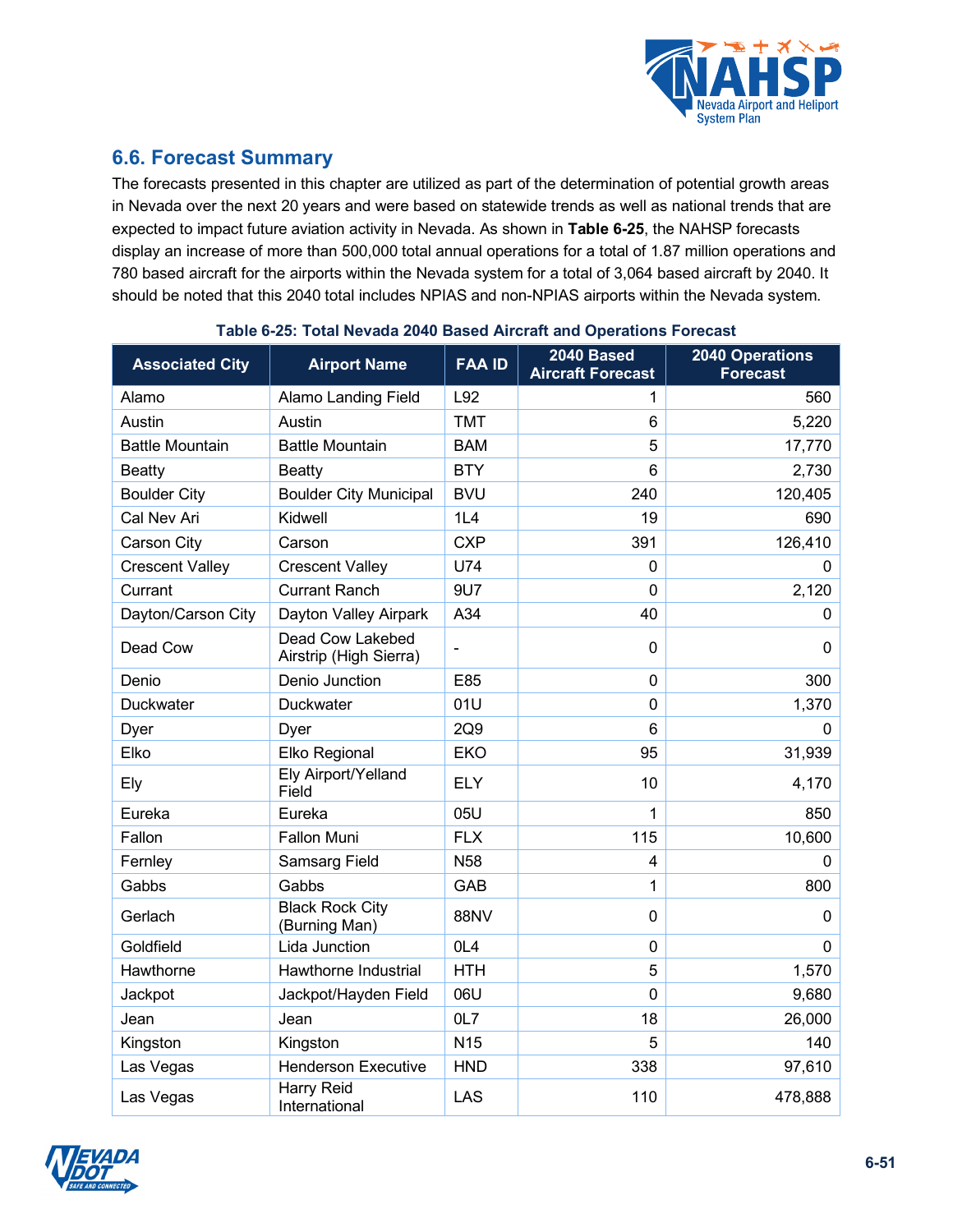## 6.6. Forecast Summary

The forecasts presented in this chapter are utilized as part of the determination of potential growth areas in Nevada over the next 20 years and were based on statewide trends as well as national trends that are expected to impact future aviation activity in Nevada. As shown in **Table 6-25**, the NAHSP forecasts display an increase of more than 500,000 total annual operations for a total of 1.87 million operations and 780 based aircraft for the airports within the Nevada system for a total of 3,064 based aircraft by 2040. It should be noted that this 2040 total includes NPIAS and non-NPIAS airports within the Nevada system.

**Table 6-25: Total Nevada 2040 Based Aircraft and Operations Forecast**

| Associated City | Airport Name | FAA ID | 2040 Based Aircraft Forecast | 2040 Operations Forecast |
|---|---|---|---:|---:|
| Alamo | Alamo Landing Field | L92 | 1 | 560 |
| Austin | Austin | TMT | 6 | 5,220 |
| Battle Mountain | Battle Mountain | BAM | 5 | 17,770 |
| Beatty | Beatty | BTY | 6 | 2,730 |
| Boulder City | Boulder City Municipal | BVU | 240 | 120,405 |
| Cal Nev Ari | Kidwell | 1L4 | 19 | 690 |
| Carson City | Carson | CXP | 391 | 126,410 |
| Crescent Valley | Crescent Valley | U74 | 0 | 0 |
| Currant | Currant Ranch | 9U7 | 0 | 2,120 |
| Dayton/Carson City | Dayton Valley Airpark | A34 | 40 | 0 |
| Dead Cow | Dead Cow Lakebed Airstrip (High Sierra) | - | 0 | 0 |
| Denio | Denio Junction | E85 | 0 | 300 |
| Duckwater | Duckwater | 01U | 0 | 1,370 |
| Dyer | Dyer | 2Q9 | 6 | 0 |
| Elko | Elko Regional | EKO | 95 | 31,939 |
| Ely | Ely Airport/Yelland Field | ELY | 10 | 4,170 |
| Eureka | Eureka | 05U | 1 | 850 |
| Fallon | Fallon Muni | FLX | 115 | 10,600 |
| Fernley | Samsarg Field | N58 | 4 | 0 |
| Gabbs | Gabbs | GAB | 1 | 800 |
| Gerlach | Black Rock City (Burning Man) | 88NV | 0 | 0 |
| Goldfield | Lida Junction | 0L4 | 0 | 0 |
| Hawthorne | Hawthorne Industrial | HTH | 5 | 1,570 |
| Jackpot | Jackpot/Hayden Field | 06U | 0 | 9,680 |
| Jean | Jean | 0L7 | 18 | 26,000 |
| Kingston | Kingston | N15 | 5 | 140 |
| Las Vegas | Henderson Executive | HND | 338 | 97,610 |
| Las Vegas | Harry Reid International | LAS | 110 | 478,888 |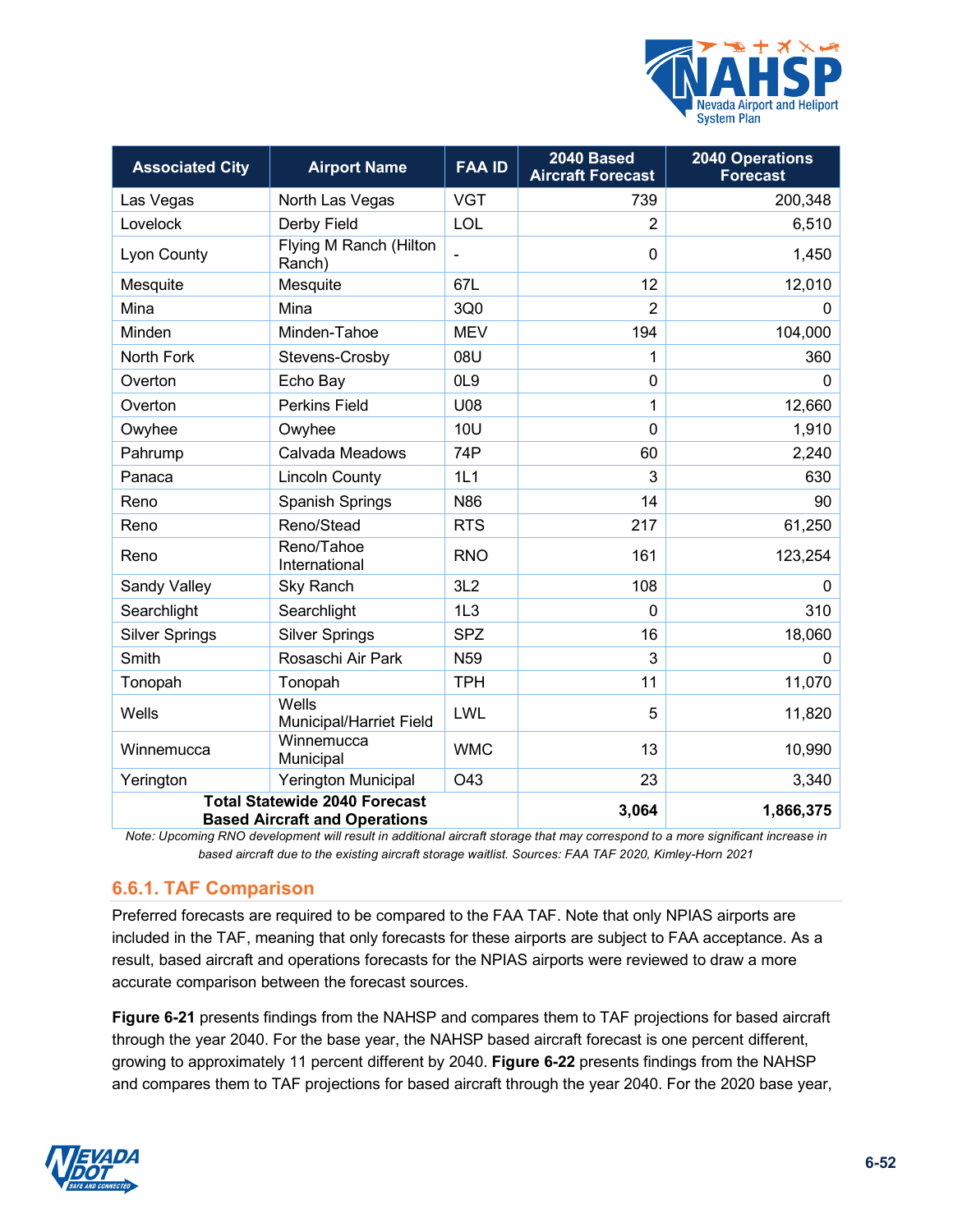| Associated City | Airport Name | FAA ID | 2040 Based Aircraft Forecast | 2040 Operations Forecast |
|---|---|---|---|---|
| Las Vegas | North Las Vegas | VGT | 739 | 200,348 |
| Lovelock | Derby Field | LOL | 2 | 6,510 |
| Lyon County | Flying M Ranch (Hilton Ranch) | - | 0 | 1,450 |
| Mesquite | Mesquite | 67L | 12 | 12,010 |
| Mina | Mina | 3Q0 | 2 | 0 |
| Minden | Minden-Tahoe | MEV | 194 | 104,000 |
| North Fork | Stevens-Crosby | 08U | 1 | 360 |
| Overton | Echo Bay | 0L9 | 0 | 0 |
| Overton | Perkins Field | U08 | 1 | 12,660 |
| Owyhee | Owyhee | 10U | 0 | 1,910 |
| Pahrump | Calvada Meadows | 74P | 60 | 2,240 |
| Panaca | Lincoln County | 1L1 | 3 | 630 |
| Reno | Spanish Springs | N86 | 14 | 90 |
| Reno | Reno/Stead | RTS | 217 | 61,250 |
| Reno | Reno/Tahoe International | RNO | 161 | 123,254 |
| Sandy Valley | Sky Ranch | 3L2 | 108 | 0 |
| Searchlight | Searchlight | 1L3 | 0 | 310 |
| Silver Springs | Silver Springs | SPZ | 16 | 18,060 |
| Smith | Rosaschi Air Park | N59 | 3 | 0 |
| Tonopah | Tonopah | TPH | 11 | 11,070 |
| Wells | Wells Municipal/Harriet Field | LWL | 5 | 11,820 |
| Winnemucca | Winnemucca Municipal | WMC | 13 | 10,990 |
| Yerington | Yerington Municipal | O43 | 23 | 3,340 |
| **Total Statewide 2040 Forecast Based Aircraft and Operations** | | | **3,064** | **1,866,375** |

*Note: Upcoming RNO development will result in additional aircraft storage that may correspond to a more significant increase in based aircraft due to the existing aircraft storage waitlist. Sources: FAA TAF 2020, Kimley-Horn 2021*

### 6.6.1. TAF Comparison

Preferred forecasts are required to be compared to the FAA TAF. Note that only NPIAS airports are included in the TAF, meaning that only forecasts for these airports are subject to FAA acceptance. As a result, based aircraft and operations forecasts for the NPIAS airports were reviewed to draw a more accurate comparison between the forecast sources.

**Figure 6-21** presents findings from the NAHSP and compares them to TAF projections for based aircraft through the year 2040. For the base year, the NAHSP based aircraft forecast is one percent different, growing to approximately 11 percent different by 2040. **Figure 6-22** presents findings from the NAHSP and compares them to TAF projections for based aircraft through the year 2040. For the 2020 base year,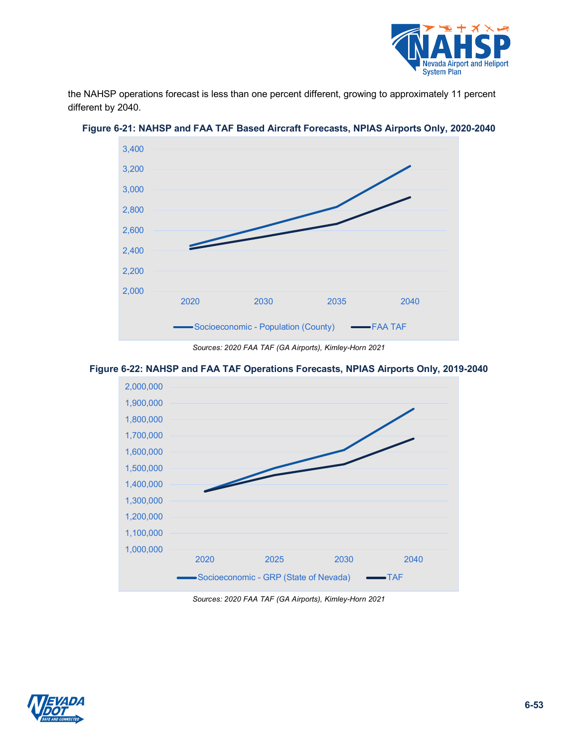the NAHSP operations forecast is less than one percent different, growing to approximately 11 percent different by 2040.

**Figure 6-21: NAHSP and FAA TAF Based Aircraft Forecasts, NPIAS Airports Only, 2020-2040**

3,400
3,200
3,000
2,800
2,600
2,400
2,200
2,000

2020 2030 2035 2040

Socioeconomic - Population (County)
FAA TAF

*Sources: 2020 FAA TAF (GA Airports), Kimley-Horn 2021*

**Figure 6-22: NAHSP and FAA TAF Operations Forecasts, NPIAS Airports Only, 2019-2040**

2,000,000
1,900,000
1,800,000
1,700,000
1,600,000
1,500,000
1,400,000
1,300,000
1,200,000
1,100,000
1,000,000

2020 2025 2030 2040

Socioeconomic - GRP (State of Nevada)
TAF

*Sources: 2020 FAA TAF (GA Airports), Kimley-Horn 2021*